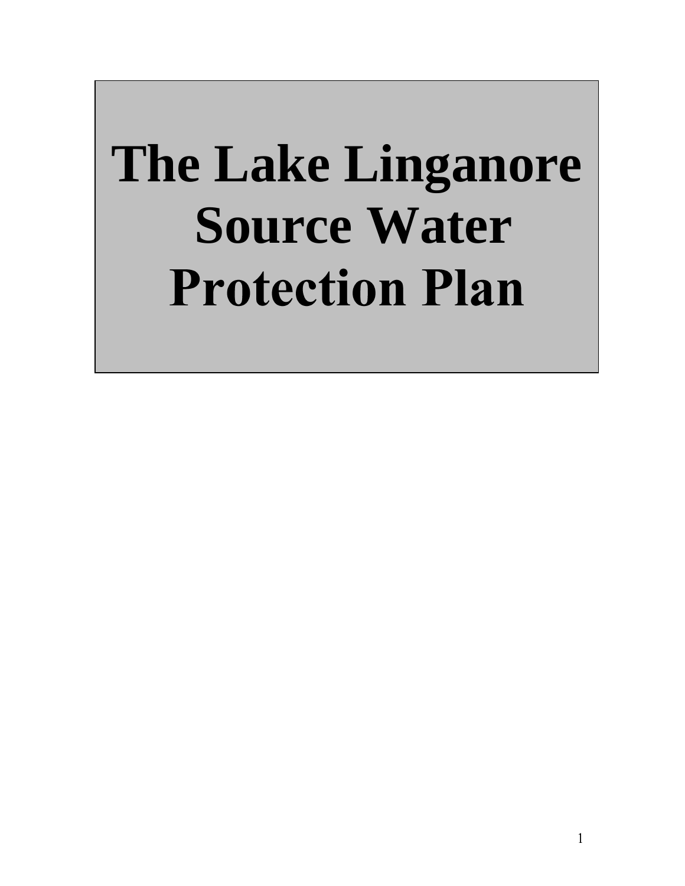# The Lake Linganore Source Water Protection Plan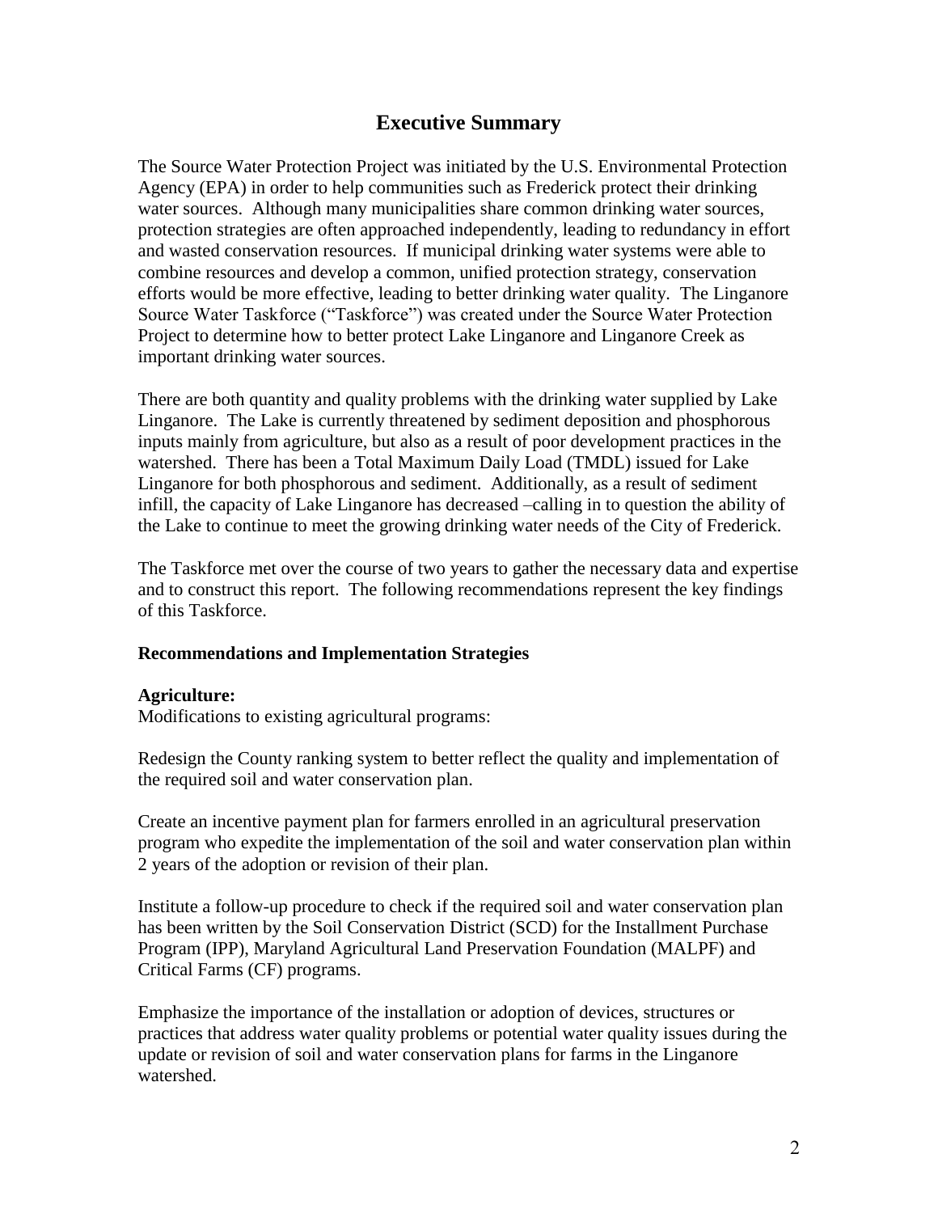# Executive Summary

The Source Water Protection Project was initiated by the U.S. Environmental Protection Agency (EPA) in order to help communities such as Frederick protect their drinking water sources. Although many municipalities share common drinking water sources, protection strategies are often approached independently, leading to redundancy in effort and wasted conservation resources. If municipal drinking water systems were able to combine resources and develop a common, unified protection strategy, conservation efforts would be more effective, leading to better drinking water quality. The Linganore Source Water Taskforce ("Taskforce") was created under the Source Water Protection Project to determine how to better protect Lake Linganore and Linganore Creek as important drinking water sources.

There are both quantity and quality problems with the drinking water supplied by Lake Linganore. The Lake is currently threatened by sediment deposition and phosphorous inputs mainly from agriculture, but also as a result of poor development practices in the watershed. There has been a Total Maximum Daily Load (TMDL) issued for Lake Linganore for both phosphorous and sediment. Additionally, as a result of sediment infill, the capacity of Lake Linganore has decreased –calling in to question the ability of the Lake to continue to meet the growing drinking water needs of the City of Frederick.

The Taskforce met over the course of two years to gather the necessary data and expertise and to construct this report. The following recommendations represent the key findings of this Taskforce.

**Recommendations and Implementation Strategies**

**Agriculture:**
Modifications to existing agricultural programs:

Redesign the County ranking system to better reflect the quality and implementation of the required soil and water conservation plan.

Create an incentive payment plan for farmers enrolled in an agricultural preservation program who expedite the implementation of the soil and water conservation plan within 2 years of the adoption or revision of their plan.

Institute a follow-up procedure to check if the required soil and water conservation plan has been written by the Soil Conservation District (SCD) for the Installment Purchase Program (IPP), Maryland Agricultural Land Preservation Foundation (MALPF) and Critical Farms (CF) programs.

Emphasize the importance of the installation or adoption of devices, structures or practices that address water quality problems or potential water quality issues during the update or revision of soil and water conservation plans for farms in the Linganore watershed.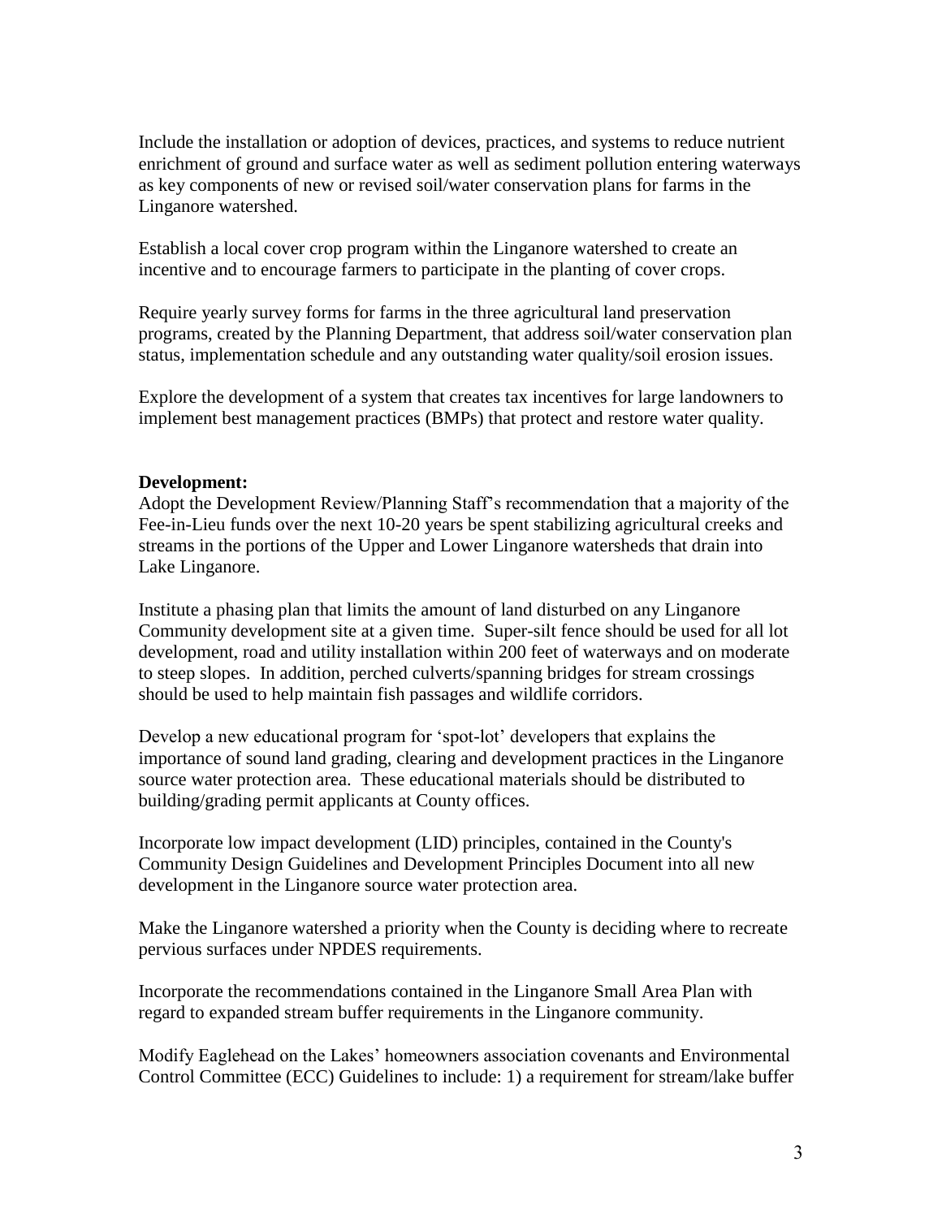Include the installation or adoption of devices, practices, and systems to reduce nutrient enrichment of ground and surface water as well as sediment pollution entering waterways as key components of new or revised soil/water conservation plans for farms in the Linganore watershed.

Establish a local cover crop program within the Linganore watershed to create an incentive and to encourage farmers to participate in the planting of cover crops.

Require yearly survey forms for farms in the three agricultural land preservation programs, created by the Planning Department, that address soil/water conservation plan status, implementation schedule and any outstanding water quality/soil erosion issues.

Explore the development of a system that creates tax incentives for large landowners to implement best management practices (BMPs) that protect and restore water quality.

**Development:**

Adopt the Development Review/Planning Staff's recommendation that a majority of the Fee-in-Lieu funds over the next 10-20 years be spent stabilizing agricultural creeks and streams in the portions of the Upper and Lower Linganore watersheds that drain into Lake Linganore.

Institute a phasing plan that limits the amount of land disturbed on any Linganore Community development site at a given time. Super-silt fence should be used for all lot development, road and utility installation within 200 feet of waterways and on moderate to steep slopes. In addition, perched culverts/spanning bridges for stream crossings should be used to help maintain fish passages and wildlife corridors.

Develop a new educational program for 'spot-lot' developers that explains the importance of sound land grading, clearing and development practices in the Linganore source water protection area. These educational materials should be distributed to building/grading permit applicants at County offices.

Incorporate low impact development (LID) principles, contained in the County's Community Design Guidelines and Development Principles Document into all new development in the Linganore source water protection area.

Make the Linganore watershed a priority when the County is deciding where to recreate pervious surfaces under NPDES requirements.

Incorporate the recommendations contained in the Linganore Small Area Plan with regard to expanded stream buffer requirements in the Linganore community.

Modify Eaglehead on the Lakes' homeowners association covenants and Environmental Control Committee (ECC) Guidelines to include: 1) a requirement for stream/lake buffer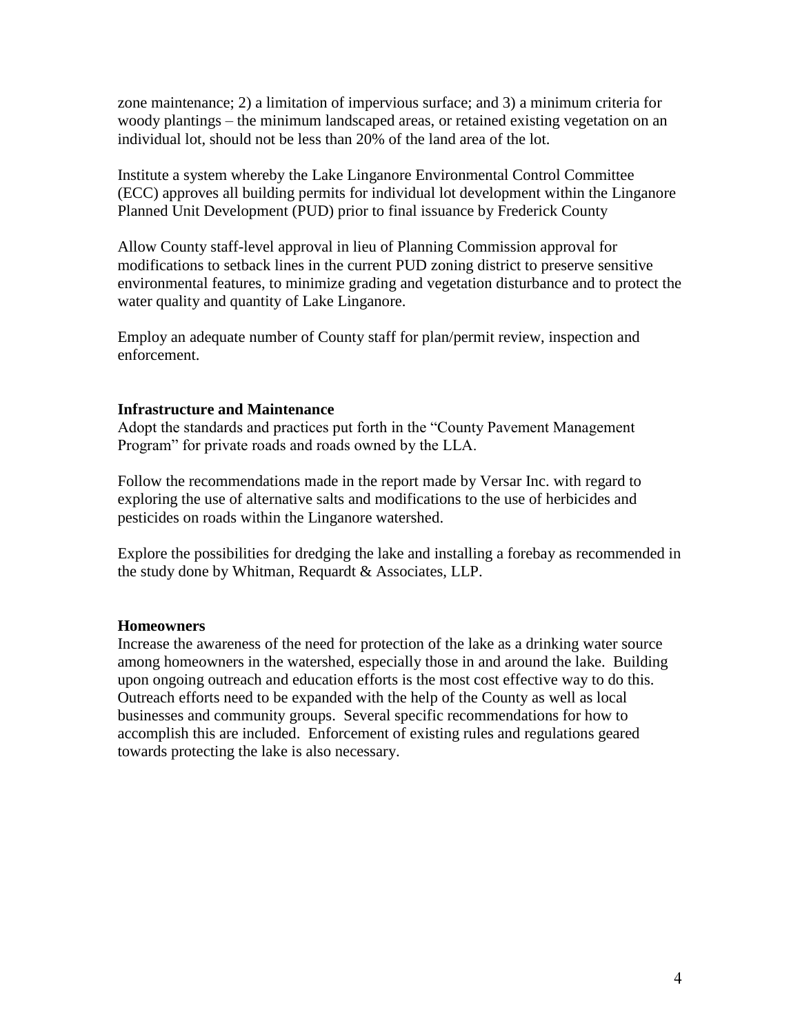zone maintenance; 2) a limitation of impervious surface; and 3) a minimum criteria for woody plantings – the minimum landscaped areas, or retained existing vegetation on an individual lot, should not be less than 20% of the land area of the lot.

Institute a system whereby the Lake Linganore Environmental Control Committee (ECC) approves all building permits for individual lot development within the Linganore Planned Unit Development (PUD) prior to final issuance by Frederick County

Allow County staff-level approval in lieu of Planning Commission approval for modifications to setback lines in the current PUD zoning district to preserve sensitive environmental features, to minimize grading and vegetation disturbance and to protect the water quality and quantity of Lake Linganore.

Employ an adequate number of County staff for plan/permit review, inspection and enforcement.

**Infrastructure and Maintenance**

Adopt the standards and practices put forth in the "County Pavement Management Program" for private roads and roads owned by the LLA.

Follow the recommendations made in the report made by Versar Inc. with regard to exploring the use of alternative salts and modifications to the use of herbicides and pesticides on roads within the Linganore watershed.

Explore the possibilities for dredging the lake and installing a forebay as recommended in the study done by Whitman, Requardt & Associates, LLP.

**Homeowners**

Increase the awareness of the need for protection of the lake as a drinking water source among homeowners in the watershed, especially those in and around the lake. Building upon ongoing outreach and education efforts is the most cost effective way to do this. Outreach efforts need to be expanded with the help of the County as well as local businesses and community groups. Several specific recommendations for how to accomplish this are included. Enforcement of existing rules and regulations geared towards protecting the lake is also necessary.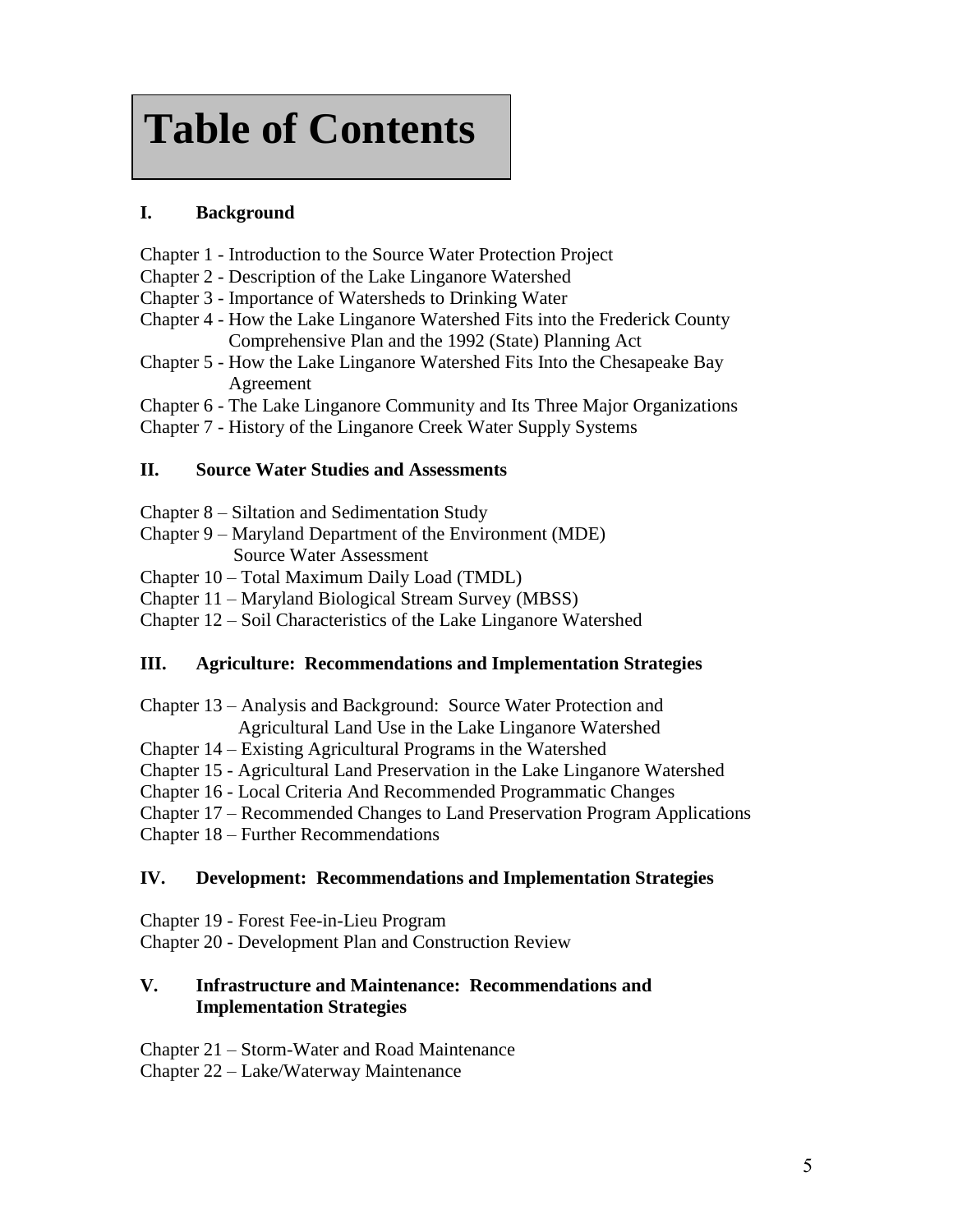# Table of Contents

## I. Background

Chapter 1 - Introduction to the Source Water Protection Project
Chapter 2 - Description of the Lake Linganore Watershed
Chapter 3 - Importance of Watersheds to Drinking Water
Chapter 4 - How the Lake Linganore Watershed Fits into the Frederick County Comprehensive Plan and the 1992 (State) Planning Act
Chapter 5 - How the Lake Linganore Watershed Fits Into the Chesapeake Bay Agreement
Chapter 6 - The Lake Linganore Community and Its Three Major Organizations
Chapter 7 - History of the Linganore Creek Water Supply Systems

## II. Source Water Studies and Assessments

Chapter 8 – Siltation and Sedimentation Study
Chapter 9 – Maryland Department of the Environment (MDE) Source Water Assessment
Chapter 10 – Total Maximum Daily Load (TMDL)
Chapter 11 – Maryland Biological Stream Survey (MBSS)
Chapter 12 – Soil Characteristics of the Lake Linganore Watershed

## III. Agriculture: Recommendations and Implementation Strategies

Chapter 13 – Analysis and Background: Source Water Protection and Agricultural Land Use in the Lake Linganore Watershed
Chapter 14 – Existing Agricultural Programs in the Watershed
Chapter 15 - Agricultural Land Preservation in the Lake Linganore Watershed
Chapter 16 - Local Criteria And Recommended Programmatic Changes
Chapter 17 – Recommended Changes to Land Preservation Program Applications
Chapter 18 – Further Recommendations

## IV. Development: Recommendations and Implementation Strategies

Chapter 19 - Forest Fee-in-Lieu Program
Chapter 20 - Development Plan and Construction Review

## V. Infrastructure and Maintenance: Recommendations and Implementation Strategies

Chapter 21 – Storm-Water and Road Maintenance
Chapter 22 – Lake/Waterway Maintenance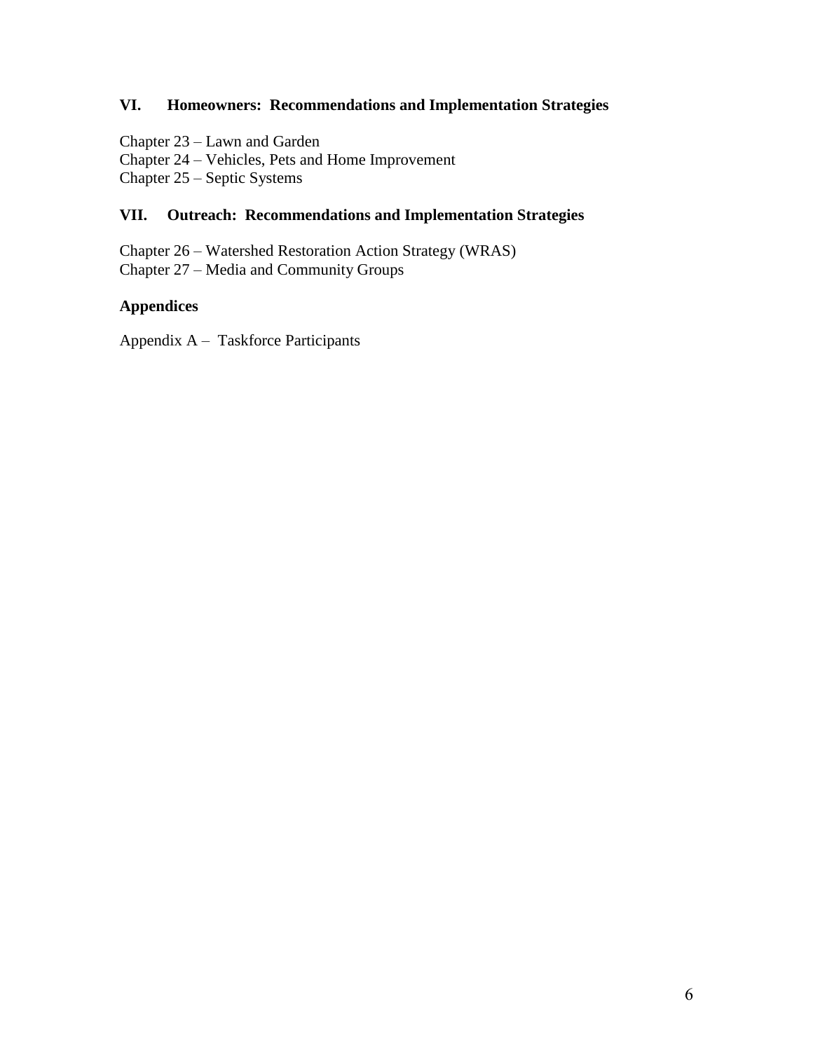## VI. Homeowners: Recommendations and Implementation Strategies

Chapter 23 – Lawn and Garden
Chapter 24 – Vehicles, Pets and Home Improvement
Chapter 25 – Septic Systems

## VII. Outreach: Recommendations and Implementation Strategies

Chapter 26 – Watershed Restoration Action Strategy (WRAS)
Chapter 27 – Media and Community Groups

## Appendices

Appendix A – Taskforce Participants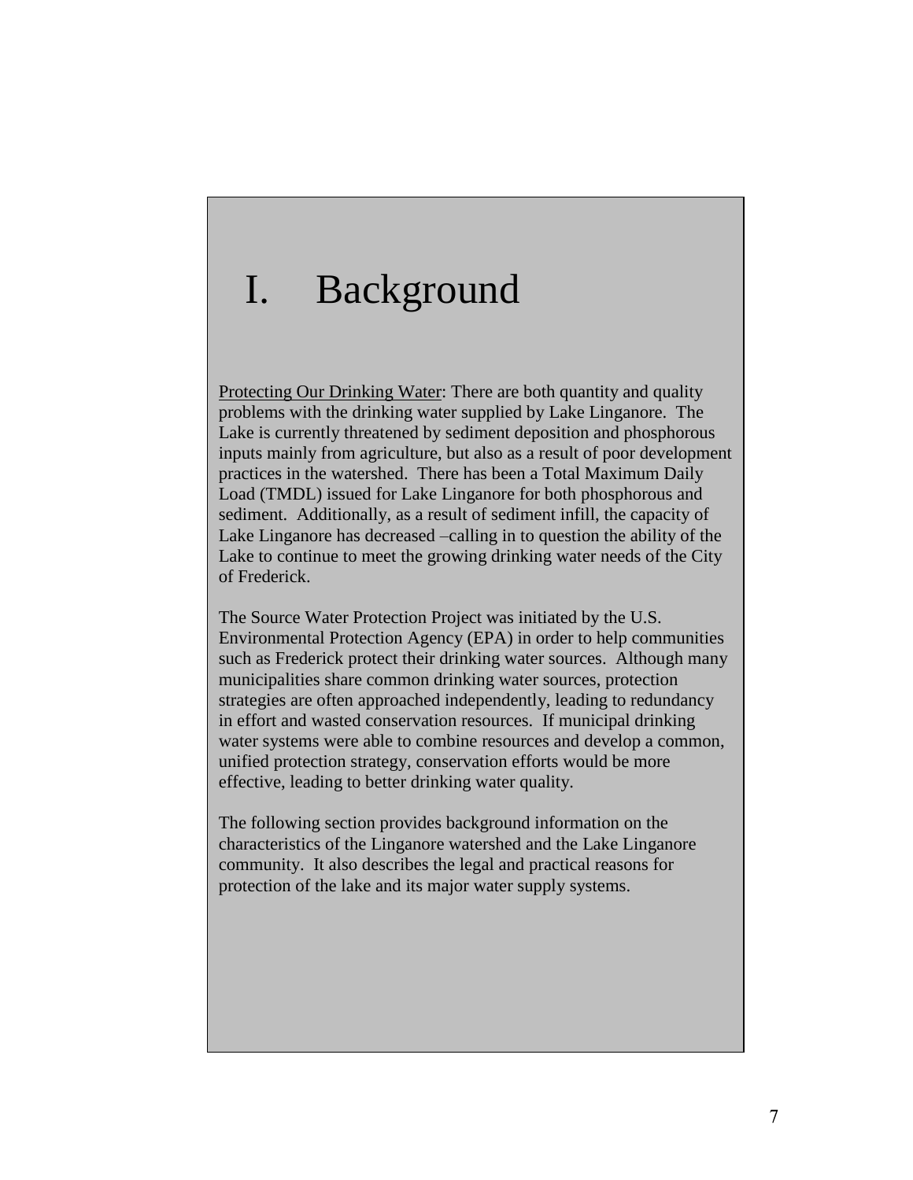# I. Background

<u>Protecting Our Drinking Water</u>: There are both quantity and quality problems with the drinking water supplied by Lake Linganore. The Lake is currently threatened by sediment deposition and phosphorous inputs mainly from agriculture, but also as a result of poor development practices in the watershed. There has been a Total Maximum Daily Load (TMDL) issued for Lake Linganore for both phosphorous and sediment. Additionally, as a result of sediment infill, the capacity of Lake Linganore has decreased –calling in to question the ability of the Lake to continue to meet the growing drinking water needs of the City of Frederick.

The Source Water Protection Project was initiated by the U.S. Environmental Protection Agency (EPA) in order to help communities such as Frederick protect their drinking water sources. Although many municipalities share common drinking water sources, protection strategies are often approached independently, leading to redundancy in effort and wasted conservation resources. If municipal drinking water systems were able to combine resources and develop a common, unified protection strategy, conservation efforts would be more effective, leading to better drinking water quality.

The following section provides background information on the characteristics of the Linganore watershed and the Lake Linganore community. It also describes the legal and practical reasons for protection of the lake and its major water supply systems.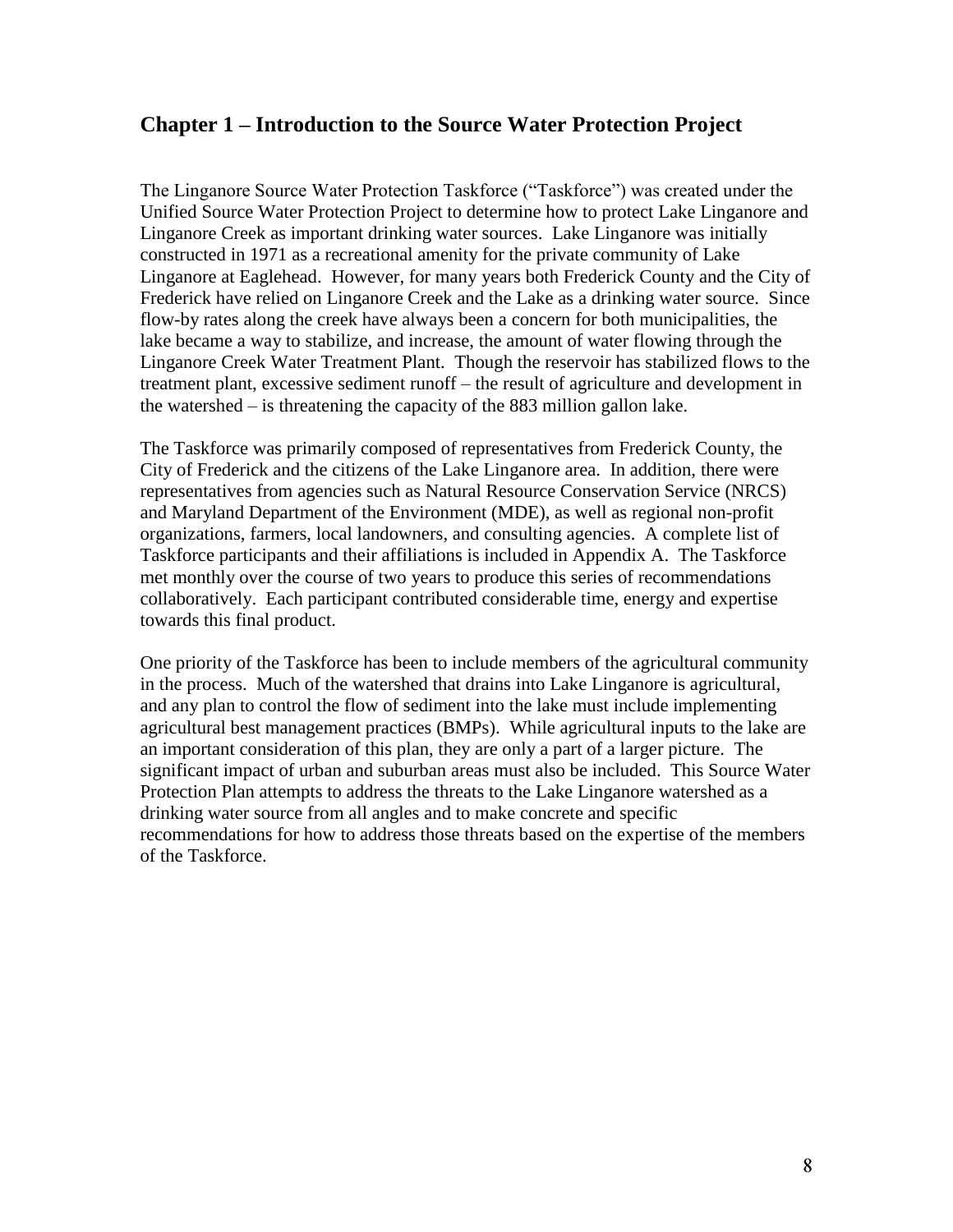## Chapter 1 – Introduction to the Source Water Protection Project

The Linganore Source Water Protection Taskforce ("Taskforce") was created under the Unified Source Water Protection Project to determine how to protect Lake Linganore and Linganore Creek as important drinking water sources. Lake Linganore was initially constructed in 1971 as a recreational amenity for the private community of Lake Linganore at Eaglehead. However, for many years both Frederick County and the City of Frederick have relied on Linganore Creek and the Lake as a drinking water source. Since flow-by rates along the creek have always been a concern for both municipalities, the lake became a way to stabilize, and increase, the amount of water flowing through the Linganore Creek Water Treatment Plant. Though the reservoir has stabilized flows to the treatment plant, excessive sediment runoff – the result of agriculture and development in the watershed – is threatening the capacity of the 883 million gallon lake.

The Taskforce was primarily composed of representatives from Frederick County, the City of Frederick and the citizens of the Lake Linganore area. In addition, there were representatives from agencies such as Natural Resource Conservation Service (NRCS) and Maryland Department of the Environment (MDE), as well as regional non-profit organizations, farmers, local landowners, and consulting agencies. A complete list of Taskforce participants and their affiliations is included in Appendix A. The Taskforce met monthly over the course of two years to produce this series of recommendations collaboratively. Each participant contributed considerable time, energy and expertise towards this final product.

One priority of the Taskforce has been to include members of the agricultural community in the process. Much of the watershed that drains into Lake Linganore is agricultural, and any plan to control the flow of sediment into the lake must include implementing agricultural best management practices (BMPs). While agricultural inputs to the lake are an important consideration of this plan, they are only a part of a larger picture. The significant impact of urban and suburban areas must also be included. This Source Water Protection Plan attempts to address the threats to the Lake Linganore watershed as a drinking water source from all angles and to make concrete and specific recommendations for how to address those threats based on the expertise of the members of the Taskforce.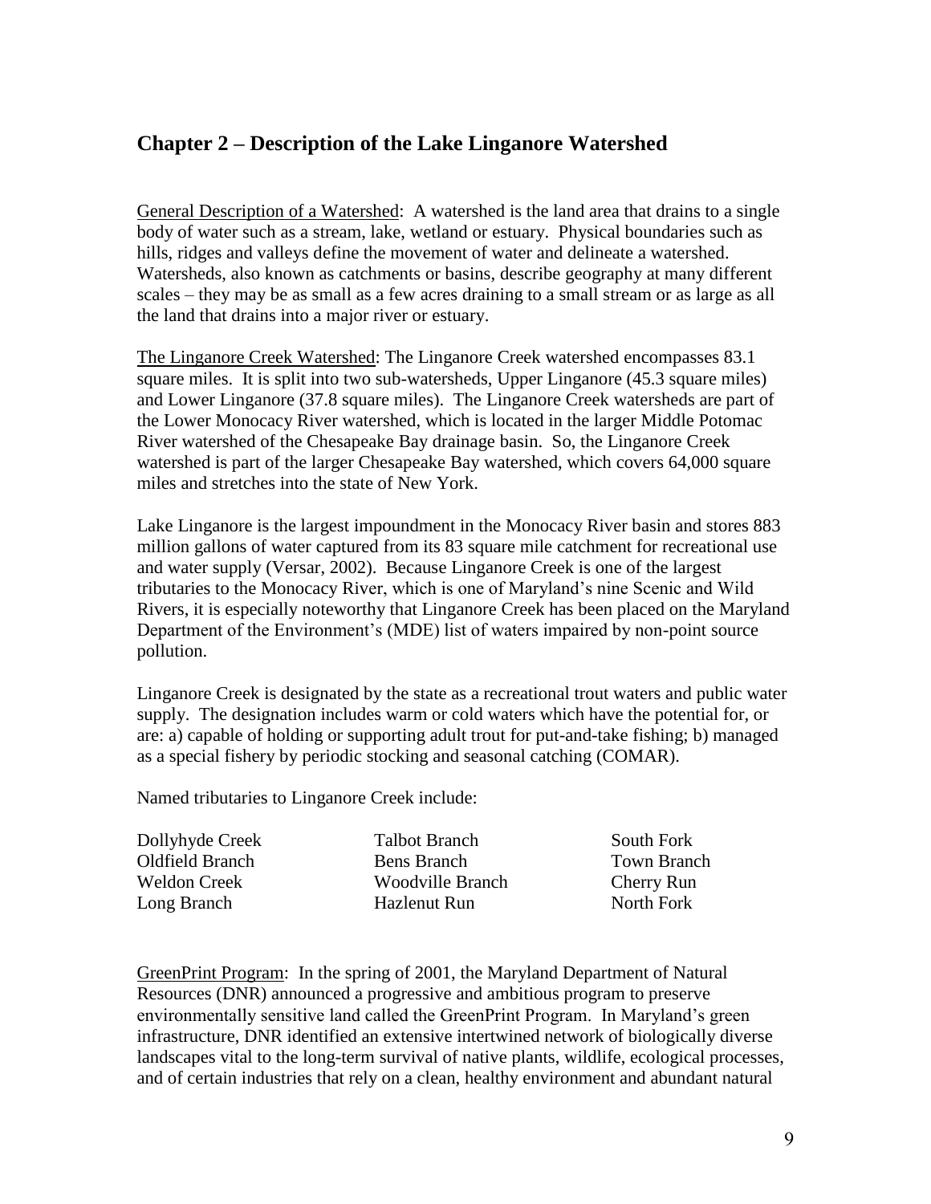## Chapter 2 – Description of the Lake Linganore Watershed

General Description of a Watershed: A watershed is the land area that drains to a single body of water such as a stream, lake, wetland or estuary. Physical boundaries such as hills, ridges and valleys define the movement of water and delineate a watershed. Watersheds, also known as catchments or basins, describe geography at many different scales – they may be as small as a few acres draining to a small stream or as large as all the land that drains into a major river or estuary.

The Linganore Creek Watershed: The Linganore Creek watershed encompasses 83.1 square miles. It is split into two sub-watersheds, Upper Linganore (45.3 square miles) and Lower Linganore (37.8 square miles). The Linganore Creek watersheds are part of the Lower Monocacy River watershed, which is located in the larger Middle Potomac River watershed of the Chesapeake Bay drainage basin. So, the Linganore Creek watershed is part of the larger Chesapeake Bay watershed, which covers 64,000 square miles and stretches into the state of New York.

Lake Linganore is the largest impoundment in the Monocacy River basin and stores 883 million gallons of water captured from its 83 square mile catchment for recreational use and water supply (Versar, 2002). Because Linganore Creek is one of the largest tributaries to the Monocacy River, which is one of Maryland's nine Scenic and Wild Rivers, it is especially noteworthy that Linganore Creek has been placed on the Maryland Department of the Environment's (MDE) list of waters impaired by non-point source pollution.

Linganore Creek is designated by the state as a recreational trout waters and public water supply. The designation includes warm or cold waters which have the potential for, or are: a) capable of holding or supporting adult trout for put-and-take fishing; b) managed as a special fishery by periodic stocking and seasonal catching (COMAR).

Named tributaries to Linganore Creek include:

| | | |
|---|---|---|
| Dollyhyde Creek | Talbot Branch | South Fork |
| Oldfield Branch | Bens Branch | Town Branch |
| Weldon Creek | Woodville Branch | Cherry Run |
| Long Branch | Hazlenut Run | North Fork |

GreenPrint Program: In the spring of 2001, the Maryland Department of Natural Resources (DNR) announced a progressive and ambitious program to preserve environmentally sensitive land called the GreenPrint Program. In Maryland's green infrastructure, DNR identified an extensive intertwined network of biologically diverse landscapes vital to the long-term survival of native plants, wildlife, ecological processes, and of certain industries that rely on a clean, healthy environment and abundant natural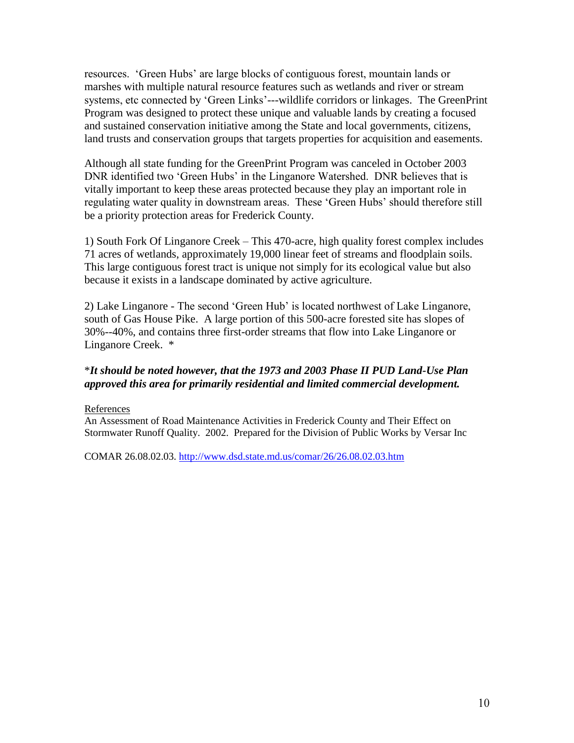resources. 'Green Hubs' are large blocks of contiguous forest, mountain lands or marshes with multiple natural resource features such as wetlands and river or stream systems, etc connected by 'Green Links'---wildlife corridors or linkages. The GreenPrint Program was designed to protect these unique and valuable lands by creating a focused and sustained conservation initiative among the State and local governments, citizens, land trusts and conservation groups that targets properties for acquisition and easements.

Although all state funding for the GreenPrint Program was canceled in October 2003 DNR identified two 'Green Hubs' in the Linganore Watershed. DNR believes that is vitally important to keep these areas protected because they play an important role in regulating water quality in downstream areas. These 'Green Hubs' should therefore still be a priority protection areas for Frederick County.

1) South Fork Of Linganore Creek – This 470-acre, high quality forest complex includes 71 acres of wetlands, approximately 19,000 linear feet of streams and floodplain soils. This large contiguous forest tract is unique not simply for its ecological value but also because it exists in a landscape dominated by active agriculture.

2) Lake Linganore - The second 'Green Hub' is located northwest of Lake Linganore, south of Gas House Pike. A large portion of this 500-acre forested site has slopes of 30%--40%, and contains three first-order streams that flow into Lake Linganore or Linganore Creek. *

****It should be noted however, that the 1973 and 2003 Phase II PUD Land-Use Plan approved this area for primarily residential and limited commercial development.***

References

An Assessment of Road Maintenance Activities in Frederick County and Their Effect on Stormwater Runoff Quality. 2002. Prepared for the Division of Public Works by Versar Inc

COMAR 26.08.02.03. http://www.dsd.state.md.us/comar/26/26.08.02.03.htm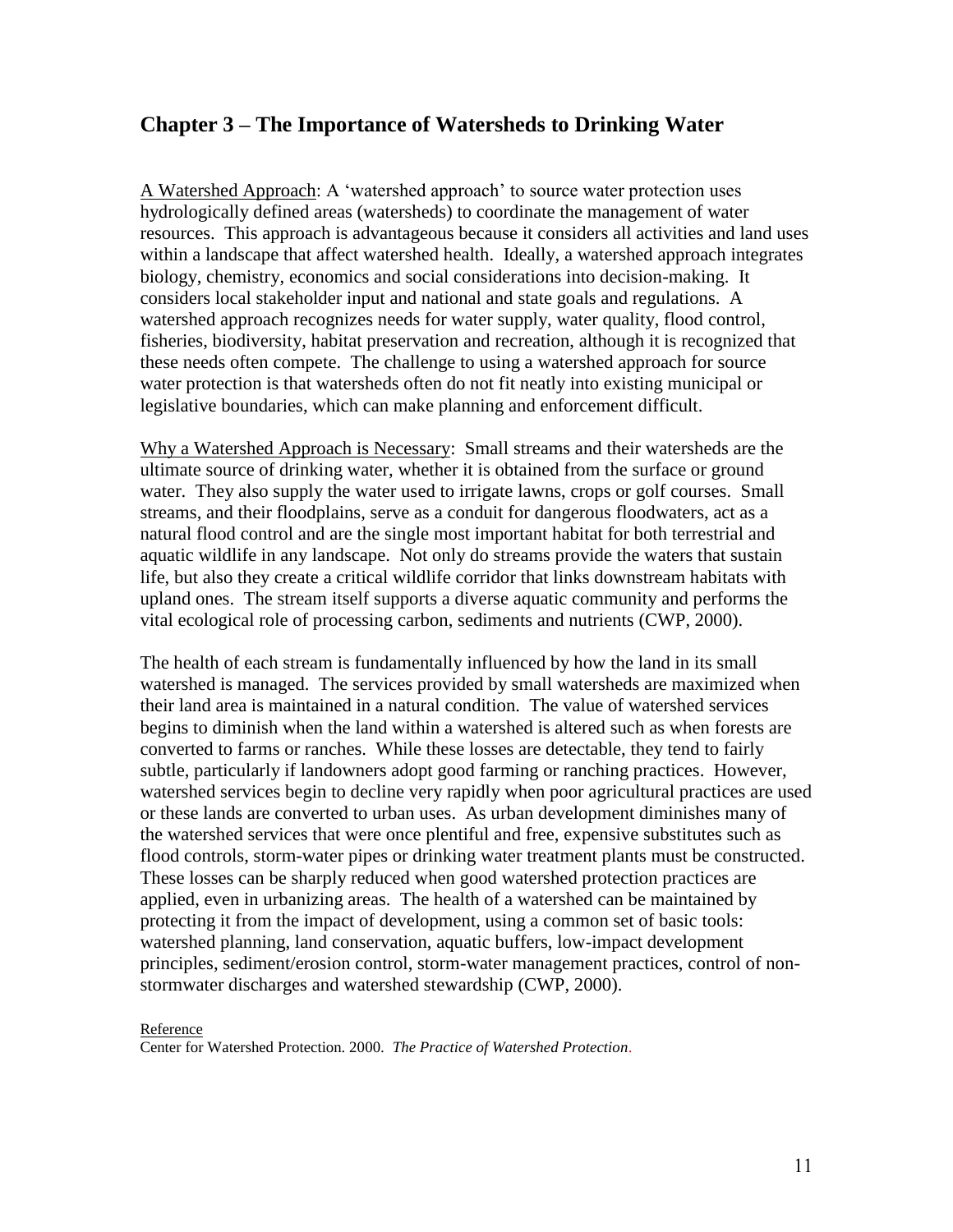## Chapter 3 – The Importance of Watersheds to Drinking Water

A Watershed Approach: A 'watershed approach' to source water protection uses hydrologically defined areas (watersheds) to coordinate the management of water resources. This approach is advantageous because it considers all activities and land uses within a landscape that affect watershed health. Ideally, a watershed approach integrates biology, chemistry, economics and social considerations into decision-making. It considers local stakeholder input and national and state goals and regulations. A watershed approach recognizes needs for water supply, water quality, flood control, fisheries, biodiversity, habitat preservation and recreation, although it is recognized that these needs often compete. The challenge to using a watershed approach for source water protection is that watersheds often do not fit neatly into existing municipal or legislative boundaries, which can make planning and enforcement difficult.

Why a Watershed Approach is Necessary: Small streams and their watersheds are the ultimate source of drinking water, whether it is obtained from the surface or ground water. They also supply the water used to irrigate lawns, crops or golf courses. Small streams, and their floodplains, serve as a conduit for dangerous floodwaters, act as a natural flood control and are the single most important habitat for both terrestrial and aquatic wildlife in any landscape. Not only do streams provide the waters that sustain life, but also they create a critical wildlife corridor that links downstream habitats with upland ones. The stream itself supports a diverse aquatic community and performs the vital ecological role of processing carbon, sediments and nutrients (CWP, 2000).

The health of each stream is fundamentally influenced by how the land in its small watershed is managed. The services provided by small watersheds are maximized when their land area is maintained in a natural condition. The value of watershed services begins to diminish when the land within a watershed is altered such as when forests are converted to farms or ranches. While these losses are detectable, they tend to fairly subtle, particularly if landowners adopt good farming or ranching practices. However, watershed services begin to decline very rapidly when poor agricultural practices are used or these lands are converted to urban uses. As urban development diminishes many of the watershed services that were once plentiful and free, expensive substitutes such as flood controls, storm-water pipes or drinking water treatment plants must be constructed. These losses can be sharply reduced when good watershed protection practices are applied, even in urbanizing areas. The health of a watershed can be maintained by protecting it from the impact of development, using a common set of basic tools: watershed planning, land conservation, aquatic buffers, low-impact development principles, sediment/erosion control, storm-water management practices, control of non-stormwater discharges and watershed stewardship (CWP, 2000).

Reference

Center for Watershed Protection. 2000. *The Practice of Watershed Protection*.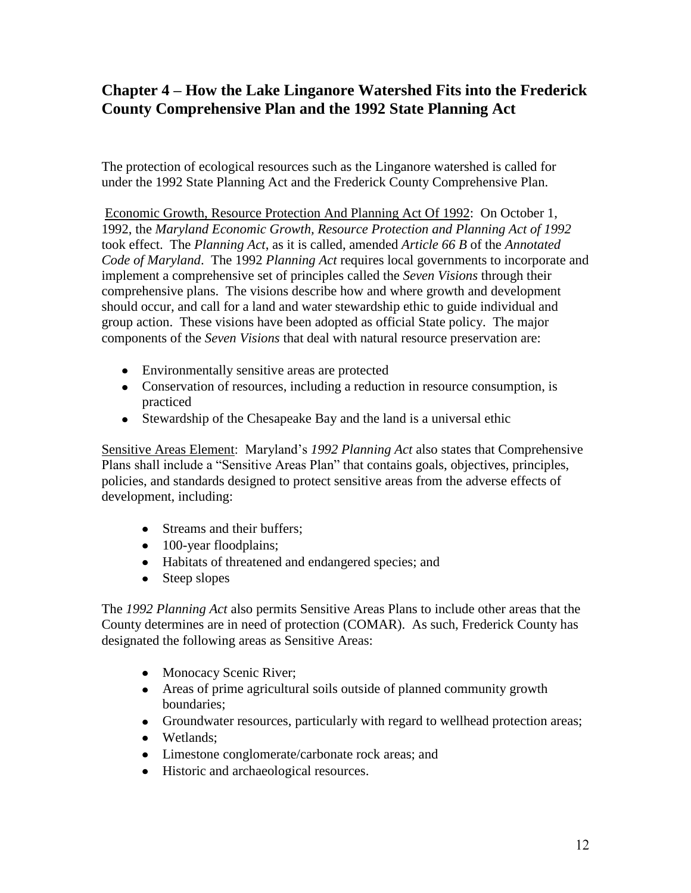## Chapter 4 – How the Lake Linganore Watershed Fits into the Frederick County Comprehensive Plan and the 1992 State Planning Act

The protection of ecological resources such as the Linganore watershed is called for under the 1992 State Planning Act and the Frederick County Comprehensive Plan.

<u>Economic Growth, Resource Protection And Planning Act Of 1992</u>: On October 1, 1992, the *Maryland Economic Growth, Resource Protection and Planning Act of 1992* took effect. The *Planning Act*, as it is called, amended *Article 66 B* of the *Annotated Code of Maryland*. The 1992 *Planning Act* requires local governments to incorporate and implement a comprehensive set of principles called the *Seven Visions* through their comprehensive plans. The visions describe how and where growth and development should occur, and call for a land and water stewardship ethic to guide individual and group action. These visions have been adopted as official State policy. The major components of the *Seven Visions* that deal with natural resource preservation are:

- Environmentally sensitive areas are protected
- Conservation of resources, including a reduction in resource consumption, is practiced
- Stewardship of the Chesapeake Bay and the land is a universal ethic

<u>Sensitive Areas Element</u>: Maryland's *1992 Planning Act* also states that Comprehensive Plans shall include a "Sensitive Areas Plan" that contains goals, objectives, principles, policies, and standards designed to protect sensitive areas from the adverse effects of development, including:

- Streams and their buffers;
- 100-year floodplains;
- Habitats of threatened and endangered species; and
- Steep slopes

The *1992 Planning Act* also permits Sensitive Areas Plans to include other areas that the County determines are in need of protection (COMAR). As such, Frederick County has designated the following areas as Sensitive Areas:

- Monocacy Scenic River;
- Areas of prime agricultural soils outside of planned community growth boundaries;
- Groundwater resources, particularly with regard to wellhead protection areas;
- Wetlands;
- Limestone conglomerate/carbonate rock areas; and
- Historic and archaeological resources.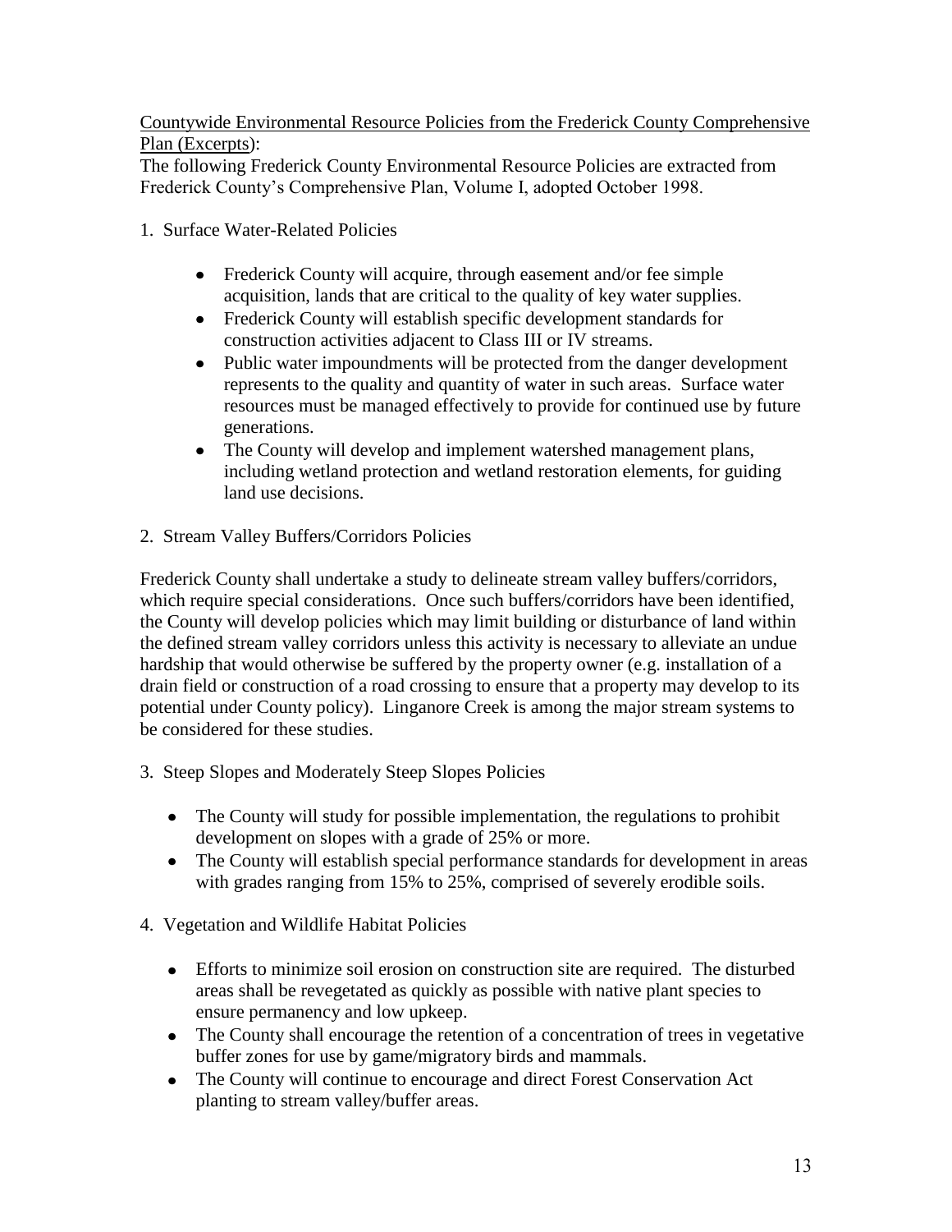Countywide Environmental Resource Policies from the Frederick County Comprehensive Plan (Excerpts):

The following Frederick County Environmental Resource Policies are extracted from Frederick County's Comprehensive Plan, Volume I, adopted October 1998.

1. Surface Water-Related Policies

   - Frederick County will acquire, through easement and/or fee simple acquisition, lands that are critical to the quality of key water supplies.
   - Frederick County will establish specific development standards for construction activities adjacent to Class III or IV streams.
   - Public water impoundments will be protected from the danger development represents to the quality and quantity of water in such areas. Surface water resources must be managed effectively to provide for continued use by future generations.
   - The County will develop and implement watershed management plans, including wetland protection and wetland restoration elements, for guiding land use decisions.

2. Stream Valley Buffers/Corridors Policies

Frederick County shall undertake a study to delineate stream valley buffers/corridors, which require special considerations. Once such buffers/corridors have been identified, the County will develop policies which may limit building or disturbance of land within the defined stream valley corridors unless this activity is necessary to alleviate an undue hardship that would otherwise be suffered by the property owner (e.g. installation of a drain field or construction of a road crossing to ensure that a property may develop to its potential under County policy). Linganore Creek is among the major stream systems to be considered for these studies.

3. Steep Slopes and Moderately Steep Slopes Policies

   - The County will study for possible implementation, the regulations to prohibit development on slopes with a grade of 25% or more.
   - The County will establish special performance standards for development in areas with grades ranging from 15% to 25%, comprised of severely erodible soils.

4. Vegetation and Wildlife Habitat Policies

   - Efforts to minimize soil erosion on construction site are required. The disturbed areas shall be revegetated as quickly as possible with native plant species to ensure permanency and low upkeep.
   - The County shall encourage the retention of a concentration of trees in vegetative buffer zones for use by game/migratory birds and mammals.
   - The County will continue to encourage and direct Forest Conservation Act planting to stream valley/buffer areas.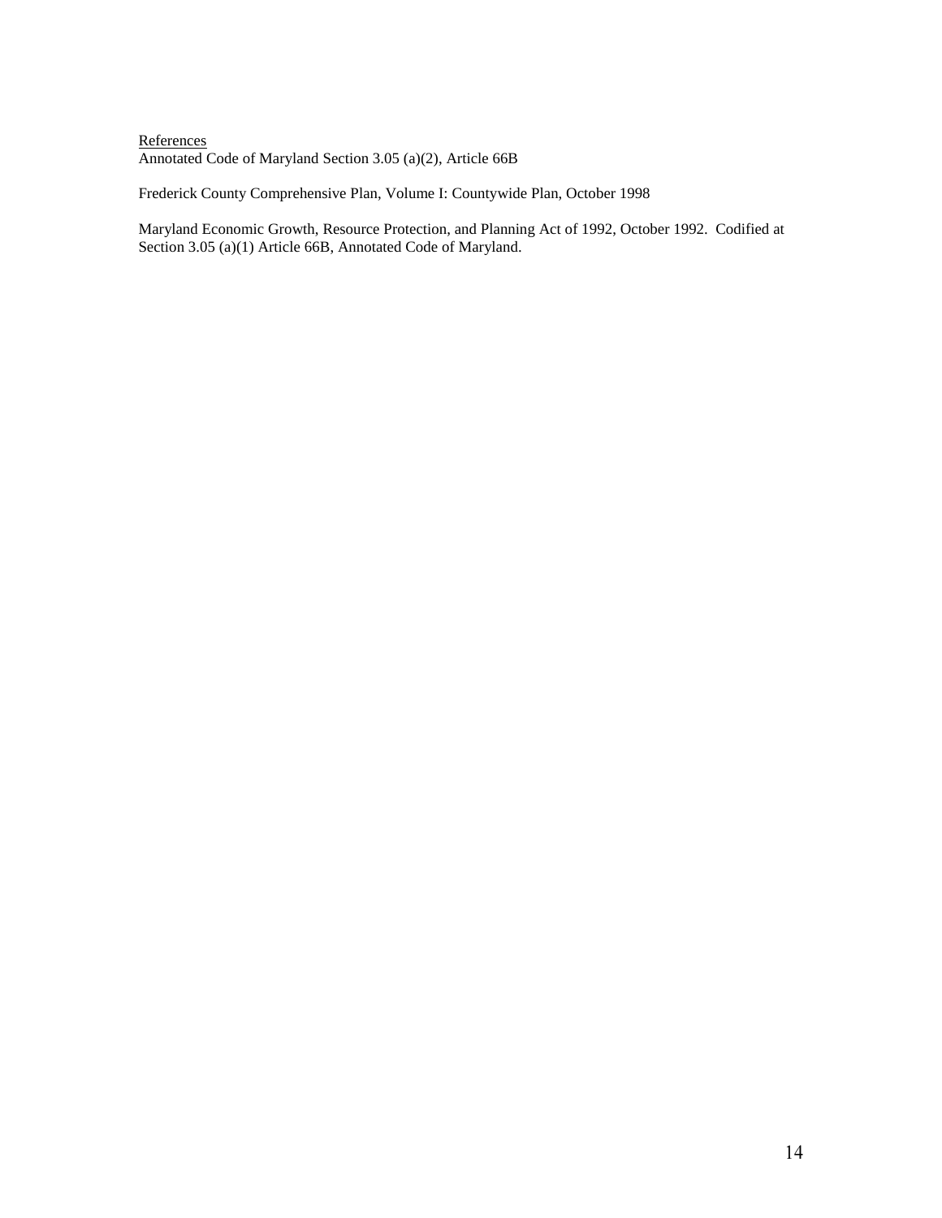References

Annotated Code of Maryland Section 3.05 (a)(2), Article 66B

Frederick County Comprehensive Plan, Volume I: Countywide Plan, October 1998

Maryland Economic Growth, Resource Protection, and Planning Act of 1992, October 1992. Codified at Section 3.05 (a)(1) Article 66B, Annotated Code of Maryland.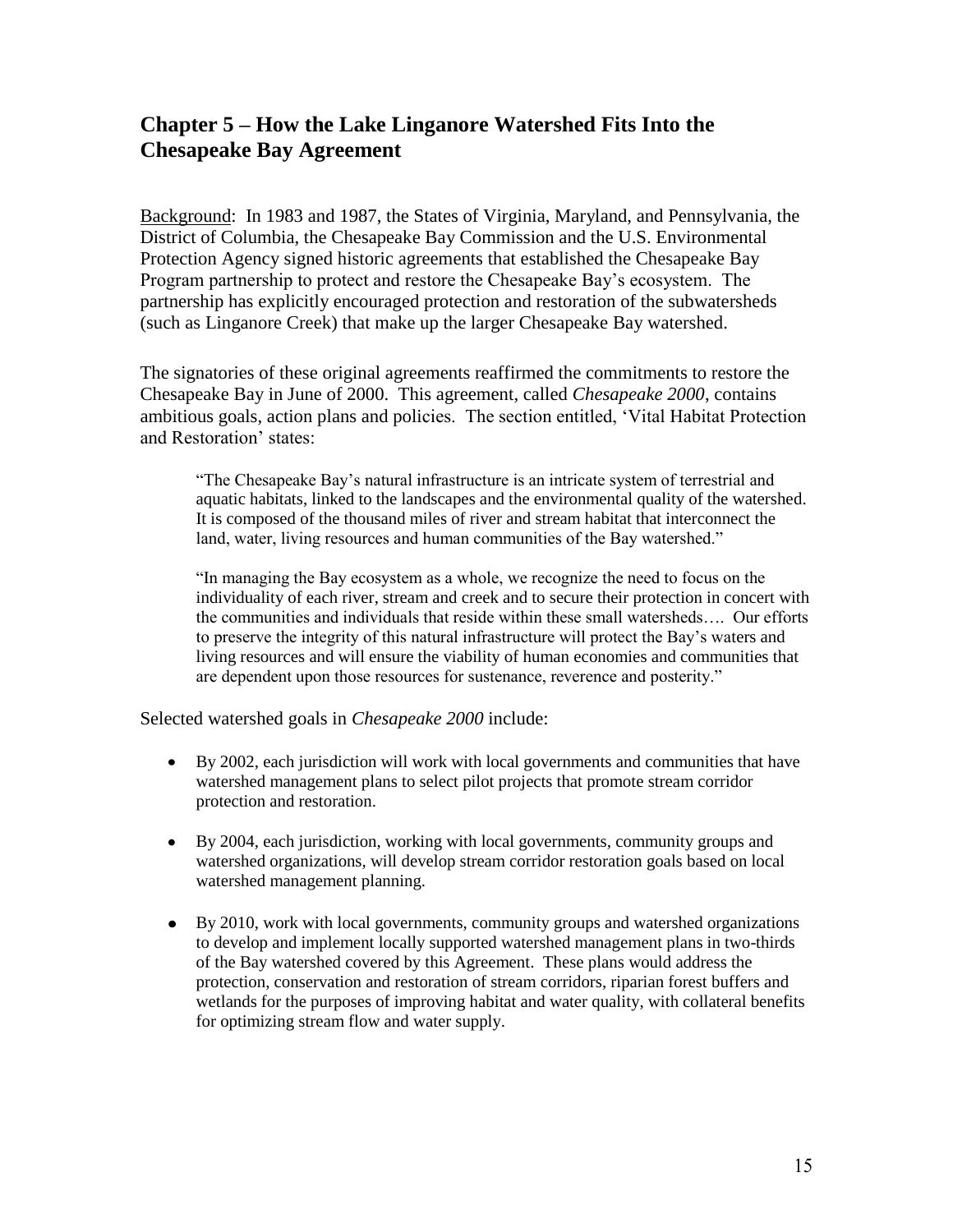## Chapter 5 – How the Lake Linganore Watershed Fits Into the Chesapeake Bay Agreement

Background: In 1983 and 1987, the States of Virginia, Maryland, and Pennsylvania, the District of Columbia, the Chesapeake Bay Commission and the U.S. Environmental Protection Agency signed historic agreements that established the Chesapeake Bay Program partnership to protect and restore the Chesapeake Bay's ecosystem. The partnership has explicitly encouraged protection and restoration of the subwatersheds (such as Linganore Creek) that make up the larger Chesapeake Bay watershed.

The signatories of these original agreements reaffirmed the commitments to restore the Chesapeake Bay in June of 2000. This agreement, called *Chesapeake 2000*, contains ambitious goals, action plans and policies. The section entitled, 'Vital Habitat Protection and Restoration' states:

> "The Chesapeake Bay's natural infrastructure is an intricate system of terrestrial and aquatic habitats, linked to the landscapes and the environmental quality of the watershed. It is composed of the thousand miles of river and stream habitat that interconnect the land, water, living resources and human communities of the Bay watershed."
>
> "In managing the Bay ecosystem as a whole, we recognize the need to focus on the individuality of each river, stream and creek and to secure their protection in concert with the communities and individuals that reside within these small watersheds…. Our efforts to preserve the integrity of this natural infrastructure will protect the Bay's waters and living resources and will ensure the viability of human economies and communities that are dependent upon those resources for sustenance, reverence and posterity."

Selected watershed goals in *Chesapeake 2000* include:

- By 2002, each jurisdiction will work with local governments and communities that have watershed management plans to select pilot projects that promote stream corridor protection and restoration.
- By 2004, each jurisdiction, working with local governments, community groups and watershed organizations, will develop stream corridor restoration goals based on local watershed management planning.
- By 2010, work with local governments, community groups and watershed organizations to develop and implement locally supported watershed management plans in two-thirds of the Bay watershed covered by this Agreement. These plans would address the protection, conservation and restoration of stream corridors, riparian forest buffers and wetlands for the purposes of improving habitat and water quality, with collateral benefits for optimizing stream flow and water supply.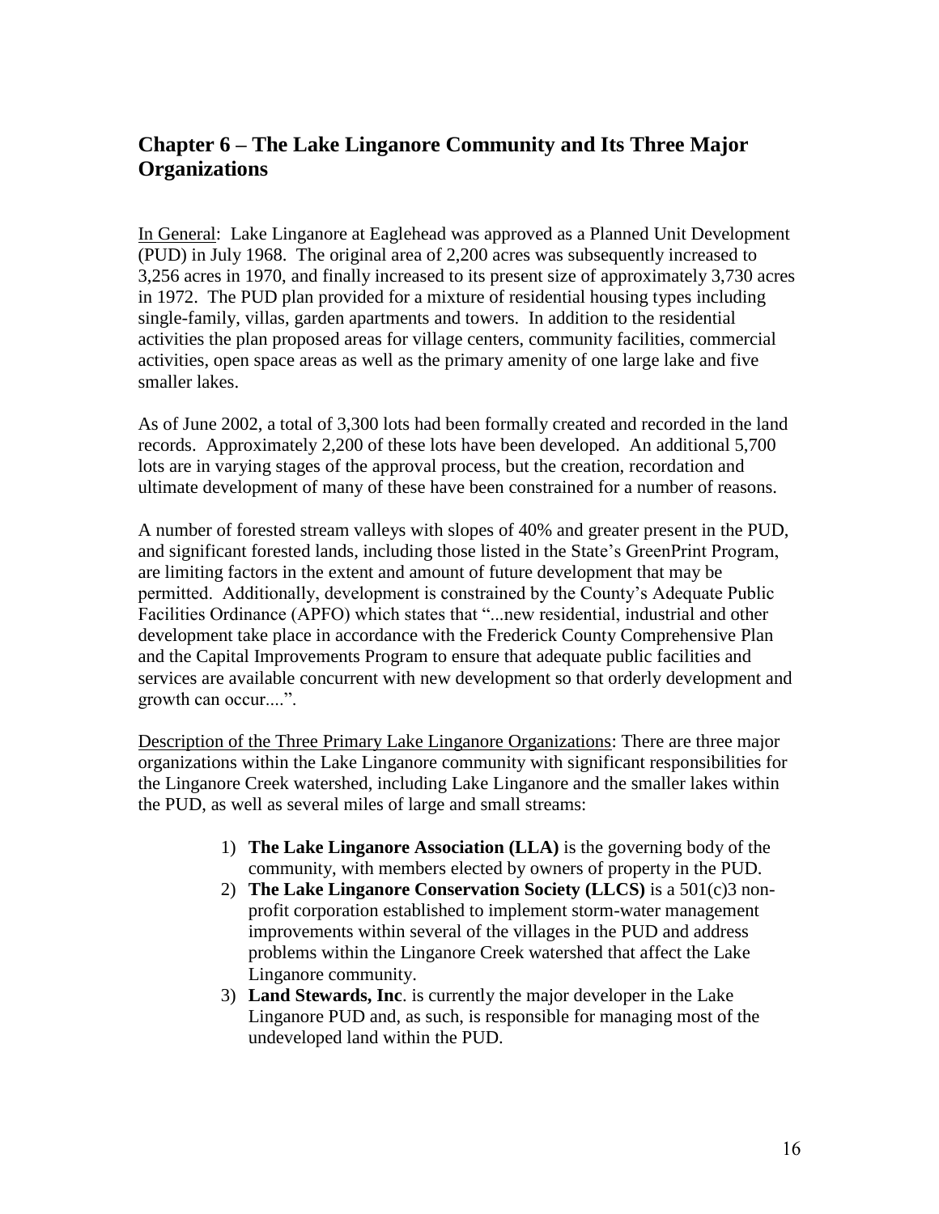## Chapter 6 – The Lake Linganore Community and Its Three Major Organizations

In General: Lake Linganore at Eaglehead was approved as a Planned Unit Development (PUD) in July 1968. The original area of 2,200 acres was subsequently increased to 3,256 acres in 1970, and finally increased to its present size of approximately 3,730 acres in 1972. The PUD plan provided for a mixture of residential housing types including single-family, villas, garden apartments and towers. In addition to the residential activities the plan proposed areas for village centers, community facilities, commercial activities, open space areas as well as the primary amenity of one large lake and five smaller lakes.

As of June 2002, a total of 3,300 lots had been formally created and recorded in the land records. Approximately 2,200 of these lots have been developed. An additional 5,700 lots are in varying stages of the approval process, but the creation, recordation and ultimate development of many of these have been constrained for a number of reasons.

A number of forested stream valleys with slopes of 40% and greater present in the PUD, and significant forested lands, including those listed in the State's GreenPrint Program, are limiting factors in the extent and amount of future development that may be permitted. Additionally, development is constrained by the County's Adequate Public Facilities Ordinance (APFO) which states that "...new residential, industrial and other development take place in accordance with the Frederick County Comprehensive Plan and the Capital Improvements Program to ensure that adequate public facilities and services are available concurrent with new development so that orderly development and growth can occur....".

Description of the Three Primary Lake Linganore Organizations: There are three major organizations within the Lake Linganore community with significant responsibilities for the Linganore Creek watershed, including Lake Linganore and the smaller lakes within the PUD, as well as several miles of large and small streams:

1) **The Lake Linganore Association (LLA)** is the governing body of the community, with members elected by owners of property in the PUD.
2) **The Lake Linganore Conservation Society (LLCS)** is a 501(c)3 non-profit corporation established to implement storm-water management improvements within several of the villages in the PUD and address problems within the Linganore Creek watershed that affect the Lake Linganore community.
3) **Land Stewards, Inc**. is currently the major developer in the Lake Linganore PUD and, as such, is responsible for managing most of the undeveloped land within the PUD.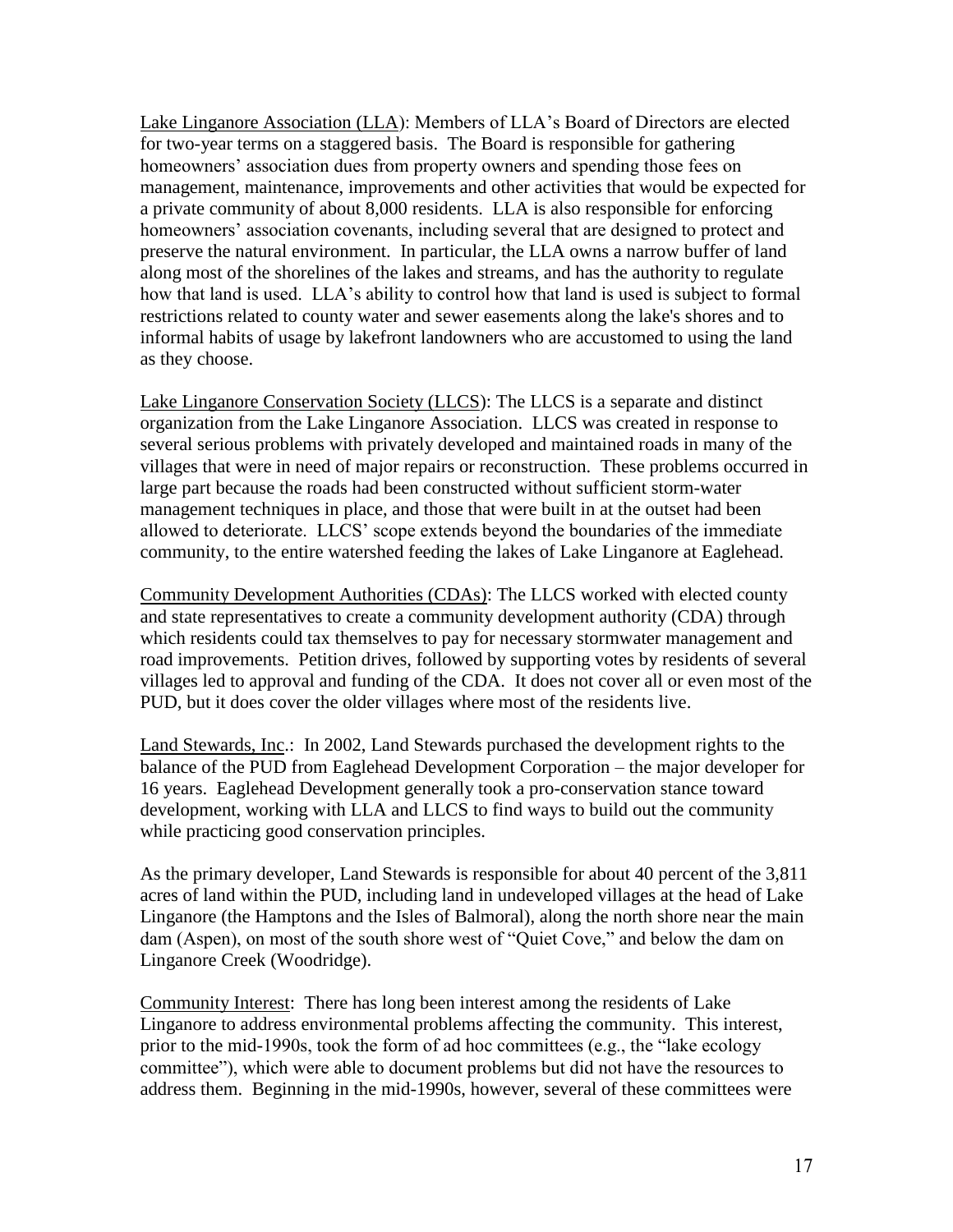Lake Linganore Association (LLA): Members of LLA's Board of Directors are elected for two-year terms on a staggered basis. The Board is responsible for gathering homeowners' association dues from property owners and spending those fees on management, maintenance, improvements and other activities that would be expected for a private community of about 8,000 residents. LLA is also responsible for enforcing homeowners' association covenants, including several that are designed to protect and preserve the natural environment. In particular, the LLA owns a narrow buffer of land along most of the shorelines of the lakes and streams, and has the authority to regulate how that land is used. LLA's ability to control how that land is used is subject to formal restrictions related to county water and sewer easements along the lake's shores and to informal habits of usage by lakefront landowners who are accustomed to using the land as they choose.

Lake Linganore Conservation Society (LLCS): The LLCS is a separate and distinct organization from the Lake Linganore Association. LLCS was created in response to several serious problems with privately developed and maintained roads in many of the villages that were in need of major repairs or reconstruction. These problems occurred in large part because the roads had been constructed without sufficient storm-water management techniques in place, and those that were built in at the outset had been allowed to deteriorate. LLCS' scope extends beyond the boundaries of the immediate community, to the entire watershed feeding the lakes of Lake Linganore at Eaglehead.

Community Development Authorities (CDAs): The LLCS worked with elected county and state representatives to create a community development authority (CDA) through which residents could tax themselves to pay for necessary stormwater management and road improvements. Petition drives, followed by supporting votes by residents of several villages led to approval and funding of the CDA. It does not cover all or even most of the PUD, but it does cover the older villages where most of the residents live.

Land Stewards, Inc.: In 2002, Land Stewards purchased the development rights to the balance of the PUD from Eaglehead Development Corporation – the major developer for 16 years. Eaglehead Development generally took a pro-conservation stance toward development, working with LLA and LLCS to find ways to build out the community while practicing good conservation principles.

As the primary developer, Land Stewards is responsible for about 40 percent of the 3,811 acres of land within the PUD, including land in undeveloped villages at the head of Lake Linganore (the Hamptons and the Isles of Balmoral), along the north shore near the main dam (Aspen), on most of the south shore west of "Quiet Cove," and below the dam on Linganore Creek (Woodridge).

Community Interest: There has long been interest among the residents of Lake Linganore to address environmental problems affecting the community. This interest, prior to the mid-1990s, took the form of ad hoc committees (e.g., the "lake ecology committee"), which were able to document problems but did not have the resources to address them. Beginning in the mid-1990s, however, several of these committees were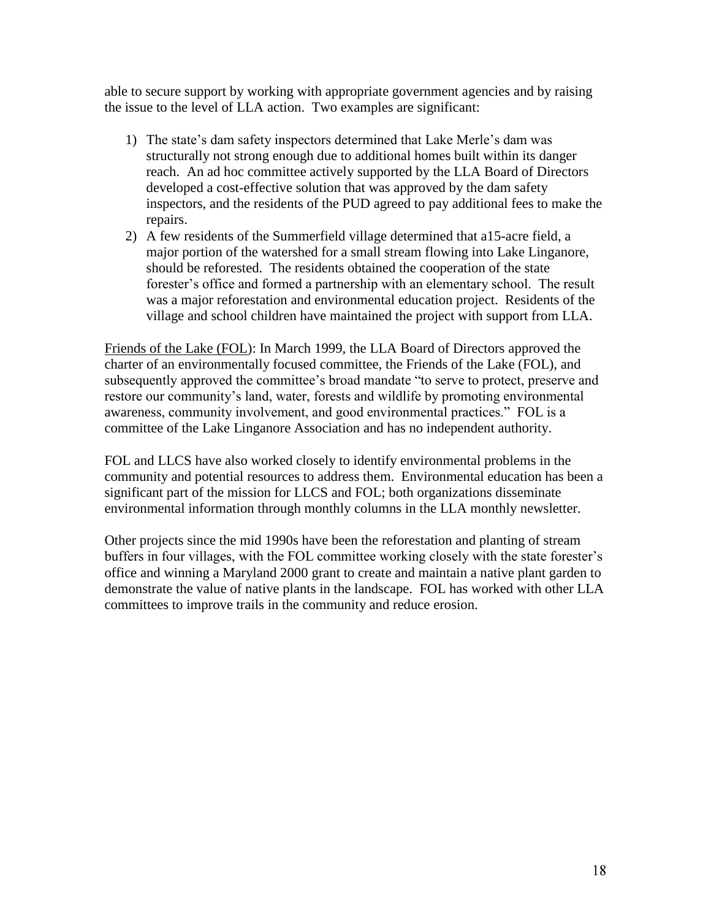able to secure support by working with appropriate government agencies and by raising the issue to the level of LLA action. Two examples are significant:

1) The state's dam safety inspectors determined that Lake Merle's dam was structurally not strong enough due to additional homes built within its danger reach. An ad hoc committee actively supported by the LLA Board of Directors developed a cost-effective solution that was approved by the dam safety inspectors, and the residents of the PUD agreed to pay additional fees to make the repairs.
2) A few residents of the Summerfield village determined that a15-acre field, a major portion of the watershed for a small stream flowing into Lake Linganore, should be reforested. The residents obtained the cooperation of the state forester's office and formed a partnership with an elementary school. The result was a major reforestation and environmental education project. Residents of the village and school children have maintained the project with support from LLA.

<u>Friends of the Lake (FOL)</u>: In March 1999, the LLA Board of Directors approved the charter of an environmentally focused committee, the Friends of the Lake (FOL), and subsequently approved the committee's broad mandate "to serve to protect, preserve and restore our community's land, water, forests and wildlife by promoting environmental awareness, community involvement, and good environmental practices." FOL is a committee of the Lake Linganore Association and has no independent authority.

FOL and LLCS have also worked closely to identify environmental problems in the community and potential resources to address them. Environmental education has been a significant part of the mission for LLCS and FOL; both organizations disseminate environmental information through monthly columns in the LLA monthly newsletter.

Other projects since the mid 1990s have been the reforestation and planting of stream buffers in four villages, with the FOL committee working closely with the state forester's office and winning a Maryland 2000 grant to create and maintain a native plant garden to demonstrate the value of native plants in the landscape. FOL has worked with other LLA committees to improve trails in the community and reduce erosion.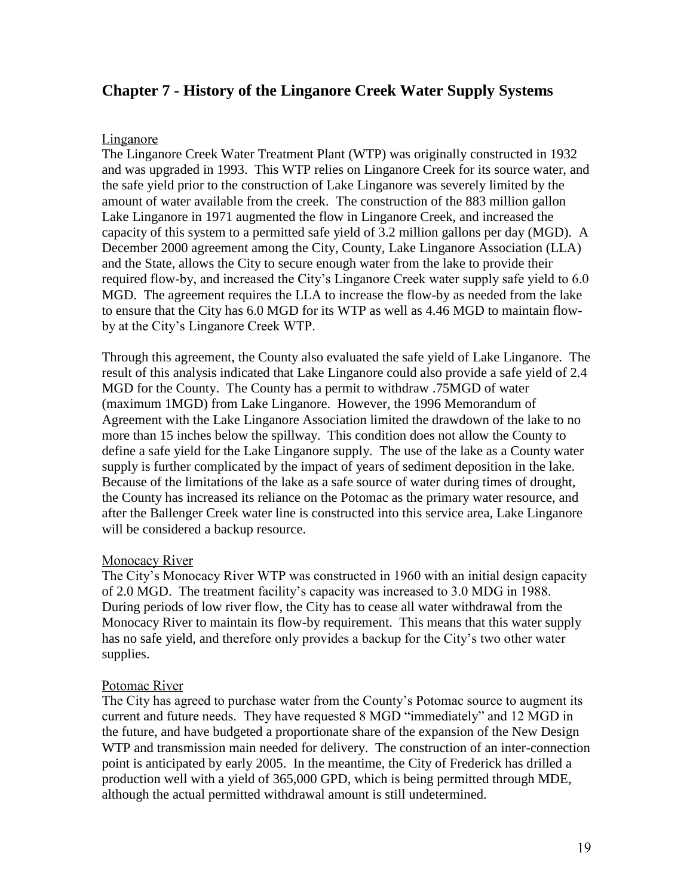## Chapter 7 - History of the Linganore Creek Water Supply Systems

### Linganore

The Linganore Creek Water Treatment Plant (WTP) was originally constructed in 1932 and was upgraded in 1993. This WTP relies on Linganore Creek for its source water, and the safe yield prior to the construction of Lake Linganore was severely limited by the amount of water available from the creek. The construction of the 883 million gallon Lake Linganore in 1971 augmented the flow in Linganore Creek, and increased the capacity of this system to a permitted safe yield of 3.2 million gallons per day (MGD). A December 2000 agreement among the City, County, Lake Linganore Association (LLA) and the State, allows the City to secure enough water from the lake to provide their required flow-by, and increased the City's Linganore Creek water supply safe yield to 6.0 MGD. The agreement requires the LLA to increase the flow-by as needed from the lake to ensure that the City has 6.0 MGD for its WTP as well as 4.46 MGD to maintain flow-by at the City's Linganore Creek WTP.

Through this agreement, the County also evaluated the safe yield of Lake Linganore. The result of this analysis indicated that Lake Linganore could also provide a safe yield of 2.4 MGD for the County. The County has a permit to withdraw .75MGD of water (maximum 1MGD) from Lake Linganore. However, the 1996 Memorandum of Agreement with the Lake Linganore Association limited the drawdown of the lake to no more than 15 inches below the spillway. This condition does not allow the County to define a safe yield for the Lake Linganore supply. The use of the lake as a County water supply is further complicated by the impact of years of sediment deposition in the lake. Because of the limitations of the lake as a safe source of water during times of drought, the County has increased its reliance on the Potomac as the primary water resource, and after the Ballenger Creek water line is constructed into this service area, Lake Linganore will be considered a backup resource.

### Monocacy River

The City's Monocacy River WTP was constructed in 1960 with an initial design capacity of 2.0 MGD. The treatment facility's capacity was increased to 3.0 MDG in 1988. During periods of low river flow, the City has to cease all water withdrawal from the Monocacy River to maintain its flow-by requirement. This means that this water supply has no safe yield, and therefore only provides a backup for the City's two other water supplies.

### Potomac River

The City has agreed to purchase water from the County's Potomac source to augment its current and future needs. They have requested 8 MGD "immediately" and 12 MGD in the future, and have budgeted a proportionate share of the expansion of the New Design WTP and transmission main needed for delivery. The construction of an inter-connection point is anticipated by early 2005. In the meantime, the City of Frederick has drilled a production well with a yield of 365,000 GPD, which is being permitted through MDE, although the actual permitted withdrawal amount is still undetermined.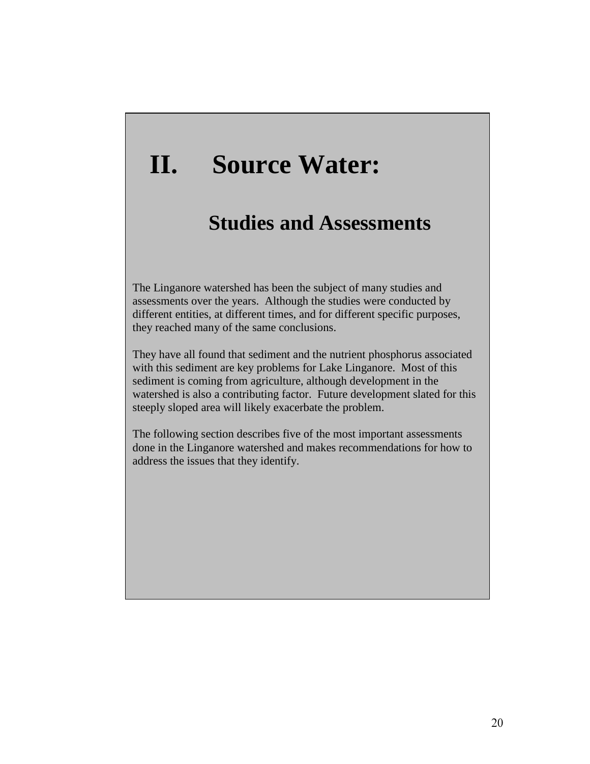# II. Source Water:

## Studies and Assessments

The Linganore watershed has been the subject of many studies and assessments over the years. Although the studies were conducted by different entities, at different times, and for different specific purposes, they reached many of the same conclusions.

They have all found that sediment and the nutrient phosphorus associated with this sediment are key problems for Lake Linganore. Most of this sediment is coming from agriculture, although development in the watershed is also a contributing factor. Future development slated for this steeply sloped area will likely exacerbate the problem.

The following section describes five of the most important assessments done in the Linganore watershed and makes recommendations for how to address the issues that they identify.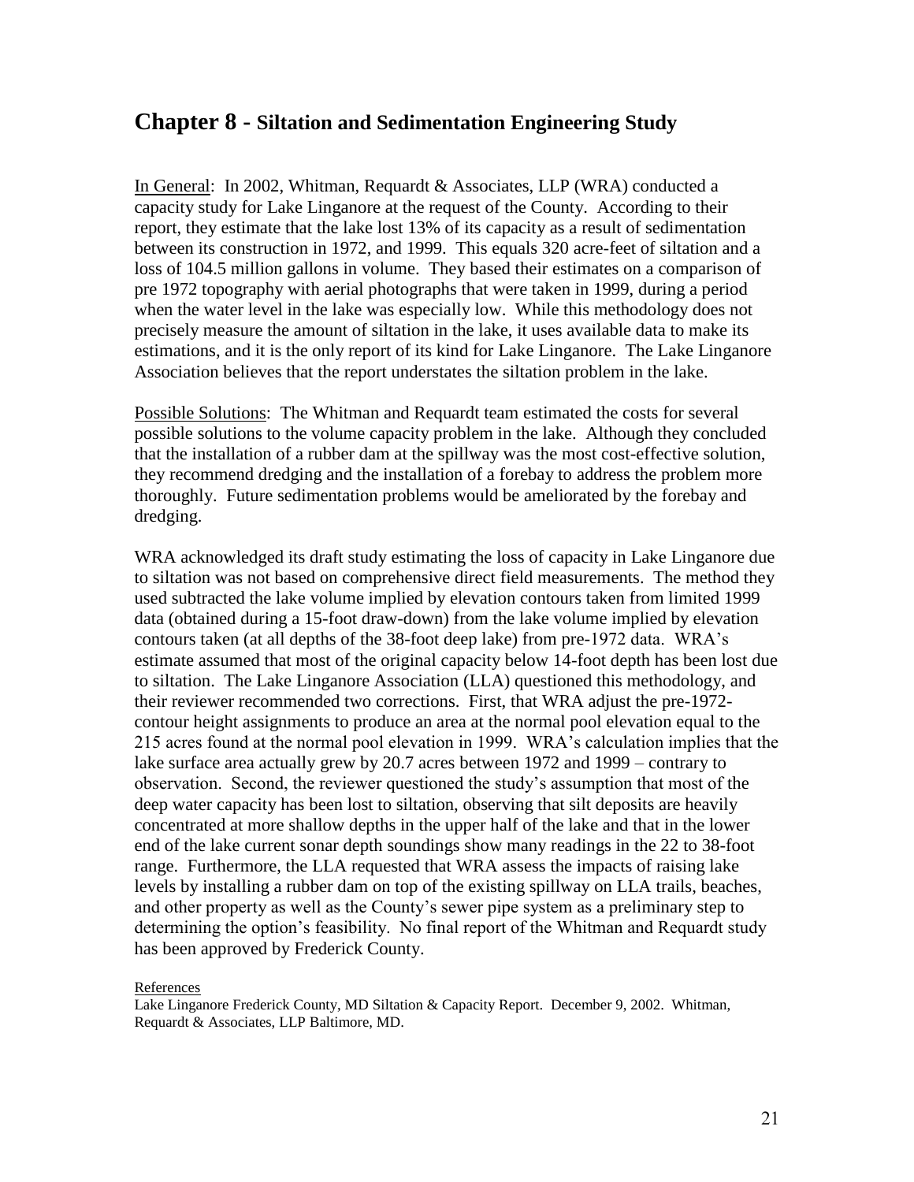# Chapter 8 - Siltation and Sedimentation Engineering Study

In General: In 2002, Whitman, Requardt & Associates, LLP (WRA) conducted a capacity study for Lake Linganore at the request of the County. According to their report, they estimate that the lake lost 13% of its capacity as a result of sedimentation between its construction in 1972, and 1999. This equals 320 acre-feet of siltation and a loss of 104.5 million gallons in volume. They based their estimates on a comparison of pre 1972 topography with aerial photographs that were taken in 1999, during a period when the water level in the lake was especially low. While this methodology does not precisely measure the amount of siltation in the lake, it uses available data to make its estimations, and it is the only report of its kind for Lake Linganore. The Lake Linganore Association believes that the report understates the siltation problem in the lake.

Possible Solutions: The Whitman and Requardt team estimated the costs for several possible solutions to the volume capacity problem in the lake. Although they concluded that the installation of a rubber dam at the spillway was the most cost-effective solution, they recommend dredging and the installation of a forebay to address the problem more thoroughly. Future sedimentation problems would be ameliorated by the forebay and dredging.

WRA acknowledged its draft study estimating the loss of capacity in Lake Linganore due to siltation was not based on comprehensive direct field measurements. The method they used subtracted the lake volume implied by elevation contours taken from limited 1999 data (obtained during a 15-foot draw-down) from the lake volume implied by elevation contours taken (at all depths of the 38-foot deep lake) from pre-1972 data. WRA's estimate assumed that most of the original capacity below 14-foot depth has been lost due to siltation. The Lake Linganore Association (LLA) questioned this methodology, and their reviewer recommended two corrections. First, that WRA adjust the pre-1972-contour height assignments to produce an area at the normal pool elevation equal to the 215 acres found at the normal pool elevation in 1999. WRA's calculation implies that the lake surface area actually grew by 20.7 acres between 1972 and 1999 – contrary to observation. Second, the reviewer questioned the study's assumption that most of the deep water capacity has been lost to siltation, observing that silt deposits are heavily concentrated at more shallow depths in the upper half of the lake and that in the lower end of the lake current sonar depth soundings show many readings in the 22 to 38-foot range. Furthermore, the LLA requested that WRA assess the impacts of raising lake levels by installing a rubber dam on top of the existing spillway on LLA trails, beaches, and other property as well as the County's sewer pipe system as a preliminary step to determining the option's feasibility. No final report of the Whitman and Requardt study has been approved by Frederick County.

References

Lake Linganore Frederick County, MD Siltation & Capacity Report. December 9, 2002. Whitman, Requardt & Associates, LLP Baltimore, MD.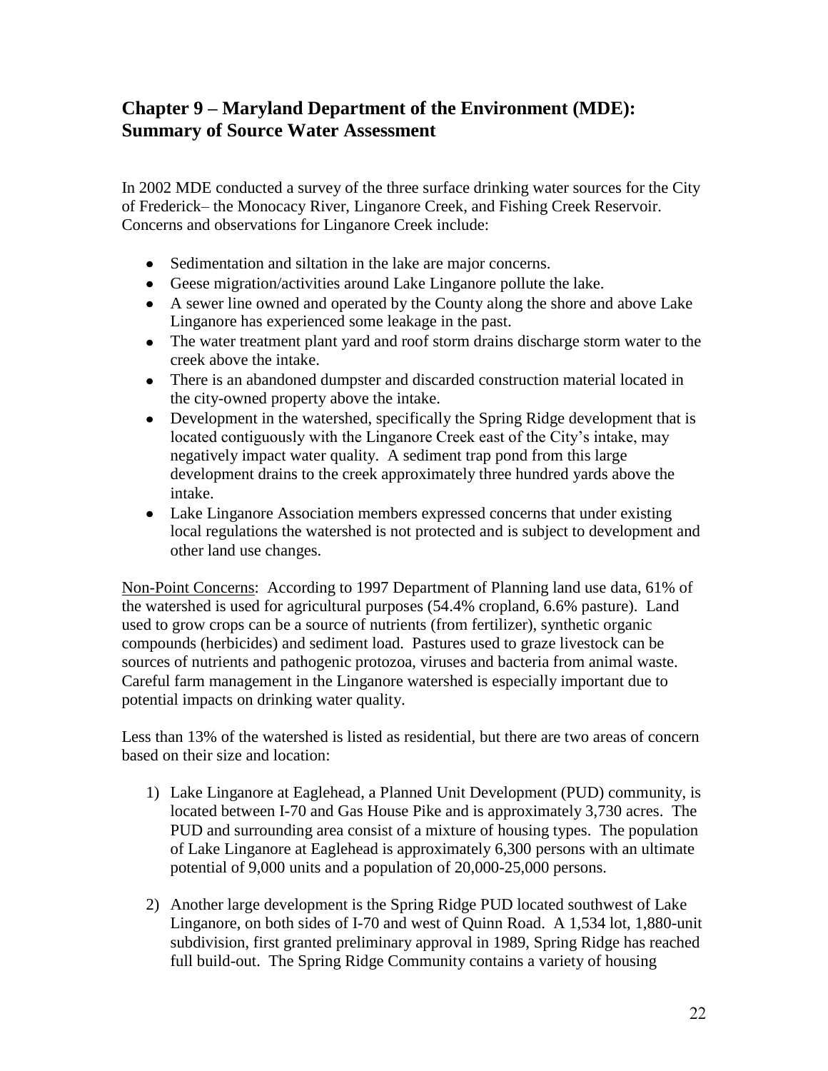## Chapter 9 – Maryland Department of the Environment (MDE): Summary of Source Water Assessment

In 2002 MDE conducted a survey of the three surface drinking water sources for the City of Frederick– the Monocacy River, Linganore Creek, and Fishing Creek Reservoir. Concerns and observations for Linganore Creek include:

- Sedimentation and siltation in the lake are major concerns.
- Geese migration/activities around Lake Linganore pollute the lake.
- A sewer line owned and operated by the County along the shore and above Lake Linganore has experienced some leakage in the past.
- The water treatment plant yard and roof storm drains discharge storm water to the creek above the intake.
- There is an abandoned dumpster and discarded construction material located in the city-owned property above the intake.
- Development in the watershed, specifically the Spring Ridge development that is located contiguously with the Linganore Creek east of the City's intake, may negatively impact water quality. A sediment trap pond from this large development drains to the creek approximately three hundred yards above the intake.
- Lake Linganore Association members expressed concerns that under existing local regulations the watershed is not protected and is subject to development and other land use changes.

Non-Point Concerns: According to 1997 Department of Planning land use data, 61% of the watershed is used for agricultural purposes (54.4% cropland, 6.6% pasture). Land used to grow crops can be a source of nutrients (from fertilizer), synthetic organic compounds (herbicides) and sediment load. Pastures used to graze livestock can be sources of nutrients and pathogenic protozoa, viruses and bacteria from animal waste. Careful farm management in the Linganore watershed is especially important due to potential impacts on drinking water quality.

Less than 13% of the watershed is listed as residential, but there are two areas of concern based on their size and location:

1) Lake Linganore at Eaglehead, a Planned Unit Development (PUD) community, is located between I-70 and Gas House Pike and is approximately 3,730 acres. The PUD and surrounding area consist of a mixture of housing types. The population of Lake Linganore at Eaglehead is approximately 6,300 persons with an ultimate potential of 9,000 units and a population of 20,000-25,000 persons.

2) Another large development is the Spring Ridge PUD located southwest of Lake Linganore, on both sides of I-70 and west of Quinn Road. A 1,534 lot, 1,880-unit subdivision, first granted preliminary approval in 1989, Spring Ridge has reached full build-out. The Spring Ridge Community contains a variety of housing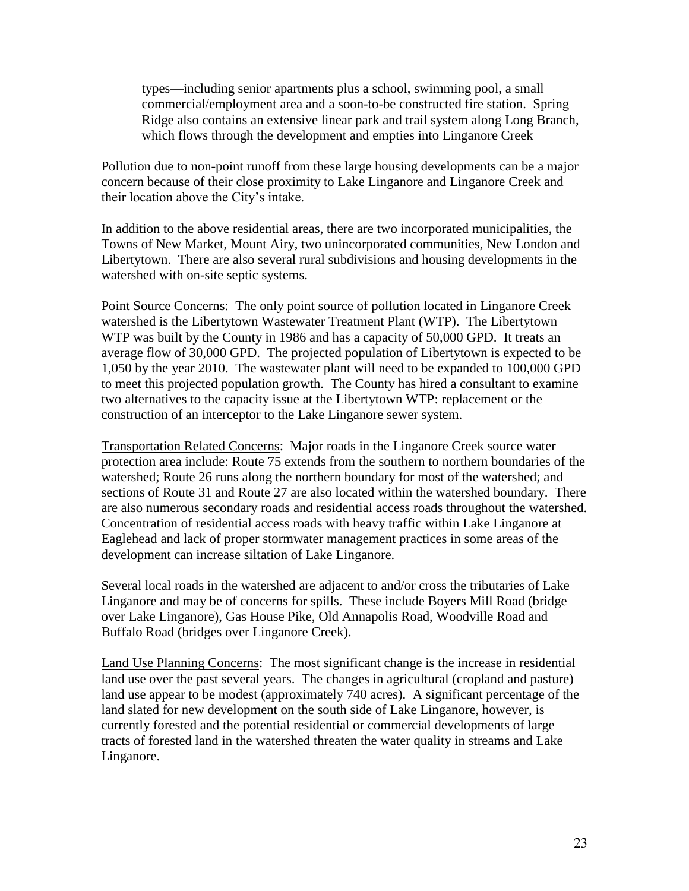types—including senior apartments plus a school, swimming pool, a small commercial/employment area and a soon-to-be constructed fire station. Spring Ridge also contains an extensive linear park and trail system along Long Branch, which flows through the development and empties into Linganore Creek

Pollution due to non-point runoff from these large housing developments can be a major concern because of their close proximity to Lake Linganore and Linganore Creek and their location above the City's intake.

In addition to the above residential areas, there are two incorporated municipalities, the Towns of New Market, Mount Airy, two unincorporated communities, New London and Libertytown. There are also several rural subdivisions and housing developments in the watershed with on-site septic systems.

<u>Point Source Concerns</u>: The only point source of pollution located in Linganore Creek watershed is the Libertytown Wastewater Treatment Plant (WTP). The Libertytown WTP was built by the County in 1986 and has a capacity of 50,000 GPD. It treats an average flow of 30,000 GPD. The projected population of Libertytown is expected to be 1,050 by the year 2010. The wastewater plant will need to be expanded to 100,000 GPD to meet this projected population growth. The County has hired a consultant to examine two alternatives to the capacity issue at the Libertytown WTP: replacement or the construction of an interceptor to the Lake Linganore sewer system.

<u>Transportation Related Concerns</u>: Major roads in the Linganore Creek source water protection area include: Route 75 extends from the southern to northern boundaries of the watershed; Route 26 runs along the northern boundary for most of the watershed; and sections of Route 31 and Route 27 are also located within the watershed boundary. There are also numerous secondary roads and residential access roads throughout the watershed. Concentration of residential access roads with heavy traffic within Lake Linganore at Eaglehead and lack of proper stormwater management practices in some areas of the development can increase siltation of Lake Linganore.

Several local roads in the watershed are adjacent to and/or cross the tributaries of Lake Linganore and may be of concerns for spills. These include Boyers Mill Road (bridge over Lake Linganore), Gas House Pike, Old Annapolis Road, Woodville Road and Buffalo Road (bridges over Linganore Creek).

<u>Land Use Planning Concerns</u>: The most significant change is the increase in residential land use over the past several years. The changes in agricultural (cropland and pasture) land use appear to be modest (approximately 740 acres). A significant percentage of the land slated for new development on the south side of Lake Linganore, however, is currently forested and the potential residential or commercial developments of large tracts of forested land in the watershed threaten the water quality in streams and Lake Linganore.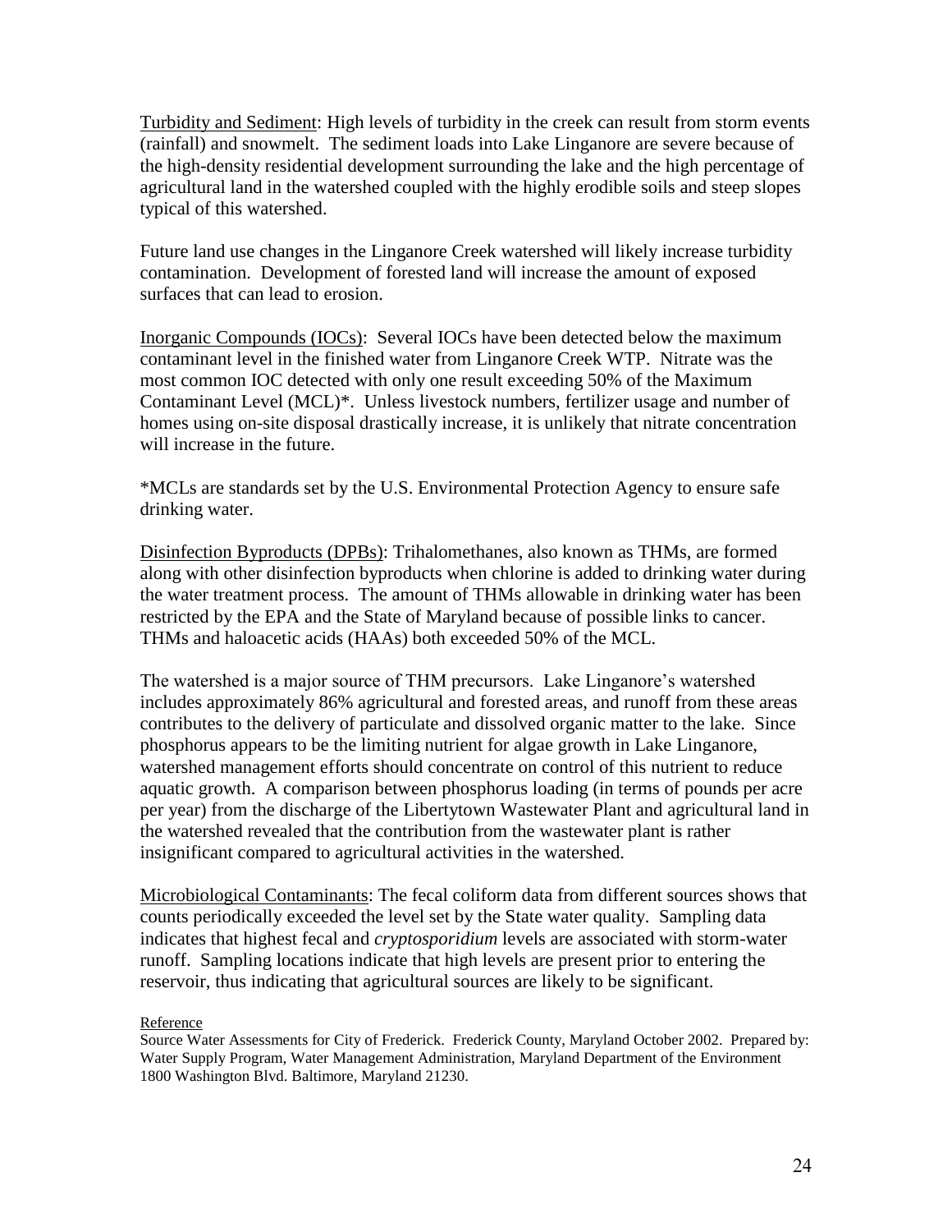Turbidity and Sediment: High levels of turbidity in the creek can result from storm events (rainfall) and snowmelt. The sediment loads into Lake Linganore are severe because of the high-density residential development surrounding the lake and the high percentage of agricultural land in the watershed coupled with the highly erodible soils and steep slopes typical of this watershed.

Future land use changes in the Linganore Creek watershed will likely increase turbidity contamination. Development of forested land will increase the amount of exposed surfaces that can lead to erosion.

Inorganic Compounds (IOCs): Several IOCs have been detected below the maximum contaminant level in the finished water from Linganore Creek WTP. Nitrate was the most common IOC detected with only one result exceeding 50% of the Maximum Contaminant Level (MCL)*. Unless livestock numbers, fertilizer usage and number of homes using on-site disposal drastically increase, it is unlikely that nitrate concentration will increase in the future.

*MCLs are standards set by the U.S. Environmental Protection Agency to ensure safe drinking water.

Disinfection Byproducts (DPBs): Trihalomethanes, also known as THMs, are formed along with other disinfection byproducts when chlorine is added to drinking water during the water treatment process. The amount of THMs allowable in drinking water has been restricted by the EPA and the State of Maryland because of possible links to cancer. THMs and haloacetic acids (HAAs) both exceeded 50% of the MCL.

The watershed is a major source of THM precursors. Lake Linganore's watershed includes approximately 86% agricultural and forested areas, and runoff from these areas contributes to the delivery of particulate and dissolved organic matter to the lake. Since phosphorus appears to be the limiting nutrient for algae growth in Lake Linganore, watershed management efforts should concentrate on control of this nutrient to reduce aquatic growth. A comparison between phosphorus loading (in terms of pounds per acre per year) from the discharge of the Libertytown Wastewater Plant and agricultural land in the watershed revealed that the contribution from the wastewater plant is rather insignificant compared to agricultural activities in the watershed.

Microbiological Contaminants: The fecal coliform data from different sources shows that counts periodically exceeded the level set by the State water quality. Sampling data indicates that highest fecal and *cryptosporidium* levels are associated with storm-water runoff. Sampling locations indicate that high levels are present prior to entering the reservoir, thus indicating that agricultural sources are likely to be significant.

Reference

Source Water Assessments for City of Frederick. Frederick County, Maryland October 2002. Prepared by: Water Supply Program, Water Management Administration, Maryland Department of the Environment 1800 Washington Blvd. Baltimore, Maryland 21230.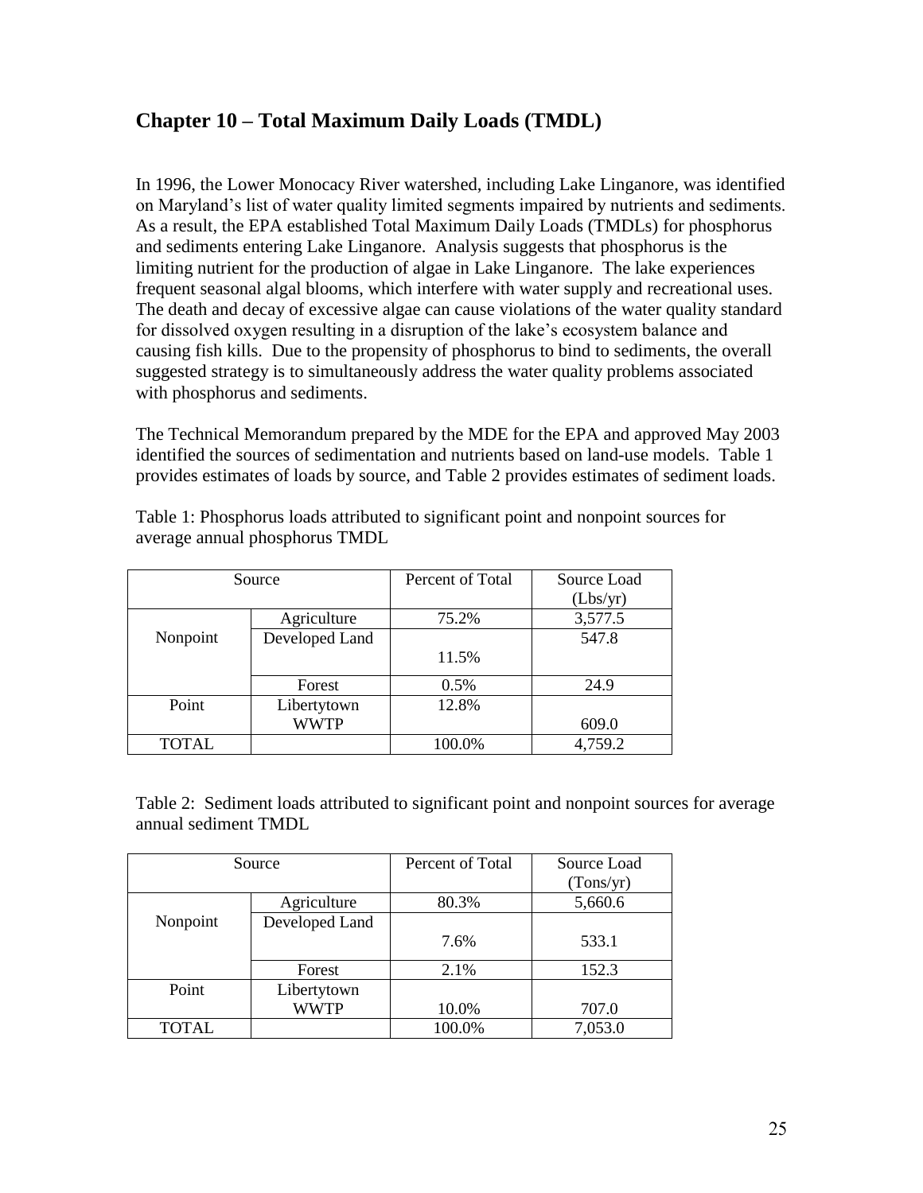## Chapter 10 – Total Maximum Daily Loads (TMDL)

In 1996, the Lower Monocacy River watershed, including Lake Linganore, was identified on Maryland's list of water quality limited segments impaired by nutrients and sediments. As a result, the EPA established Total Maximum Daily Loads (TMDLs) for phosphorus and sediments entering Lake Linganore. Analysis suggests that phosphorus is the limiting nutrient for the production of algae in Lake Linganore. The lake experiences frequent seasonal algal blooms, which interfere with water supply and recreational uses. The death and decay of excessive algae can cause violations of the water quality standard for dissolved oxygen resulting in a disruption of the lake's ecosystem balance and causing fish kills. Due to the propensity of phosphorus to bind to sediments, the overall suggested strategy is to simultaneously address the water quality problems associated with phosphorus and sediments.

The Technical Memorandum prepared by the MDE for the EPA and approved May 2003 identified the sources of sedimentation and nutrients based on land-use models. Table 1 provides estimates of loads by source, and Table 2 provides estimates of sediment loads.

Table 1: Phosphorus loads attributed to significant point and nonpoint sources for average annual phosphorus TMDL

| Source | | Percent of Total | Source Load (Lbs/yr) |
|---|---|---|---|
| Nonpoint | Agriculture | 75.2% | 3,577.5 |
| | Developed Land | 11.5% | 547.8 |
| | Forest | 0.5% | 24.9 |
| Point | Libertytown WWTP | 12.8% | 609.0 |
| TOTAL | | 100.0% | 4,759.2 |

Table 2: Sediment loads attributed to significant point and nonpoint sources for average annual sediment TMDL

| Source | | Percent of Total | Source Load (Tons/yr) |
|---|---|---|---|
| Nonpoint | Agriculture | 80.3% | 5,660.6 |
| | Developed Land | 7.6% | 533.1 |
| | Forest | 2.1% | 152.3 |
| Point | Libertytown WWTP | 10.0% | 707.0 |
| TOTAL | | 100.0% | 7,053.0 |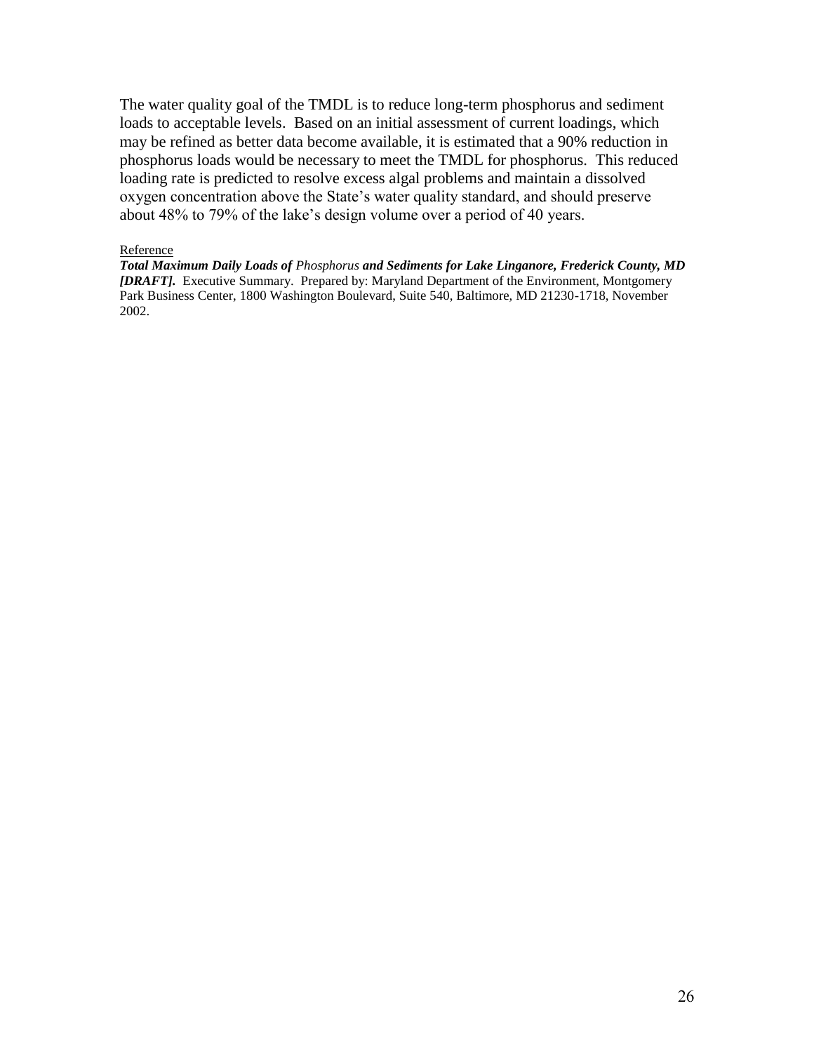The water quality goal of the TMDL is to reduce long-term phosphorus and sediment loads to acceptable levels. Based on an initial assessment of current loadings, which may be refined as better data become available, it is estimated that a 90% reduction in phosphorus loads would be necessary to meet the TMDL for phosphorus. This reduced loading rate is predicted to resolve excess algal problems and maintain a dissolved oxygen concentration above the State's water quality standard, and should preserve about 48% to 79% of the lake's design volume over a period of 40 years.

Reference

***Total Maximum Daily Loads of** Phosphorus **and Sediments for Lake Linganore, Frederick County, MD [DRAFT].*** Executive Summary. Prepared by: Maryland Department of the Environment, Montgomery Park Business Center, 1800 Washington Boulevard, Suite 540, Baltimore, MD 21230-1718, November 2002.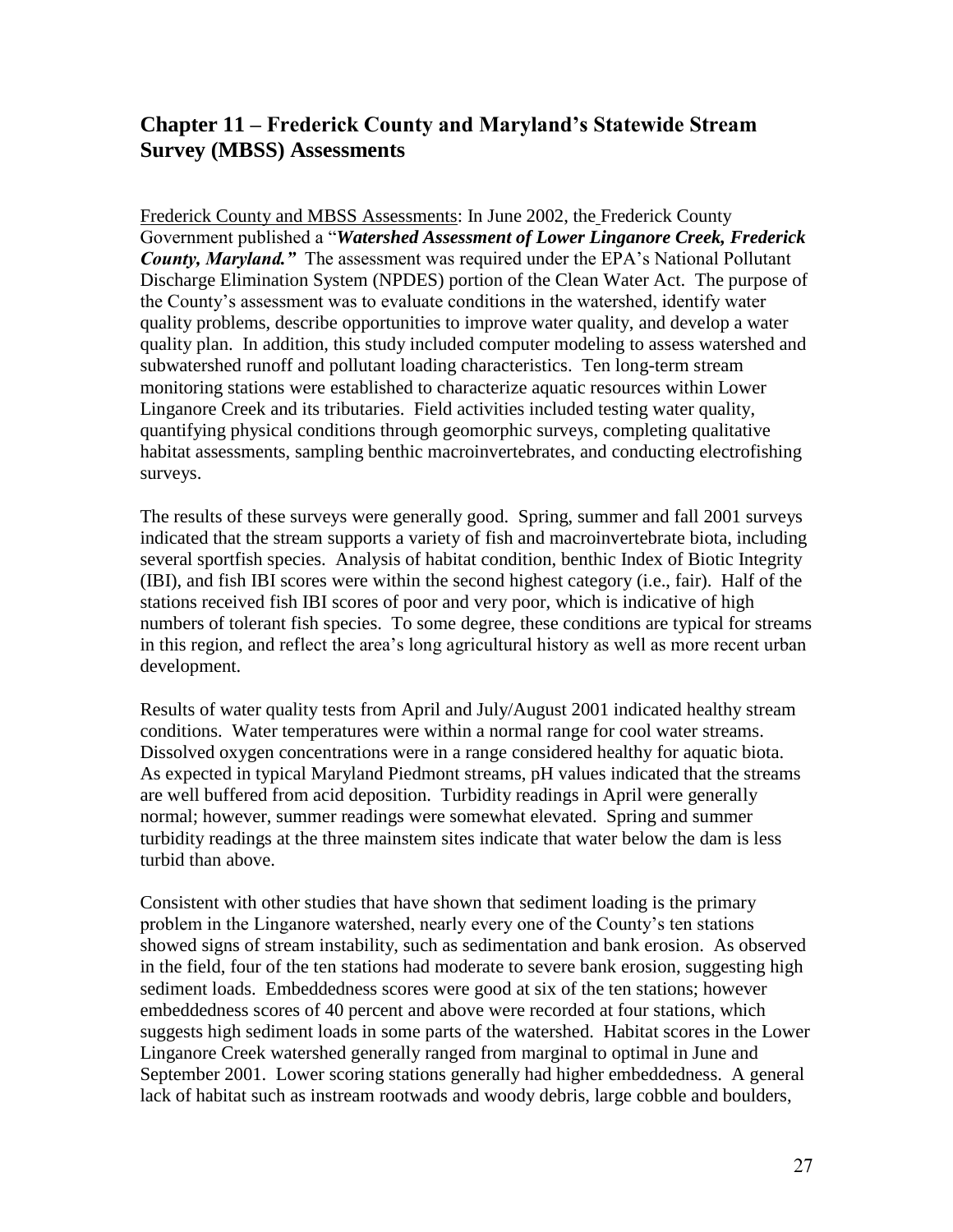## Chapter 11 – Frederick County and Maryland's Statewide Stream Survey (MBSS) Assessments

Frederick County and MBSS Assessments: In June 2002, the Frederick County Government published a "***Watershed Assessment of Lower Linganore Creek, Frederick County, Maryland.***" The assessment was required under the EPA's National Pollutant Discharge Elimination System (NPDES) portion of the Clean Water Act. The purpose of the County's assessment was to evaluate conditions in the watershed, identify water quality problems, describe opportunities to improve water quality, and develop a water quality plan. In addition, this study included computer modeling to assess watershed and subwatershed runoff and pollutant loading characteristics. Ten long-term stream monitoring stations were established to characterize aquatic resources within Lower Linganore Creek and its tributaries. Field activities included testing water quality, quantifying physical conditions through geomorphic surveys, completing qualitative habitat assessments, sampling benthic macroinvertebrates, and conducting electrofishing surveys.

The results of these surveys were generally good. Spring, summer and fall 2001 surveys indicated that the stream supports a variety of fish and macroinvertebrate biota, including several sportfish species. Analysis of habitat condition, benthic Index of Biotic Integrity (IBI), and fish IBI scores were within the second highest category (i.e., fair). Half of the stations received fish IBI scores of poor and very poor, which is indicative of high numbers of tolerant fish species. To some degree, these conditions are typical for streams in this region, and reflect the area's long agricultural history as well as more recent urban development.

Results of water quality tests from April and July/August 2001 indicated healthy stream conditions. Water temperatures were within a normal range for cool water streams. Dissolved oxygen concentrations were in a range considered healthy for aquatic biota. As expected in typical Maryland Piedmont streams, pH values indicated that the streams are well buffered from acid deposition. Turbidity readings in April were generally normal; however, summer readings were somewhat elevated. Spring and summer turbidity readings at the three mainstem sites indicate that water below the dam is less turbid than above.

Consistent with other studies that have shown that sediment loading is the primary problem in the Linganore watershed, nearly every one of the County's ten stations showed signs of stream instability, such as sedimentation and bank erosion. As observed in the field, four of the ten stations had moderate to severe bank erosion, suggesting high sediment loads. Embeddedness scores were good at six of the ten stations; however embeddedness scores of 40 percent and above were recorded at four stations, which suggests high sediment loads in some parts of the watershed. Habitat scores in the Lower Linganore Creek watershed generally ranged from marginal to optimal in June and September 2001. Lower scoring stations generally had higher embeddedness. A general lack of habitat such as instream rootwads and woody debris, large cobble and boulders,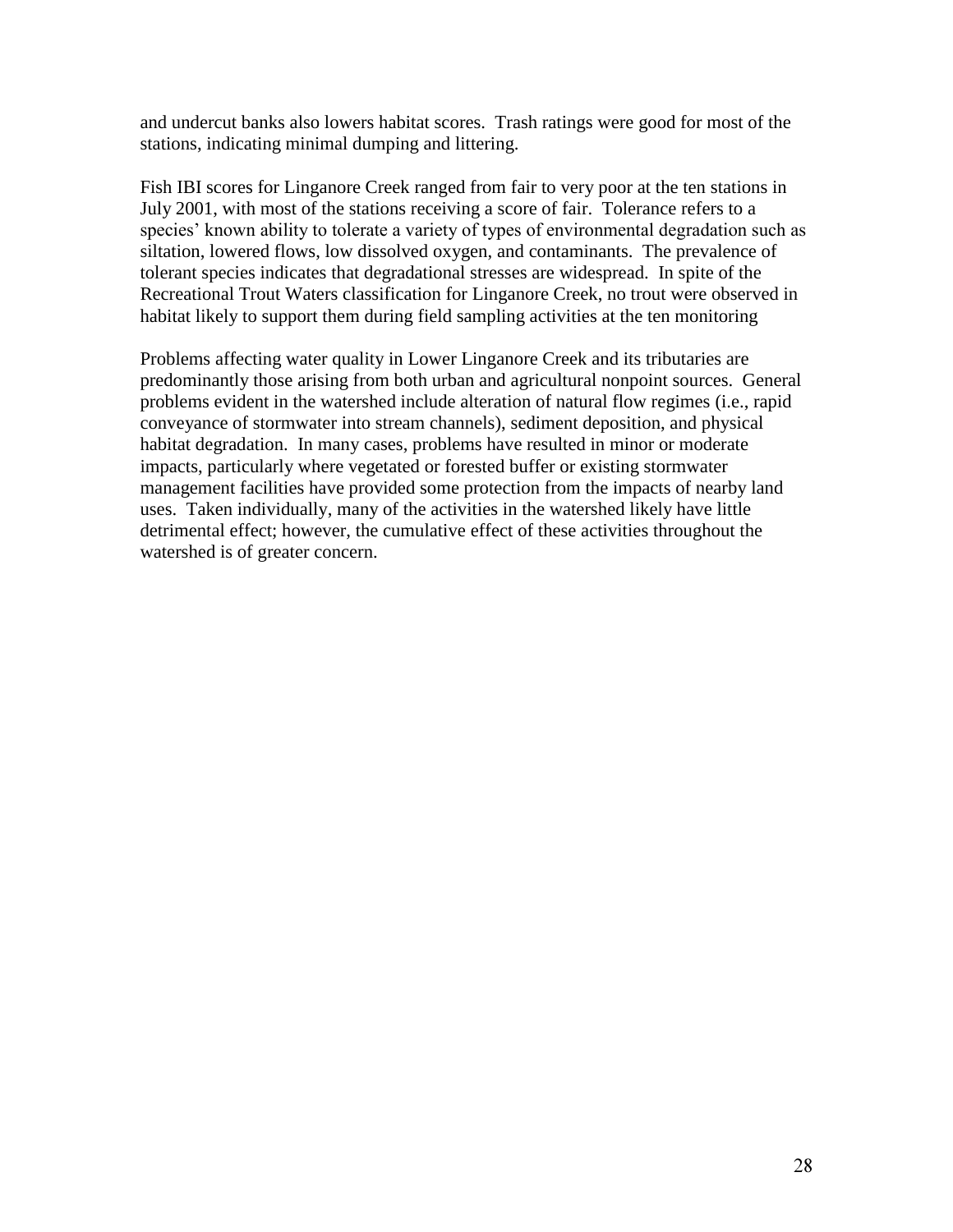and undercut banks also lowers habitat scores. Trash ratings were good for most of the stations, indicating minimal dumping and littering.

Fish IBI scores for Linganore Creek ranged from fair to very poor at the ten stations in July 2001, with most of the stations receiving a score of fair. Tolerance refers to a species' known ability to tolerate a variety of types of environmental degradation such as siltation, lowered flows, low dissolved oxygen, and contaminants. The prevalence of tolerant species indicates that degradational stresses are widespread. In spite of the Recreational Trout Waters classification for Linganore Creek, no trout were observed in habitat likely to support them during field sampling activities at the ten monitoring

Problems affecting water quality in Lower Linganore Creek and its tributaries are predominantly those arising from both urban and agricultural nonpoint sources. General problems evident in the watershed include alteration of natural flow regimes (i.e., rapid conveyance of stormwater into stream channels), sediment deposition, and physical habitat degradation. In many cases, problems have resulted in minor or moderate impacts, particularly where vegetated or forested buffer or existing stormwater management facilities have provided some protection from the impacts of nearby land uses. Taken individually, many of the activities in the watershed likely have little detrimental effect; however, the cumulative effect of these activities throughout the watershed is of greater concern.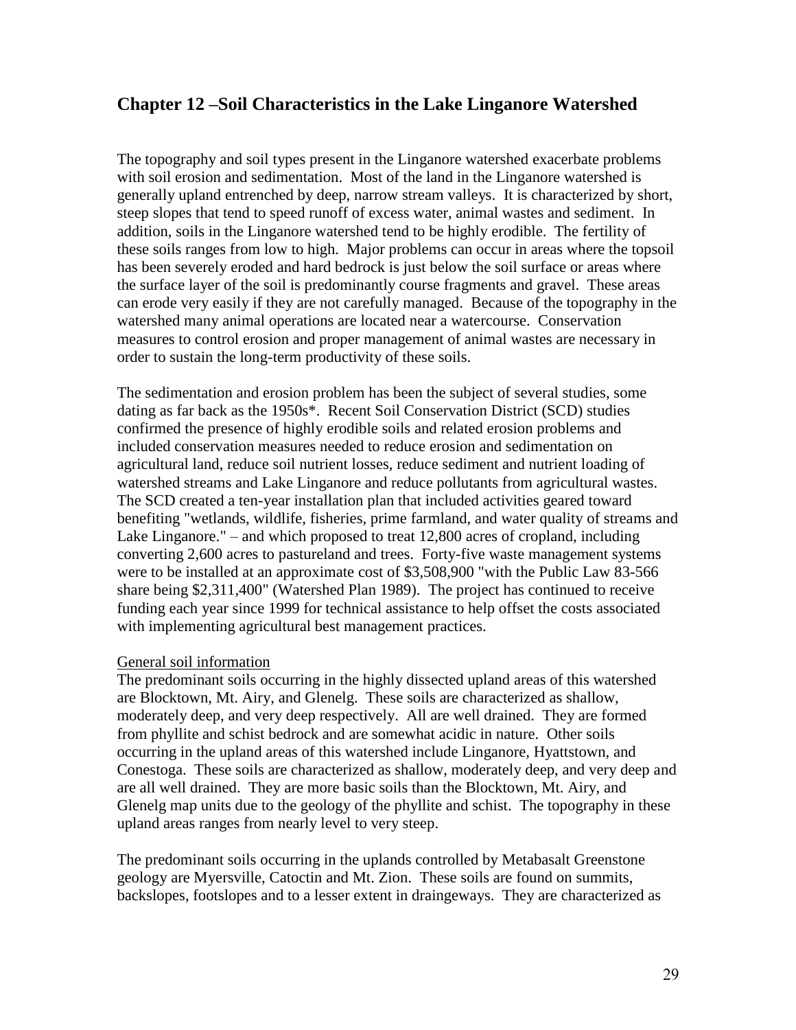## Chapter 12 –Soil Characteristics in the Lake Linganore Watershed

The topography and soil types present in the Linganore watershed exacerbate problems with soil erosion and sedimentation. Most of the land in the Linganore watershed is generally upland entrenched by deep, narrow stream valleys. It is characterized by short, steep slopes that tend to speed runoff of excess water, animal wastes and sediment. In addition, soils in the Linganore watershed tend to be highly erodible. The fertility of these soils ranges from low to high. Major problems can occur in areas where the topsoil has been severely eroded and hard bedrock is just below the soil surface or areas where the surface layer of the soil is predominantly course fragments and gravel. These areas can erode very easily if they are not carefully managed. Because of the topography in the watershed many animal operations are located near a watercourse. Conservation measures to control erosion and proper management of animal wastes are necessary in order to sustain the long-term productivity of these soils.

The sedimentation and erosion problem has been the subject of several studies, some dating as far back as the 1950s*. Recent Soil Conservation District (SCD) studies confirmed the presence of highly erodible soils and related erosion problems and included conservation measures needed to reduce erosion and sedimentation on agricultural land, reduce soil nutrient losses, reduce sediment and nutrient loading of watershed streams and Lake Linganore and reduce pollutants from agricultural wastes. The SCD created a ten-year installation plan that included activities geared toward benefiting "wetlands, wildlife, fisheries, prime farmland, and water quality of streams and Lake Linganore." – and which proposed to treat 12,800 acres of cropland, including converting 2,600 acres to pastureland and trees. Forty-five waste management systems were to be installed at an approximate cost of $3,508,900 "with the Public Law 83-566 share being $2,311,400" (Watershed Plan 1989). The project has continued to receive funding each year since 1999 for technical assistance to help offset the costs associated with implementing agricultural best management practices.

General soil information

The predominant soils occurring in the highly dissected upland areas of this watershed are Blocktown, Mt. Airy, and Glenelg. These soils are characterized as shallow, moderately deep, and very deep respectively. All are well drained. They are formed from phyllite and schist bedrock and are somewhat acidic in nature. Other soils occurring in the upland areas of this watershed include Linganore, Hyattstown, and Conestoga. These soils are characterized as shallow, moderately deep, and very deep and are all well drained. They are more basic soils than the Blocktown, Mt. Airy, and Glenelg map units due to the geology of the phyllite and schist. The topography in these upland areas ranges from nearly level to very steep.

The predominant soils occurring in the uplands controlled by Metabasalt Greenstone geology are Myersville, Catoctin and Mt. Zion. These soils are found on summits, backslopes, footslopes and to a lesser extent in draingeways. They are characterized as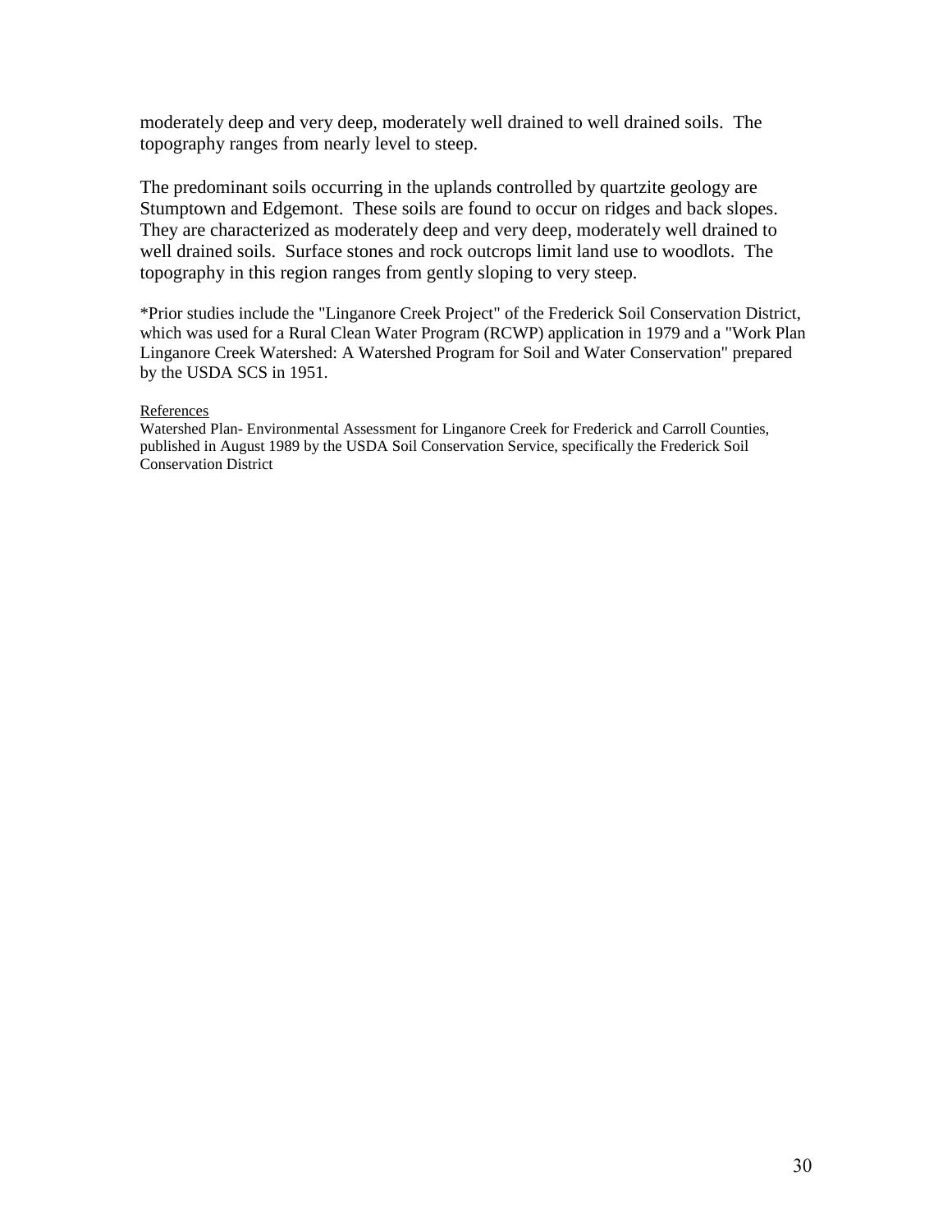moderately deep and very deep, moderately well drained to well drained soils. The topography ranges from nearly level to steep.

The predominant soils occurring in the uplands controlled by quartzite geology are Stumptown and Edgemont. These soils are found to occur on ridges and back slopes. They are characterized as moderately deep and very deep, moderately well drained to well drained soils. Surface stones and rock outcrops limit land use to woodlots. The topography in this region ranges from gently sloping to very steep.

*Prior studies include the "Linganore Creek Project" of the Frederick Soil Conservation District, which was used for a Rural Clean Water Program (RCWP) application in 1979 and a "Work Plan Linganore Creek Watershed: A Watershed Program for Soil and Water Conservation" prepared by the USDA SCS in 1951.

References

Watershed Plan- Environmental Assessment for Linganore Creek for Frederick and Carroll Counties, published in August 1989 by the USDA Soil Conservation Service, specifically the Frederick Soil Conservation District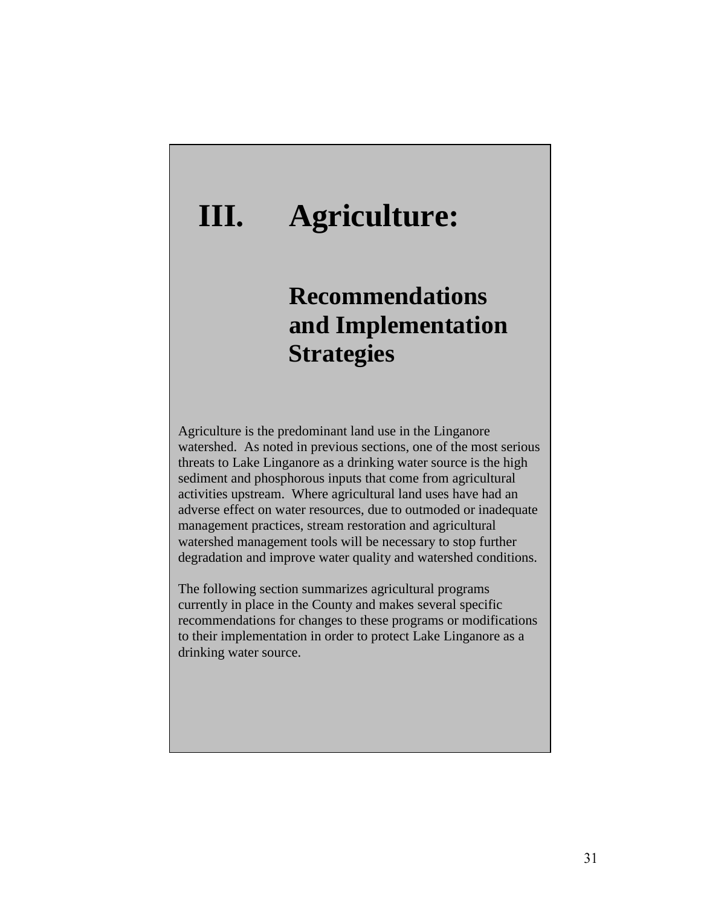# III. Agriculture:

## Recommendations and Implementation Strategies

Agriculture is the predominant land use in the Linganore watershed. As noted in previous sections, one of the most serious threats to Lake Linganore as a drinking water source is the high sediment and phosphorous inputs that come from agricultural activities upstream. Where agricultural land uses have had an adverse effect on water resources, due to outmoded or inadequate management practices, stream restoration and agricultural watershed management tools will be necessary to stop further degradation and improve water quality and watershed conditions.

The following section summarizes agricultural programs currently in place in the County and makes several specific recommendations for changes to these programs or modifications to their implementation in order to protect Lake Linganore as a drinking water source.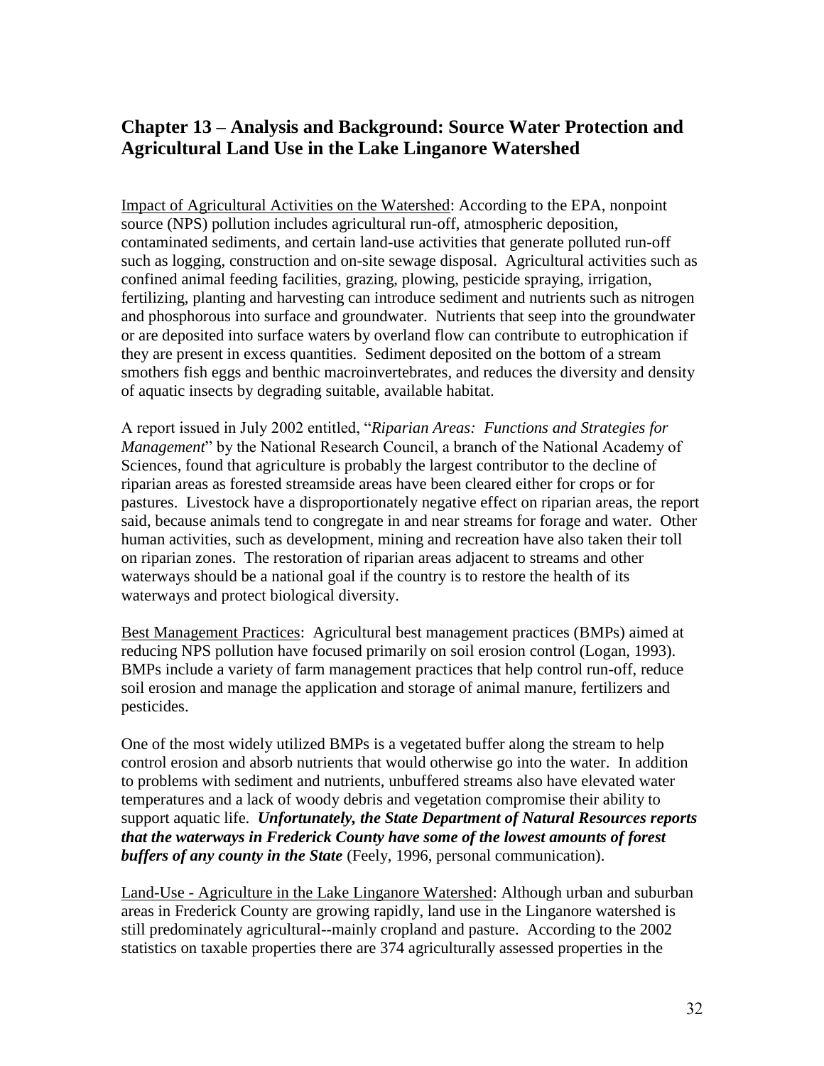## Chapter 13 – Analysis and Background: Source Water Protection and Agricultural Land Use in the Lake Linganore Watershed

Impact of Agricultural Activities on the Watershed: According to the EPA, nonpoint source (NPS) pollution includes agricultural run-off, atmospheric deposition, contaminated sediments, and certain land-use activities that generate polluted run-off such as logging, construction and on-site sewage disposal. Agricultural activities such as confined animal feeding facilities, grazing, plowing, pesticide spraying, irrigation, fertilizing, planting and harvesting can introduce sediment and nutrients such as nitrogen and phosphorous into surface and groundwater. Nutrients that seep into the groundwater or are deposited into surface waters by overland flow can contribute to eutrophication if they are present in excess quantities. Sediment deposited on the bottom of a stream smothers fish eggs and benthic macroinvertebrates, and reduces the diversity and density of aquatic insects by degrading suitable, available habitat.

A report issued in July 2002 entitled, "*Riparian Areas: Functions and Strategies for Management*" by the National Research Council, a branch of the National Academy of Sciences, found that agriculture is probably the largest contributor to the decline of riparian areas as forested streamside areas have been cleared either for crops or for pastures. Livestock have a disproportionately negative effect on riparian areas, the report said, because animals tend to congregate in and near streams for forage and water. Other human activities, such as development, mining and recreation have also taken their toll on riparian zones. The restoration of riparian areas adjacent to streams and other waterways should be a national goal if the country is to restore the health of its waterways and protect biological diversity.

Best Management Practices: Agricultural best management practices (BMPs) aimed at reducing NPS pollution have focused primarily on soil erosion control (Logan, 1993). BMPs include a variety of farm management practices that help control run-off, reduce soil erosion and manage the application and storage of animal manure, fertilizers and pesticides.

One of the most widely utilized BMPs is a vegetated buffer along the stream to help control erosion and absorb nutrients that would otherwise go into the water. In addition to problems with sediment and nutrients, unbuffered streams also have elevated water temperatures and a lack of woody debris and vegetation compromise their ability to support aquatic life. ***Unfortunately, the State Department of Natural Resources reports that the waterways in Frederick County have some of the lowest amounts of forest buffers of any county in the State*** (Feely, 1996, personal communication).

Land-Use - Agriculture in the Lake Linganore Watershed: Although urban and suburban areas in Frederick County are growing rapidly, land use in the Linganore watershed is still predominately agricultural--mainly cropland and pasture. According to the 2002 statistics on taxable properties there are 374 agriculturally assessed properties in the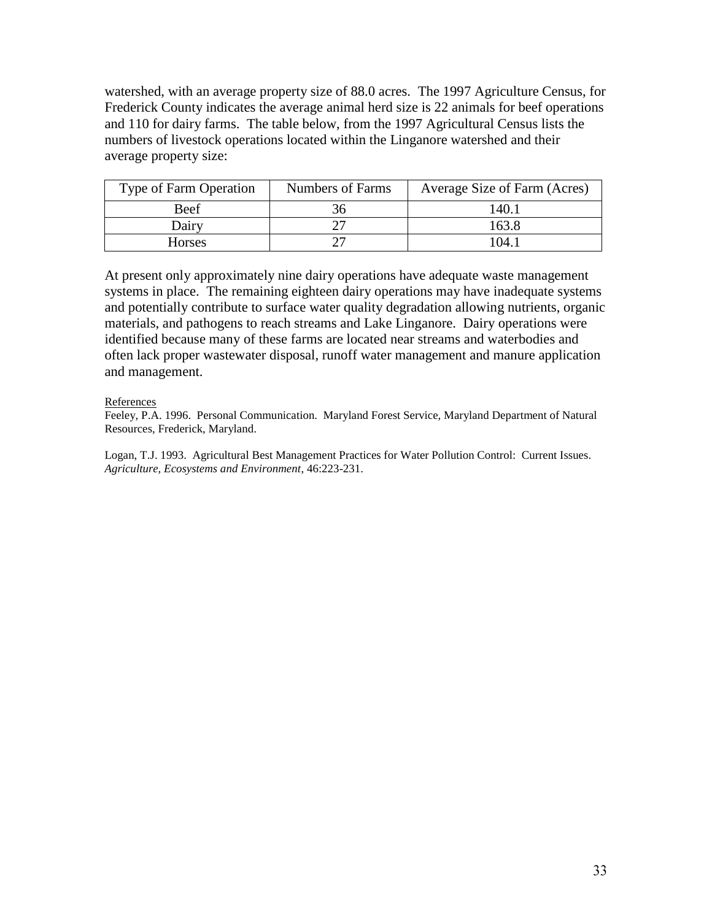watershed, with an average property size of 88.0 acres. The 1997 Agriculture Census, for Frederick County indicates the average animal herd size is 22 animals for beef operations and 110 for dairy farms. The table below, from the 1997 Agricultural Census lists the numbers of livestock operations located within the Linganore watershed and their average property size:

| Type of Farm Operation | Numbers of Farms | Average Size of Farm (Acres) |
|---|---|---|
| Beef | 36 | 140.1 |
| Dairy | 27 | 163.8 |
| Horses | 27 | 104.1 |

At present only approximately nine dairy operations have adequate waste management systems in place. The remaining eighteen dairy operations may have inadequate systems and potentially contribute to surface water quality degradation allowing nutrients, organic materials, and pathogens to reach streams and Lake Linganore. Dairy operations were identified because many of these farms are located near streams and waterbodies and often lack proper wastewater disposal, runoff water management and manure application and management.

References

Feeley, P.A. 1996. Personal Communication. Maryland Forest Service, Maryland Department of Natural Resources, Frederick, Maryland.

Logan, T.J. 1993. Agricultural Best Management Practices for Water Pollution Control: Current Issues. *Agriculture, Ecosystems and Environment*, 46:223-231.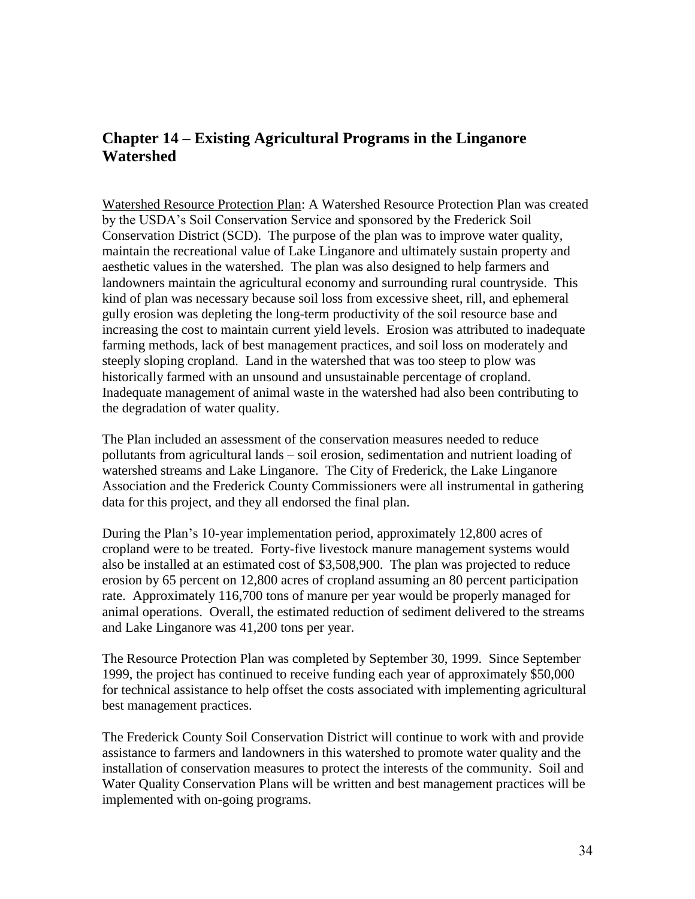## Chapter 14 – Existing Agricultural Programs in the Linganore Watershed

Watershed Resource Protection Plan: A Watershed Resource Protection Plan was created by the USDA's Soil Conservation Service and sponsored by the Frederick Soil Conservation District (SCD). The purpose of the plan was to improve water quality, maintain the recreational value of Lake Linganore and ultimately sustain property and aesthetic values in the watershed. The plan was also designed to help farmers and landowners maintain the agricultural economy and surrounding rural countryside. This kind of plan was necessary because soil loss from excessive sheet, rill, and ephemeral gully erosion was depleting the long-term productivity of the soil resource base and increasing the cost to maintain current yield levels. Erosion was attributed to inadequate farming methods, lack of best management practices, and soil loss on moderately and steeply sloping cropland. Land in the watershed that was too steep to plow was historically farmed with an unsound and unsustainable percentage of cropland. Inadequate management of animal waste in the watershed had also been contributing to the degradation of water quality.

The Plan included an assessment of the conservation measures needed to reduce pollutants from agricultural lands – soil erosion, sedimentation and nutrient loading of watershed streams and Lake Linganore. The City of Frederick, the Lake Linganore Association and the Frederick County Commissioners were all instrumental in gathering data for this project, and they all endorsed the final plan.

During the Plan's 10-year implementation period, approximately 12,800 acres of cropland were to be treated. Forty-five livestock manure management systems would also be installed at an estimated cost of $3,508,900. The plan was projected to reduce erosion by 65 percent on 12,800 acres of cropland assuming an 80 percent participation rate. Approximately 116,700 tons of manure per year would be properly managed for animal operations. Overall, the estimated reduction of sediment delivered to the streams and Lake Linganore was 41,200 tons per year.

The Resource Protection Plan was completed by September 30, 1999. Since September 1999, the project has continued to receive funding each year of approximately $50,000 for technical assistance to help offset the costs associated with implementing agricultural best management practices.

The Frederick County Soil Conservation District will continue to work with and provide assistance to farmers and landowners in this watershed to promote water quality and the installation of conservation measures to protect the interests of the community. Soil and Water Quality Conservation Plans will be written and best management practices will be implemented with on-going programs.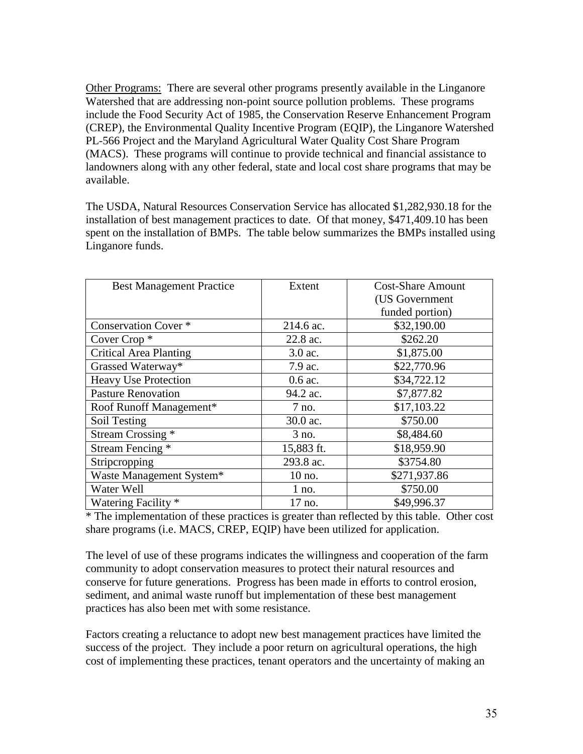Other Programs: There are several other programs presently available in the Linganore Watershed that are addressing non-point source pollution problems. These programs include the Food Security Act of 1985, the Conservation Reserve Enhancement Program (CREP), the Environmental Quality Incentive Program (EQIP), the Linganore Watershed PL-566 Project and the Maryland Agricultural Water Quality Cost Share Program (MACS). These programs will continue to provide technical and financial assistance to landowners along with any other federal, state and local cost share programs that may be available.

The USDA, Natural Resources Conservation Service has allocated $1,282,930.18 for the installation of best management practices to date. Of that money, $471,409.10 has been spent on the installation of BMPs. The table below summarizes the BMPs installed using Linganore funds.

| Best Management Practice | Extent | Cost-Share Amount (US Government funded portion) |
|---|---|---|
| Conservation Cover * | 214.6 ac. | $32,190.00 |
| Cover Crop * | 22.8 ac. | $262.20 |
| Critical Area Planting | 3.0 ac. | $1,875.00 |
| Grassed Waterway* | 7.9 ac. | $22,770.96 |
| Heavy Use Protection | 0.6 ac. | $34,722.12 |
| Pasture Renovation | 94.2 ac. | $7,877.82 |
| Roof Runoff Management* | 7 no. | $17,103.22 |
| Soil Testing | 30.0 ac. | $750.00 |
| Stream Crossing * | 3 no. | $8,484.60 |
| Stream Fencing * | 15,883 ft. | $18,959.90 |
| Stripcropping | 293.8 ac. | $3754.80 |
| Waste Management System* | 10 no. | $271,937.86 |
| Water Well | 1 no. | $750.00 |
| Watering Facility * | 17 no. | $49,996.37 |

* The implementation of these practices is greater than reflected by this table. Other cost share programs (i.e. MACS, CREP, EQIP) have been utilized for application.

The level of use of these programs indicates the willingness and cooperation of the farm community to adopt conservation measures to protect their natural resources and conserve for future generations. Progress has been made in efforts to control erosion, sediment, and animal waste runoff but implementation of these best management practices has also been met with some resistance.

Factors creating a reluctance to adopt new best management practices have limited the success of the project. They include a poor return on agricultural operations, the high cost of implementing these practices, tenant operators and the uncertainty of making an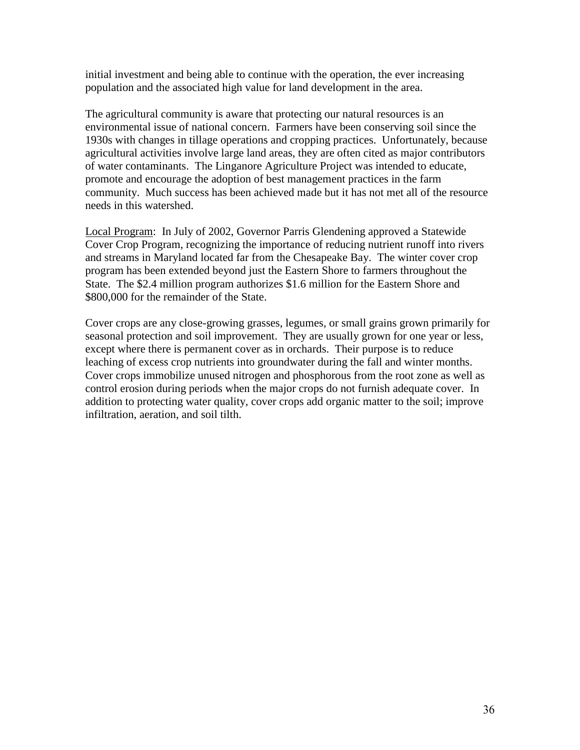initial investment and being able to continue with the operation, the ever increasing population and the associated high value for land development in the area.

The agricultural community is aware that protecting our natural resources is an environmental issue of national concern. Farmers have been conserving soil since the 1930s with changes in tillage operations and cropping practices. Unfortunately, because agricultural activities involve large land areas, they are often cited as major contributors of water contaminants. The Linganore Agriculture Project was intended to educate, promote and encourage the adoption of best management practices in the farm community. Much success has been achieved made but it has not met all of the resource needs in this watershed.

<u>Local Program</u>: In July of 2002, Governor Parris Glendening approved a Statewide Cover Crop Program, recognizing the importance of reducing nutrient runoff into rivers and streams in Maryland located far from the Chesapeake Bay. The winter cover crop program has been extended beyond just the Eastern Shore to farmers throughout the State. The $2.4 million program authorizes $1.6 million for the Eastern Shore and $800,000 for the remainder of the State.

Cover crops are any close-growing grasses, legumes, or small grains grown primarily for seasonal protection and soil improvement. They are usually grown for one year or less, except where there is permanent cover as in orchards. Their purpose is to reduce leaching of excess crop nutrients into groundwater during the fall and winter months. Cover crops immobilize unused nitrogen and phosphorous from the root zone as well as control erosion during periods when the major crops do not furnish adequate cover. In addition to protecting water quality, cover crops add organic matter to the soil; improve infiltration, aeration, and soil tilth.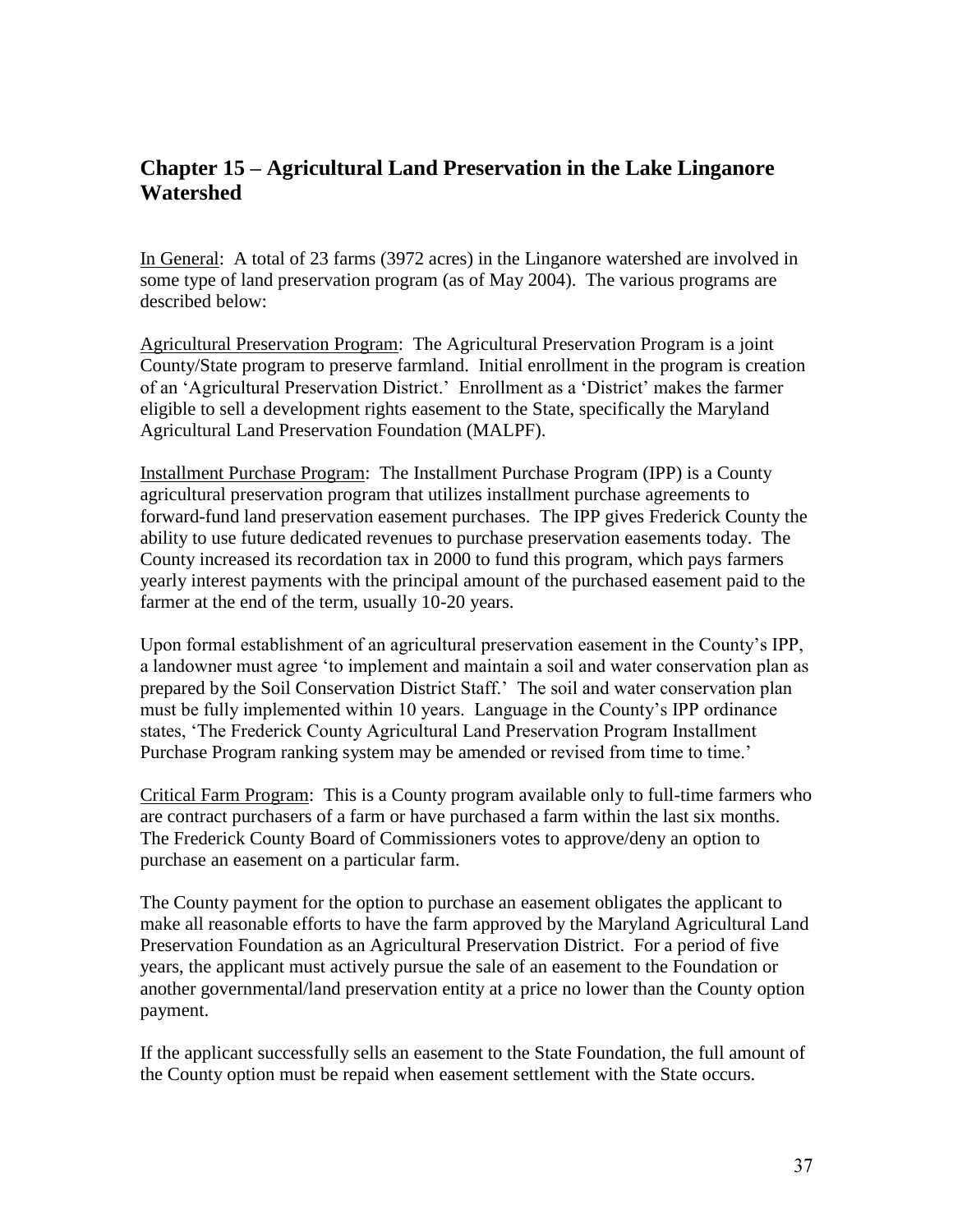## Chapter 15 – Agricultural Land Preservation in the Lake Linganore Watershed

In General: A total of 23 farms (3972 acres) in the Linganore watershed are involved in some type of land preservation program (as of May 2004). The various programs are described below:

Agricultural Preservation Program: The Agricultural Preservation Program is a joint County/State program to preserve farmland. Initial enrollment in the program is creation of an 'Agricultural Preservation District.' Enrollment as a 'District' makes the farmer eligible to sell a development rights easement to the State, specifically the Maryland Agricultural Land Preservation Foundation (MALPF).

Installment Purchase Program: The Installment Purchase Program (IPP) is a County agricultural preservation program that utilizes installment purchase agreements to forward-fund land preservation easement purchases. The IPP gives Frederick County the ability to use future dedicated revenues to purchase preservation easements today. The County increased its recordation tax in 2000 to fund this program, which pays farmers yearly interest payments with the principal amount of the purchased easement paid to the farmer at the end of the term, usually 10-20 years.

Upon formal establishment of an agricultural preservation easement in the County's IPP, a landowner must agree 'to implement and maintain a soil and water conservation plan as prepared by the Soil Conservation District Staff.' The soil and water conservation plan must be fully implemented within 10 years. Language in the County's IPP ordinance states, 'The Frederick County Agricultural Land Preservation Program Installment Purchase Program ranking system may be amended or revised from time to time.'

Critical Farm Program: This is a County program available only to full-time farmers who are contract purchasers of a farm or have purchased a farm within the last six months. The Frederick County Board of Commissioners votes to approve/deny an option to purchase an easement on a particular farm.

The County payment for the option to purchase an easement obligates the applicant to make all reasonable efforts to have the farm approved by the Maryland Agricultural Land Preservation Foundation as an Agricultural Preservation District. For a period of five years, the applicant must actively pursue the sale of an easement to the Foundation or another governmental/land preservation entity at a price no lower than the County option payment.

If the applicant successfully sells an easement to the State Foundation, the full amount of the County option must be repaid when easement settlement with the State occurs.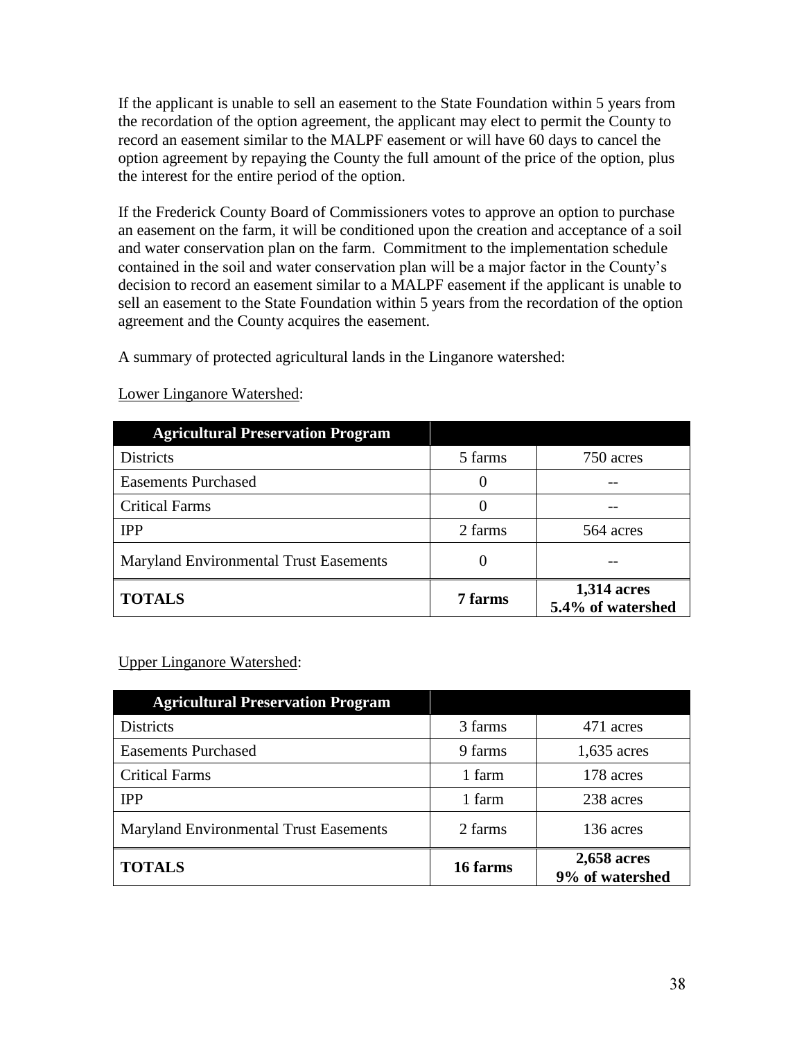If the applicant is unable to sell an easement to the State Foundation within 5 years from the recordation of the option agreement, the applicant may elect to permit the County to record an easement similar to the MALPF easement or will have 60 days to cancel the option agreement by repaying the County the full amount of the price of the option, plus the interest for the entire period of the option.

If the Frederick County Board of Commissioners votes to approve an option to purchase an easement on the farm, it will be conditioned upon the creation and acceptance of a soil and water conservation plan on the farm. Commitment to the implementation schedule contained in the soil and water conservation plan will be a major factor in the County's decision to record an easement similar to a MALPF easement if the applicant is unable to sell an easement to the State Foundation within 5 years from the recordation of the option agreement and the County acquires the easement.

A summary of protected agricultural lands in the Linganore watershed:

Lower Linganore Watershed:

| Agricultural Preservation Program | | |
|---|---|---|
| Districts | 5 farms | 750 acres |
| Easements Purchased | 0 | -- |
| Critical Farms | 0 | -- |
| IPP | 2 farms | 564 acres |
| Maryland Environmental Trust Easements | 0 | -- |
| **TOTALS** | **7 farms** | **1,314 acres 5.4% of watershed** |

Upper Linganore Watershed:

| Agricultural Preservation Program | | |
|---|---|---|
| Districts | 3 farms | 471 acres |
| Easements Purchased | 9 farms | 1,635 acres |
| Critical Farms | 1 farm | 178 acres |
| IPP | 1 farm | 238 acres |
| Maryland Environmental Trust Easements | 2 farms | 136 acres |
| **TOTALS** | **16 farms** | **2,658 acres 9% of watershed** |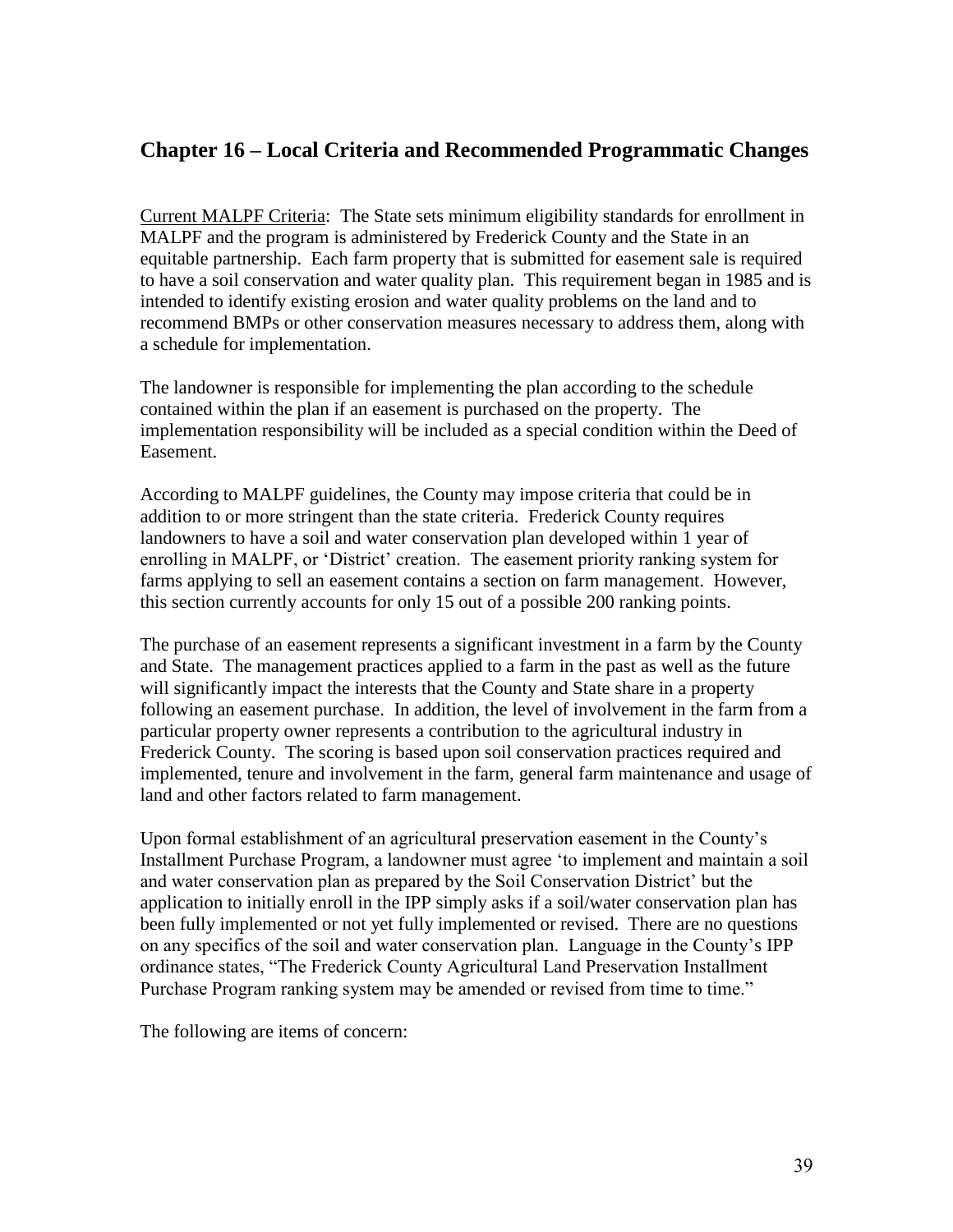## Chapter 16 – Local Criteria and Recommended Programmatic Changes

<u>Current MALPF Criteria</u>: The State sets minimum eligibility standards for enrollment in MALPF and the program is administered by Frederick County and the State in an equitable partnership. Each farm property that is submitted for easement sale is required to have a soil conservation and water quality plan. This requirement began in 1985 and is intended to identify existing erosion and water quality problems on the land and to recommend BMPs or other conservation measures necessary to address them, along with a schedule for implementation.

The landowner is responsible for implementing the plan according to the schedule contained within the plan if an easement is purchased on the property. The implementation responsibility will be included as a special condition within the Deed of Easement.

According to MALPF guidelines, the County may impose criteria that could be in addition to or more stringent than the state criteria. Frederick County requires landowners to have a soil and water conservation plan developed within 1 year of enrolling in MALPF, or 'District' creation. The easement priority ranking system for farms applying to sell an easement contains a section on farm management. However, this section currently accounts for only 15 out of a possible 200 ranking points.

The purchase of an easement represents a significant investment in a farm by the County and State. The management practices applied to a farm in the past as well as the future will significantly impact the interests that the County and State share in a property following an easement purchase. In addition, the level of involvement in the farm from a particular property owner represents a contribution to the agricultural industry in Frederick County. The scoring is based upon soil conservation practices required and implemented, tenure and involvement in the farm, general farm maintenance and usage of land and other factors related to farm management.

Upon formal establishment of an agricultural preservation easement in the County's Installment Purchase Program, a landowner must agree 'to implement and maintain a soil and water conservation plan as prepared by the Soil Conservation District' but the application to initially enroll in the IPP simply asks if a soil/water conservation plan has been fully implemented or not yet fully implemented or revised. There are no questions on any specifics of the soil and water conservation plan. Language in the County's IPP ordinance states, "The Frederick County Agricultural Land Preservation Installment Purchase Program ranking system may be amended or revised from time to time."

The following are items of concern: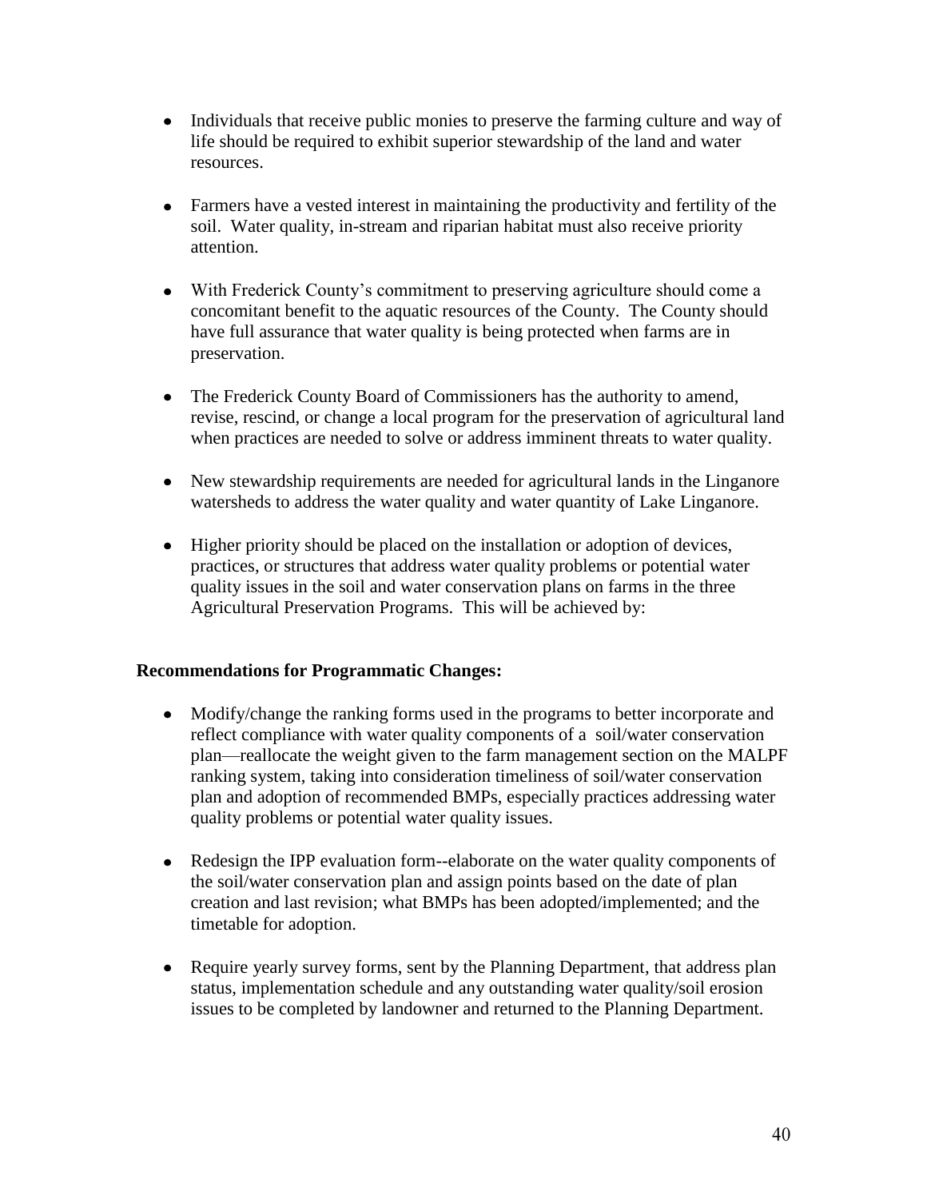- Individuals that receive public monies to preserve the farming culture and way of life should be required to exhibit superior stewardship of the land and water resources.

- Farmers have a vested interest in maintaining the productivity and fertility of the soil. Water quality, in-stream and riparian habitat must also receive priority attention.

- With Frederick County's commitment to preserving agriculture should come a concomitant benefit to the aquatic resources of the County. The County should have full assurance that water quality is being protected when farms are in preservation.

- The Frederick County Board of Commissioners has the authority to amend, revise, rescind, or change a local program for the preservation of agricultural land when practices are needed to solve or address imminent threats to water quality.

- New stewardship requirements are needed for agricultural lands in the Linganore watersheds to address the water quality and water quantity of Lake Linganore.

- Higher priority should be placed on the installation or adoption of devices, practices, or structures that address water quality problems or potential water quality issues in the soil and water conservation plans on farms in the three Agricultural Preservation Programs. This will be achieved by:

**Recommendations for Programmatic Changes:**

- Modify/change the ranking forms used in the programs to better incorporate and reflect compliance with water quality components of a soil/water conservation plan—reallocate the weight given to the farm management section on the MALPF ranking system, taking into consideration timeliness of soil/water conservation plan and adoption of recommended BMPs, especially practices addressing water quality problems or potential water quality issues.

- Redesign the IPP evaluation form--elaborate on the water quality components of the soil/water conservation plan and assign points based on the date of plan creation and last revision; what BMPs has been adopted/implemented; and the timetable for adoption.

- Require yearly survey forms, sent by the Planning Department, that address plan status, implementation schedule and any outstanding water quality/soil erosion issues to be completed by landowner and returned to the Planning Department.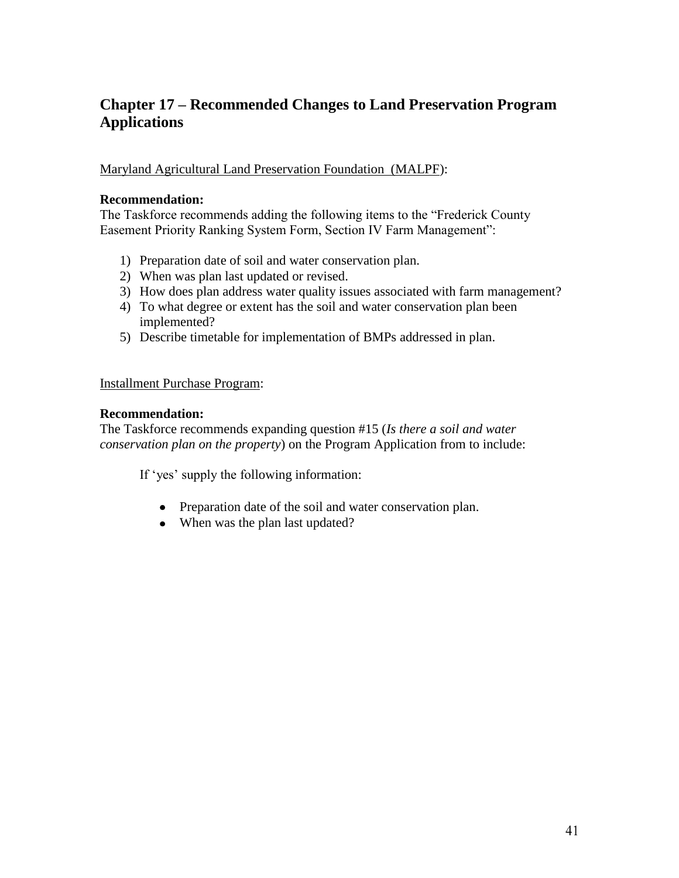## Chapter 17 – Recommended Changes to Land Preservation Program Applications

<u>Maryland Agricultural Land Preservation Foundation (MALPF)</u>:

**Recommendation:**
The Taskforce recommends adding the following items to the "Frederick County Easement Priority Ranking System Form, Section IV Farm Management":

1) Preparation date of soil and water conservation plan.
2) When was plan last updated or revised.
3) How does plan address water quality issues associated with farm management?
4) To what degree or extent has the soil and water conservation plan been implemented?
5) Describe timetable for implementation of BMPs addressed in plan.

<u>Installment Purchase Program</u>:

**Recommendation:**
The Taskforce recommends expanding question #15 (*Is there a soil and water conservation plan on the property*) on the Program Application from to include:

If 'yes' supply the following information:

- Preparation date of the soil and water conservation plan.
- When was the plan last updated?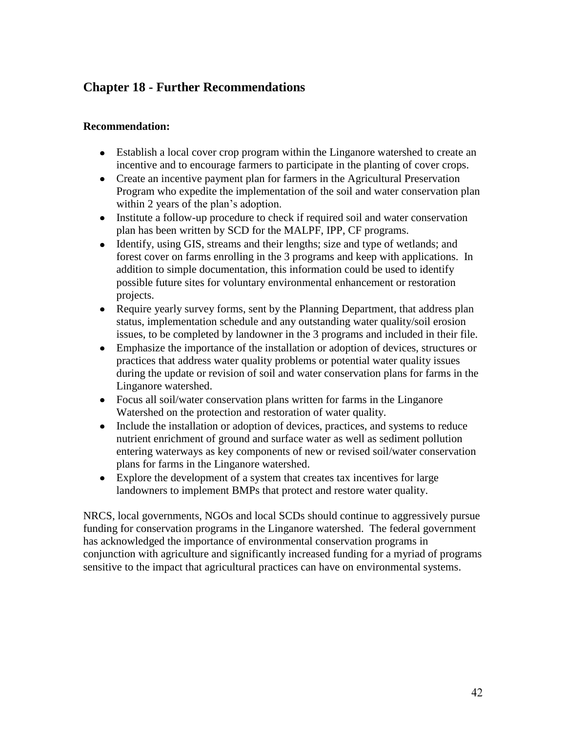## Chapter 18 - Further Recommendations

**Recommendation:**

- Establish a local cover crop program within the Linganore watershed to create an incentive and to encourage farmers to participate in the planting of cover crops.
- Create an incentive payment plan for farmers in the Agricultural Preservation Program who expedite the implementation of the soil and water conservation plan within 2 years of the plan's adoption.
- Institute a follow-up procedure to check if required soil and water conservation plan has been written by SCD for the MALPF, IPP, CF programs.
- Identify, using GIS, streams and their lengths; size and type of wetlands; and forest cover on farms enrolling in the 3 programs and keep with applications. In addition to simple documentation, this information could be used to identify possible future sites for voluntary environmental enhancement or restoration projects.
- Require yearly survey forms, sent by the Planning Department, that address plan status, implementation schedule and any outstanding water quality/soil erosion issues, to be completed by landowner in the 3 programs and included in their file.
- Emphasize the importance of the installation or adoption of devices, structures or practices that address water quality problems or potential water quality issues during the update or revision of soil and water conservation plans for farms in the Linganore watershed.
- Focus all soil/water conservation plans written for farms in the Linganore Watershed on the protection and restoration of water quality.
- Include the installation or adoption of devices, practices, and systems to reduce nutrient enrichment of ground and surface water as well as sediment pollution entering waterways as key components of new or revised soil/water conservation plans for farms in the Linganore watershed.
- Explore the development of a system that creates tax incentives for large landowners to implement BMPs that protect and restore water quality.

NRCS, local governments, NGOs and local SCDs should continue to aggressively pursue funding for conservation programs in the Linganore watershed. The federal government has acknowledged the importance of environmental conservation programs in conjunction with agriculture and significantly increased funding for a myriad of programs sensitive to the impact that agricultural practices can have on environmental systems.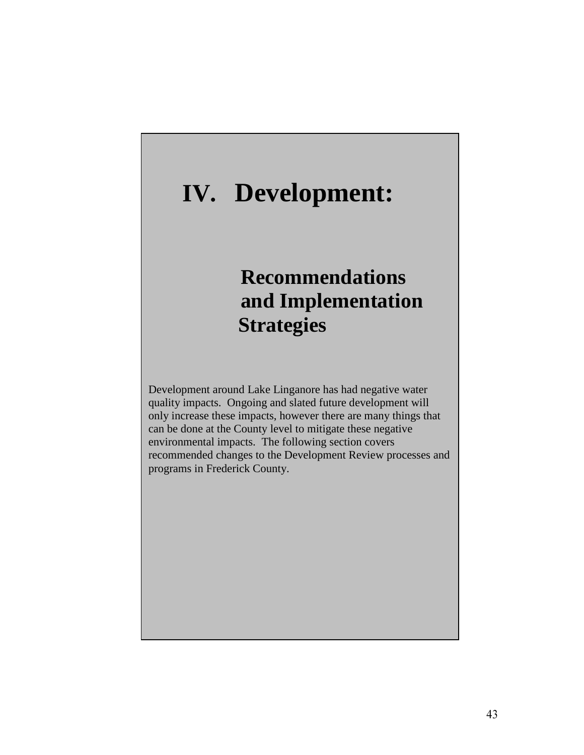# IV. Development:

## Recommendations and Implementation Strategies

Development around Lake Linganore has had negative water quality impacts. Ongoing and slated future development will only increase these impacts, however there are many things that can be done at the County level to mitigate these negative environmental impacts. The following section covers recommended changes to the Development Review processes and programs in Frederick County.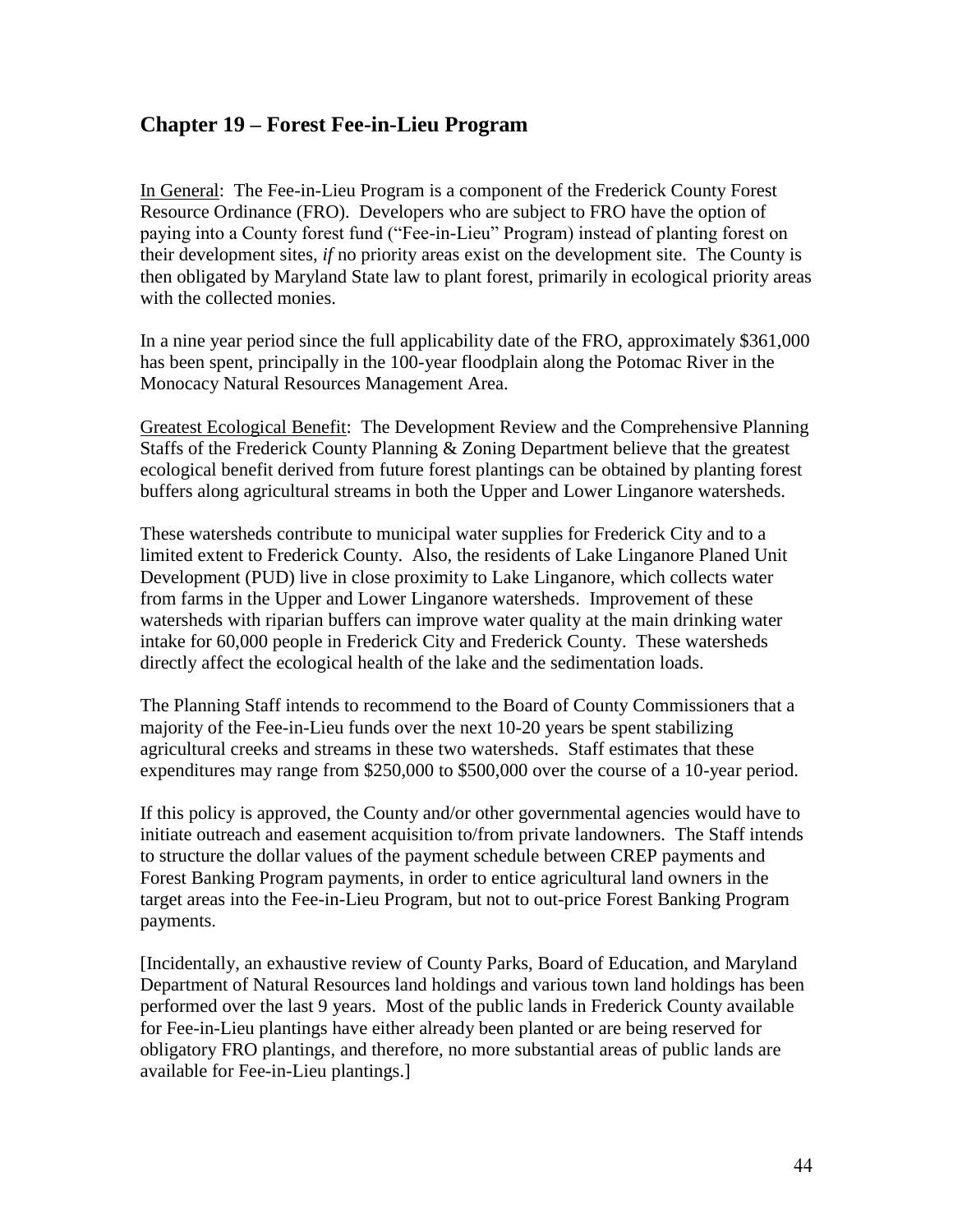## Chapter 19 – Forest Fee-in-Lieu Program

<u>In General</u>: The Fee-in-Lieu Program is a component of the Frederick County Forest Resource Ordinance (FRO). Developers who are subject to FRO have the option of paying into a County forest fund ("Fee-in-Lieu" Program) instead of planting forest on their development sites, *if* no priority areas exist on the development site. The County is then obligated by Maryland State law to plant forest, primarily in ecological priority areas with the collected monies.

In a nine year period since the full applicability date of the FRO, approximately $361,000 has been spent, principally in the 100-year floodplain along the Potomac River in the Monocacy Natural Resources Management Area.

<u>Greatest Ecological Benefit</u>: The Development Review and the Comprehensive Planning Staffs of the Frederick County Planning & Zoning Department believe that the greatest ecological benefit derived from future forest plantings can be obtained by planting forest buffers along agricultural streams in both the Upper and Lower Linganore watersheds.

These watersheds contribute to municipal water supplies for Frederick City and to a limited extent to Frederick County. Also, the residents of Lake Linganore Planed Unit Development (PUD) live in close proximity to Lake Linganore, which collects water from farms in the Upper and Lower Linganore watersheds. Improvement of these watersheds with riparian buffers can improve water quality at the main drinking water intake for 60,000 people in Frederick City and Frederick County. These watersheds directly affect the ecological health of the lake and the sedimentation loads.

The Planning Staff intends to recommend to the Board of County Commissioners that a majority of the Fee-in-Lieu funds over the next 10-20 years be spent stabilizing agricultural creeks and streams in these two watersheds. Staff estimates that these expenditures may range from $250,000 to $500,000 over the course of a 10-year period.

If this policy is approved, the County and/or other governmental agencies would have to initiate outreach and easement acquisition to/from private landowners. The Staff intends to structure the dollar values of the payment schedule between CREP payments and Forest Banking Program payments, in order to entice agricultural land owners in the target areas into the Fee-in-Lieu Program, but not to out-price Forest Banking Program payments.

[Incidentally, an exhaustive review of County Parks, Board of Education, and Maryland Department of Natural Resources land holdings and various town land holdings has been performed over the last 9 years. Most of the public lands in Frederick County available for Fee-in-Lieu plantings have either already been planted or are being reserved for obligatory FRO plantings, and therefore, no more substantial areas of public lands are available for Fee-in-Lieu plantings.]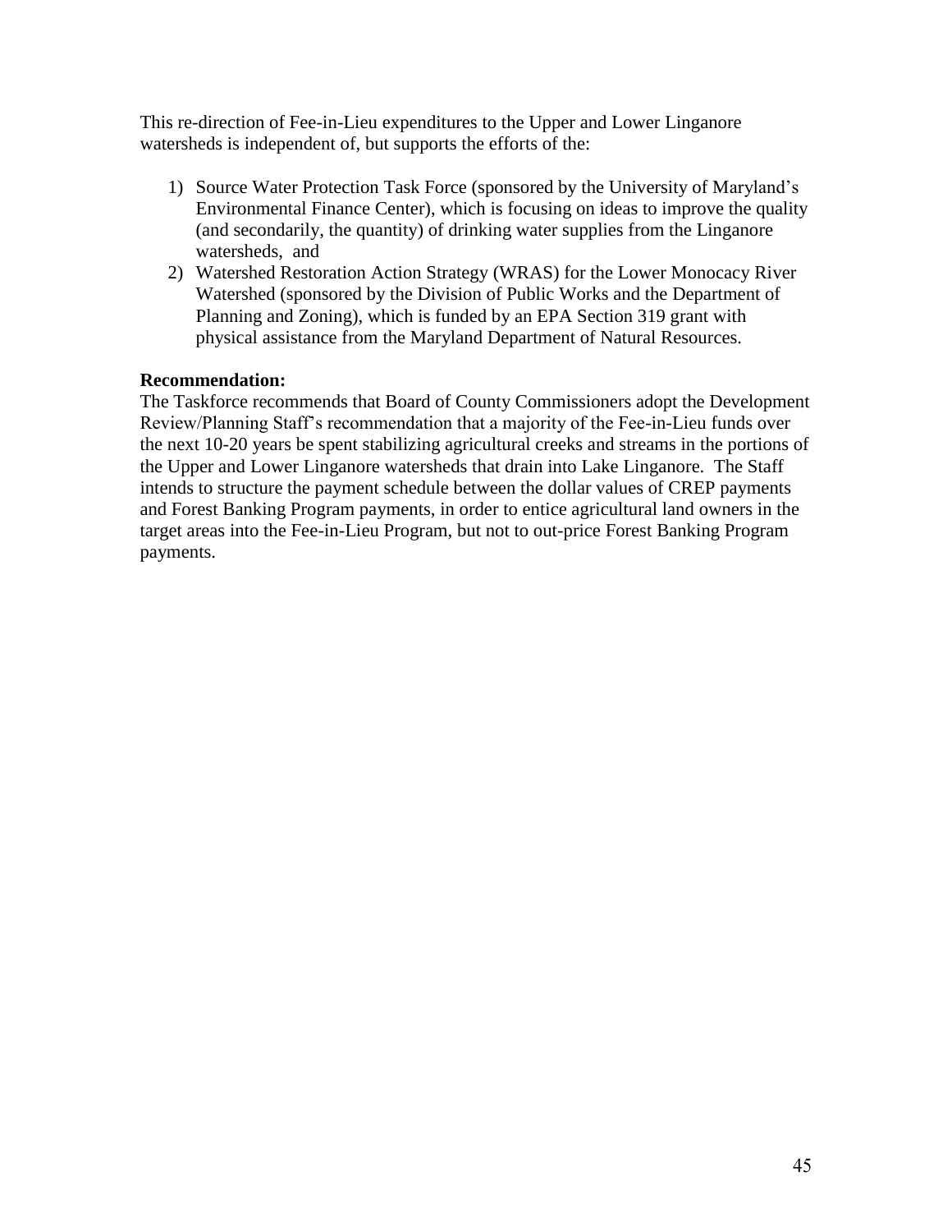This re-direction of Fee-in-Lieu expenditures to the Upper and Lower Linganore watersheds is independent of, but supports the efforts of the:

1) Source Water Protection Task Force (sponsored by the University of Maryland's Environmental Finance Center), which is focusing on ideas to improve the quality (and secondarily, the quantity) of drinking water supplies from the Linganore watersheds, and
2) Watershed Restoration Action Strategy (WRAS) for the Lower Monocacy River Watershed (sponsored by the Division of Public Works and the Department of Planning and Zoning), which is funded by an EPA Section 319 grant with physical assistance from the Maryland Department of Natural Resources.

**Recommendation:**
The Taskforce recommends that Board of County Commissioners adopt the Development Review/Planning Staff's recommendation that a majority of the Fee-in-Lieu funds over the next 10-20 years be spent stabilizing agricultural creeks and streams in the portions of the Upper and Lower Linganore watersheds that drain into Lake Linganore. The Staff intends to structure the payment schedule between the dollar values of CREP payments and Forest Banking Program payments, in order to entice agricultural land owners in the target areas into the Fee-in-Lieu Program, but not to out-price Forest Banking Program payments.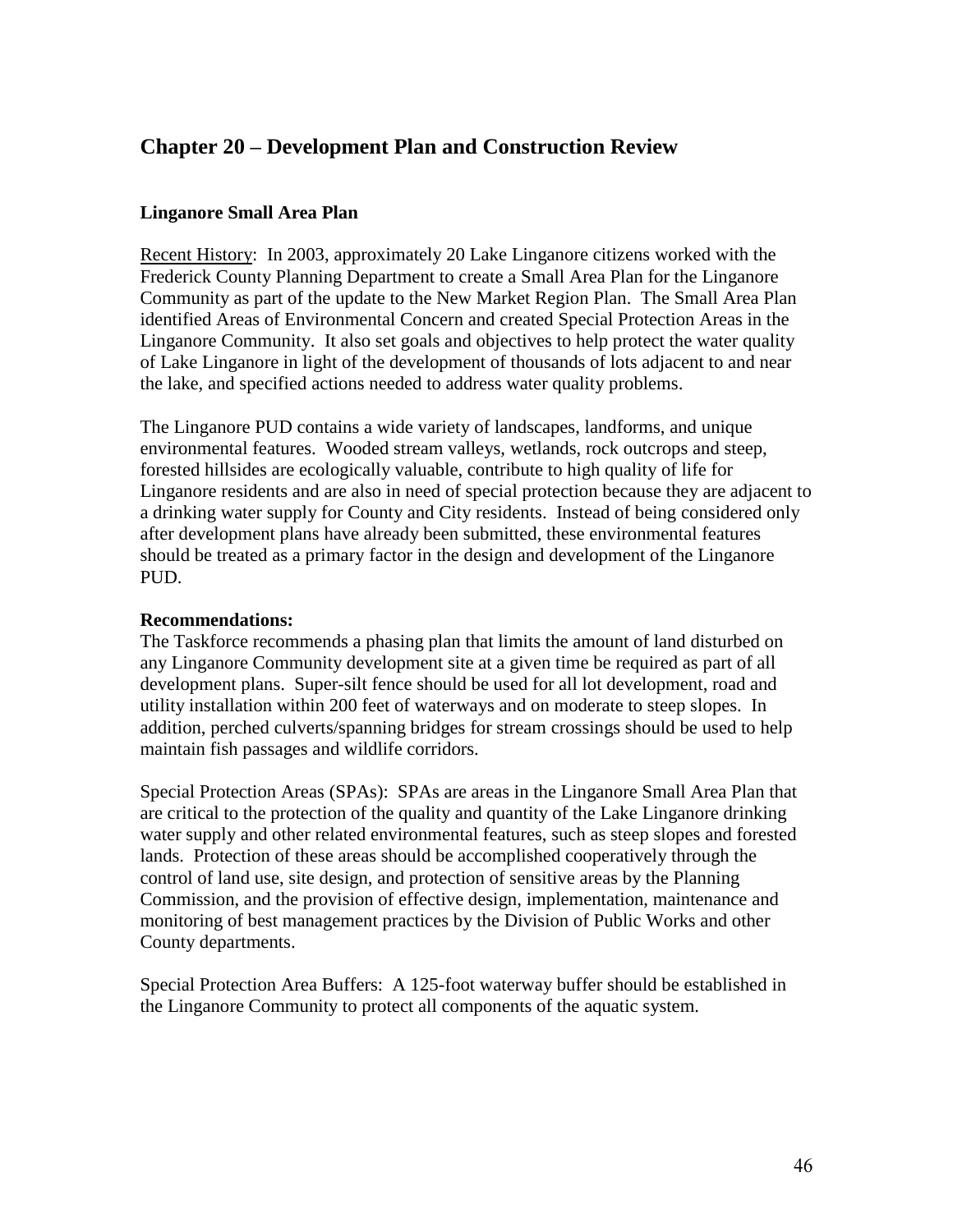# Chapter 20 – Development Plan and Construction Review

### Linganore Small Area Plan

Recent History: In 2003, approximately 20 Lake Linganore citizens worked with the Frederick County Planning Department to create a Small Area Plan for the Linganore Community as part of the update to the New Market Region Plan. The Small Area Plan identified Areas of Environmental Concern and created Special Protection Areas in the Linganore Community. It also set goals and objectives to help protect the water quality of Lake Linganore in light of the development of thousands of lots adjacent to and near the lake, and specified actions needed to address water quality problems.

The Linganore PUD contains a wide variety of landscapes, landforms, and unique environmental features. Wooded stream valleys, wetlands, rock outcrops and steep, forested hillsides are ecologically valuable, contribute to high quality of life for Linganore residents and are also in need of special protection because they are adjacent to a drinking water supply for County and City residents. Instead of being considered only after development plans have already been submitted, these environmental features should be treated as a primary factor in the design and development of the Linganore PUD.

**Recommendations:**

The Taskforce recommends a phasing plan that limits the amount of land disturbed on any Linganore Community development site at a given time be required as part of all development plans. Super-silt fence should be used for all lot development, road and utility installation within 200 feet of waterways and on moderate to steep slopes. In addition, perched culverts/spanning bridges for stream crossings should be used to help maintain fish passages and wildlife corridors.

Special Protection Areas (SPAs): SPAs are areas in the Linganore Small Area Plan that are critical to the protection of the quality and quantity of the Lake Linganore drinking water supply and other related environmental features, such as steep slopes and forested lands. Protection of these areas should be accomplished cooperatively through the control of land use, site design, and protection of sensitive areas by the Planning Commission, and the provision of effective design, implementation, maintenance and monitoring of best management practices by the Division of Public Works and other County departments.

Special Protection Area Buffers: A 125-foot waterway buffer should be established in the Linganore Community to protect all components of the aquatic system.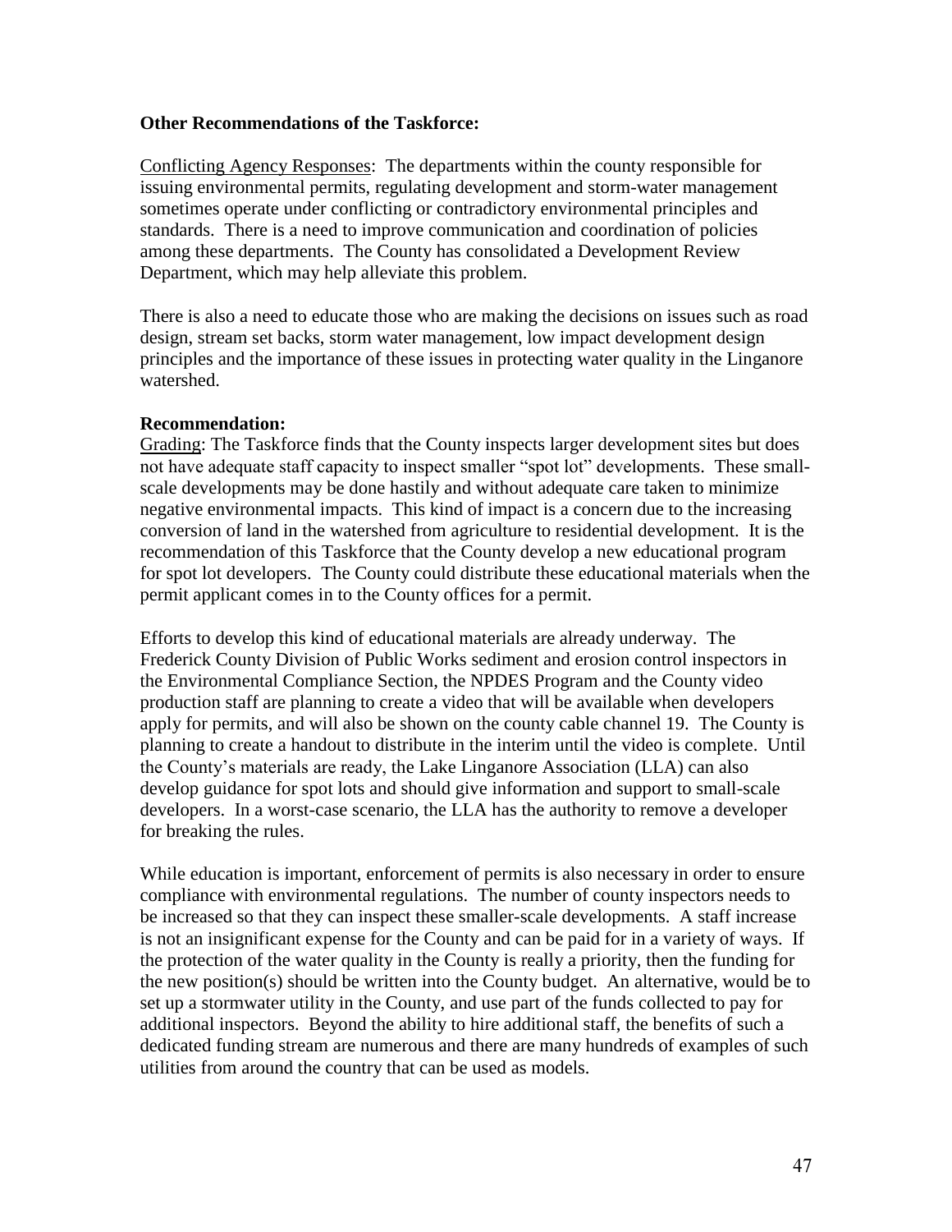**Other Recommendations of the Taskforce:**

Conflicting Agency Responses: The departments within the county responsible for issuing environmental permits, regulating development and storm-water management sometimes operate under conflicting or contradictory environmental principles and standards. There is a need to improve communication and coordination of policies among these departments. The County has consolidated a Development Review Department, which may help alleviate this problem.

There is also a need to educate those who are making the decisions on issues such as road design, stream set backs, storm water management, low impact development design principles and the importance of these issues in protecting water quality in the Linganore watershed.

**Recommendation:**

Grading: The Taskforce finds that the County inspects larger development sites but does not have adequate staff capacity to inspect smaller "spot lot" developments. These small-scale developments may be done hastily and without adequate care taken to minimize negative environmental impacts. This kind of impact is a concern due to the increasing conversion of land in the watershed from agriculture to residential development. It is the recommendation of this Taskforce that the County develop a new educational program for spot lot developers. The County could distribute these educational materials when the permit applicant comes in to the County offices for a permit.

Efforts to develop this kind of educational materials are already underway. The Frederick County Division of Public Works sediment and erosion control inspectors in the Environmental Compliance Section, the NPDES Program and the County video production staff are planning to create a video that will be available when developers apply for permits, and will also be shown on the county cable channel 19. The County is planning to create a handout to distribute in the interim until the video is complete. Until the County's materials are ready, the Lake Linganore Association (LLA) can also develop guidance for spot lots and should give information and support to small-scale developers. In a worst-case scenario, the LLA has the authority to remove a developer for breaking the rules.

While education is important, enforcement of permits is also necessary in order to ensure compliance with environmental regulations. The number of county inspectors needs to be increased so that they can inspect these smaller-scale developments. A staff increase is not an insignificant expense for the County and can be paid for in a variety of ways. If the protection of the water quality in the County is really a priority, then the funding for the new position(s) should be written into the County budget. An alternative, would be to set up a stormwater utility in the County, and use part of the funds collected to pay for additional inspectors. Beyond the ability to hire additional staff, the benefits of such a dedicated funding stream are numerous and there are many hundreds of examples of such utilities from around the country that can be used as models.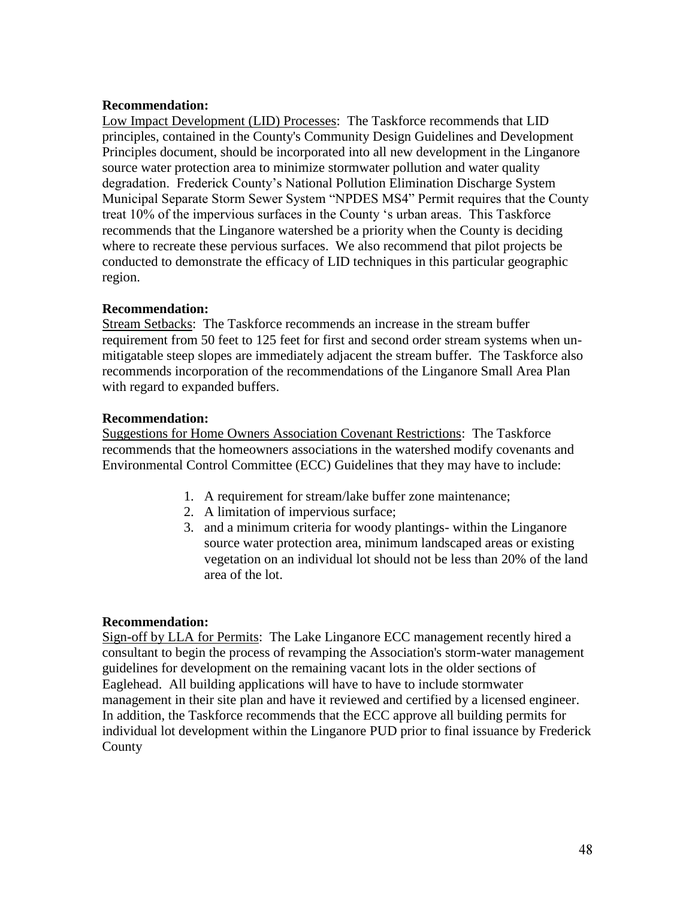**Recommendation:**

Low Impact Development (LID) Processes: The Taskforce recommends that LID principles, contained in the County's Community Design Guidelines and Development Principles document, should be incorporated into all new development in the Linganore source water protection area to minimize stormwater pollution and water quality degradation. Frederick County's National Pollution Elimination Discharge System Municipal Separate Storm Sewer System "NPDES MS4" Permit requires that the County treat 10% of the impervious surfaces in the County 's urban areas. This Taskforce recommends that the Linganore watershed be a priority when the County is deciding where to recreate these pervious surfaces. We also recommend that pilot projects be conducted to demonstrate the efficacy of LID techniques in this particular geographic region.

**Recommendation:**

Stream Setbacks: The Taskforce recommends an increase in the stream buffer requirement from 50 feet to 125 feet for first and second order stream systems when un-mitigatable steep slopes are immediately adjacent the stream buffer. The Taskforce also recommends incorporation of the recommendations of the Linganore Small Area Plan with regard to expanded buffers.

**Recommendation:**

Suggestions for Home Owners Association Covenant Restrictions: The Taskforce recommends that the homeowners associations in the watershed modify covenants and Environmental Control Committee (ECC) Guidelines that they may have to include:

1. A requirement for stream/lake buffer zone maintenance;
2. A limitation of impervious surface;
3. and a minimum criteria for woody plantings- within the Linganore source water protection area, minimum landscaped areas or existing vegetation on an individual lot should not be less than 20% of the land area of the lot.

**Recommendation:**

Sign-off by LLA for Permits: The Lake Linganore ECC management recently hired a consultant to begin the process of revamping the Association's storm-water management guidelines for development on the remaining vacant lots in the older sections of Eaglehead. All building applications will have to have to include stormwater management in their site plan and have it reviewed and certified by a licensed engineer. In addition, the Taskforce recommends that the ECC approve all building permits for individual lot development within the Linganore PUD prior to final issuance by Frederick County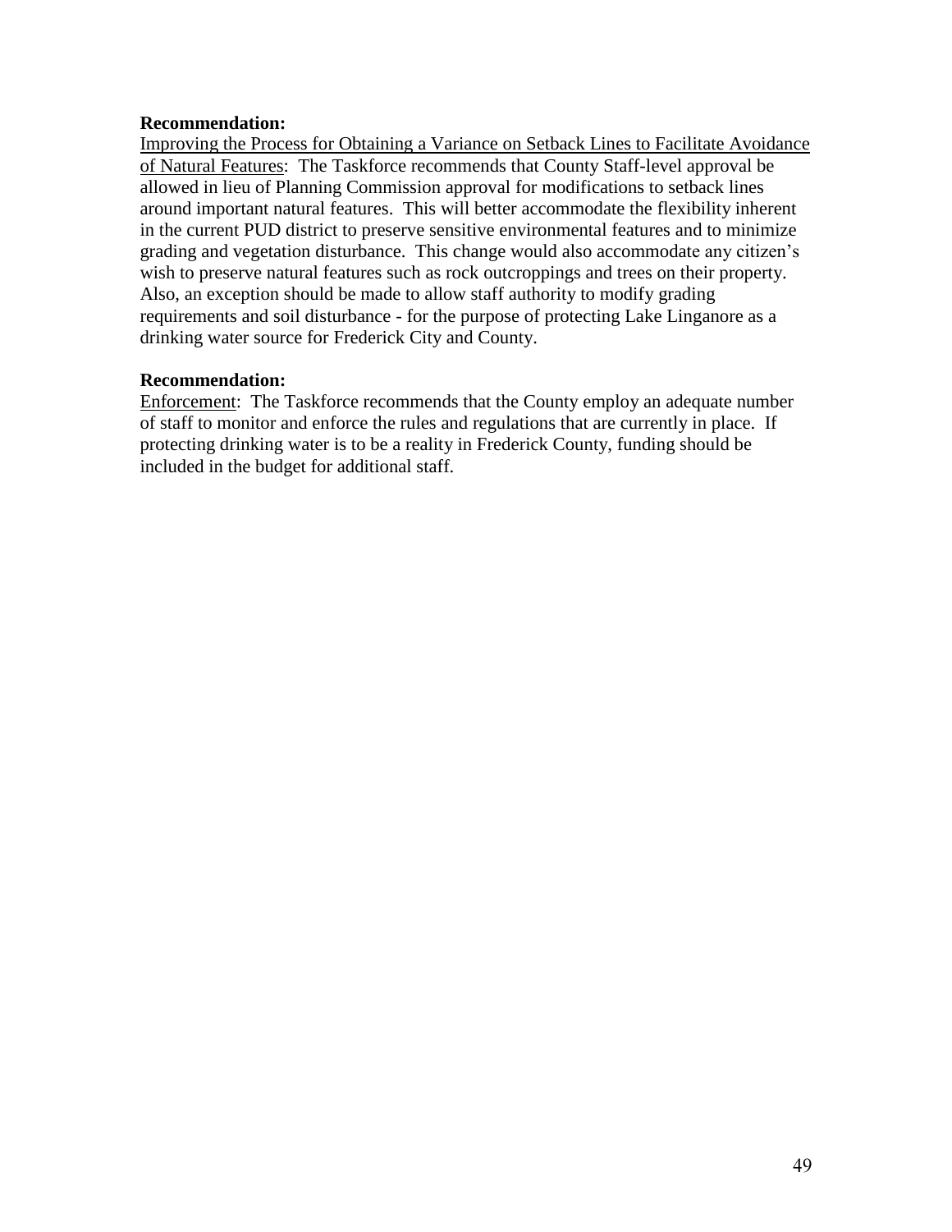**Recommendation:**

Improving the Process for Obtaining a Variance on Setback Lines to Facilitate Avoidance of Natural Features: The Taskforce recommends that County Staff-level approval be allowed in lieu of Planning Commission approval for modifications to setback lines around important natural features. This will better accommodate the flexibility inherent in the current PUD district to preserve sensitive environmental features and to minimize grading and vegetation disturbance. This change would also accommodate any citizen's wish to preserve natural features such as rock outcroppings and trees on their property. Also, an exception should be made to allow staff authority to modify grading requirements and soil disturbance - for the purpose of protecting Lake Linganore as a drinking water source for Frederick City and County.

**Recommendation:**

Enforcement: The Taskforce recommends that the County employ an adequate number of staff to monitor and enforce the rules and regulations that are currently in place. If protecting drinking water is to be a reality in Frederick County, funding should be included in the budget for additional staff.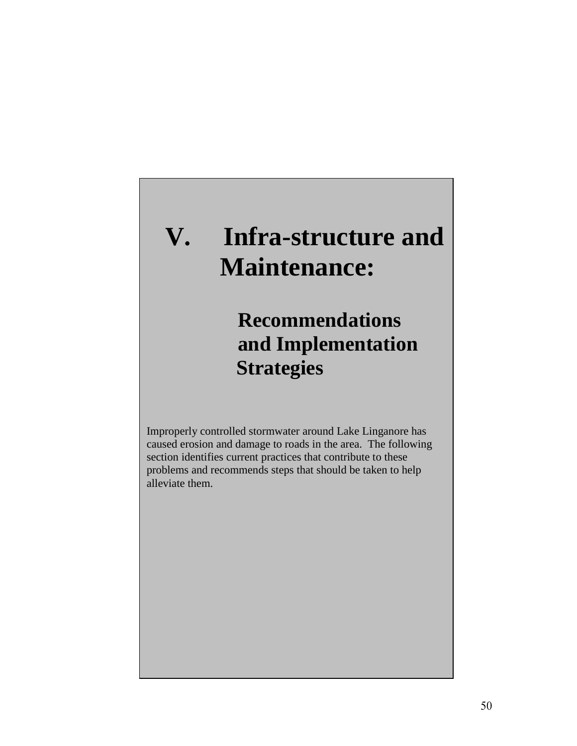# V. Infra-structure and Maintenance:

## Recommendations and Implementation Strategies

Improperly controlled stormwater around Lake Linganore has caused erosion and damage to roads in the area. The following section identifies current practices that contribute to these problems and recommends steps that should be taken to help alleviate them.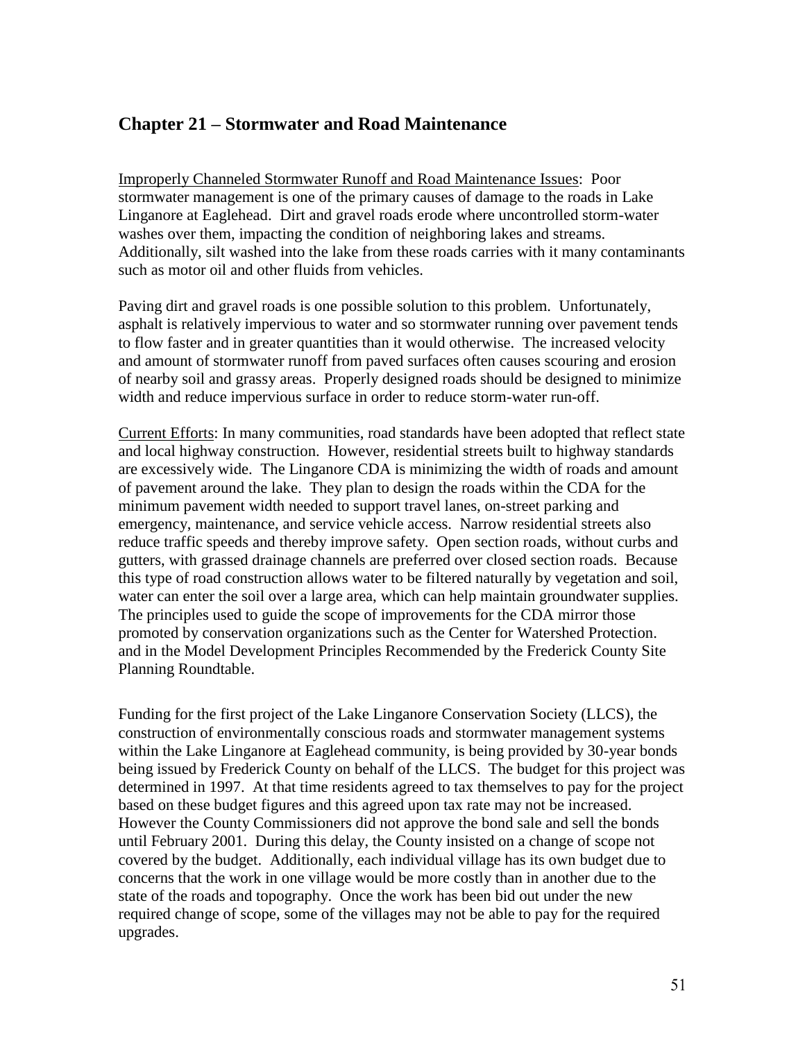## Chapter 21 – Stormwater and Road Maintenance

Improperly Channeled Stormwater Runoff and Road Maintenance Issues: Poor stormwater management is one of the primary causes of damage to the roads in Lake Linganore at Eaglehead. Dirt and gravel roads erode where uncontrolled storm-water washes over them, impacting the condition of neighboring lakes and streams. Additionally, silt washed into the lake from these roads carries with it many contaminants such as motor oil and other fluids from vehicles.

Paving dirt and gravel roads is one possible solution to this problem. Unfortunately, asphalt is relatively impervious to water and so stormwater running over pavement tends to flow faster and in greater quantities than it would otherwise. The increased velocity and amount of stormwater runoff from paved surfaces often causes scouring and erosion of nearby soil and grassy areas. Properly designed roads should be designed to minimize width and reduce impervious surface in order to reduce storm-water run-off.

Current Efforts: In many communities, road standards have been adopted that reflect state and local highway construction. However, residential streets built to highway standards are excessively wide. The Linganore CDA is minimizing the width of roads and amount of pavement around the lake. They plan to design the roads within the CDA for the minimum pavement width needed to support travel lanes, on-street parking and emergency, maintenance, and service vehicle access. Narrow residential streets also reduce traffic speeds and thereby improve safety. Open section roads, without curbs and gutters, with grassed drainage channels are preferred over closed section roads. Because this type of road construction allows water to be filtered naturally by vegetation and soil, water can enter the soil over a large area, which can help maintain groundwater supplies. The principles used to guide the scope of improvements for the CDA mirror those promoted by conservation organizations such as the Center for Watershed Protection. and in the Model Development Principles Recommended by the Frederick County Site Planning Roundtable.

Funding for the first project of the Lake Linganore Conservation Society (LLCS), the construction of environmentally conscious roads and stormwater management systems within the Lake Linganore at Eaglehead community, is being provided by 30-year bonds being issued by Frederick County on behalf of the LLCS. The budget for this project was determined in 1997. At that time residents agreed to tax themselves to pay for the project based on these budget figures and this agreed upon tax rate may not be increased. However the County Commissioners did not approve the bond sale and sell the bonds until February 2001. During this delay, the County insisted on a change of scope not covered by the budget. Additionally, each individual village has its own budget due to concerns that the work in one village would be more costly than in another due to the state of the roads and topography. Once the work has been bid out under the new required change of scope, some of the villages may not be able to pay for the required upgrades.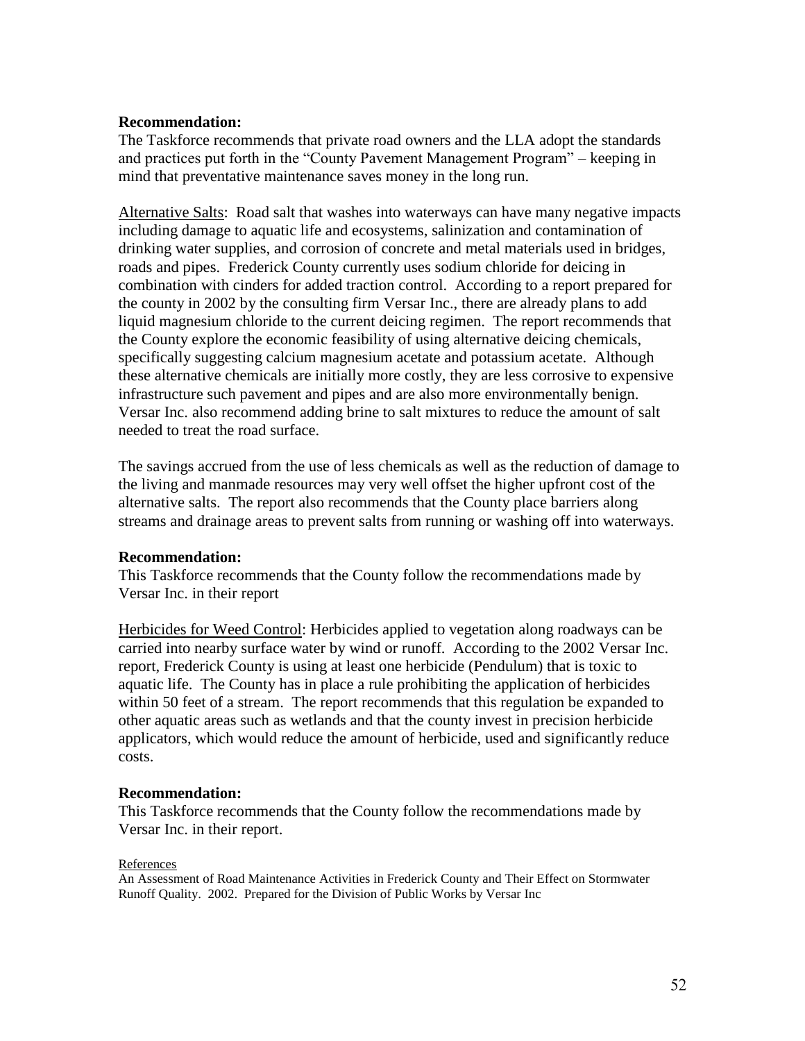**Recommendation:**
The Taskforce recommends that private road owners and the LLA adopt the standards and practices put forth in the "County Pavement Management Program" – keeping in mind that preventative maintenance saves money in the long run.

Alternative Salts: Road salt that washes into waterways can have many negative impacts including damage to aquatic life and ecosystems, salinization and contamination of drinking water supplies, and corrosion of concrete and metal materials used in bridges, roads and pipes. Frederick County currently uses sodium chloride for deicing in combination with cinders for added traction control. According to a report prepared for the county in 2002 by the consulting firm Versar Inc., there are already plans to add liquid magnesium chloride to the current deicing regimen. The report recommends that the County explore the economic feasibility of using alternative deicing chemicals, specifically suggesting calcium magnesium acetate and potassium acetate. Although these alternative chemicals are initially more costly, they are less corrosive to expensive infrastructure such pavement and pipes and are also more environmentally benign. Versar Inc. also recommend adding brine to salt mixtures to reduce the amount of salt needed to treat the road surface.

The savings accrued from the use of less chemicals as well as the reduction of damage to the living and manmade resources may very well offset the higher upfront cost of the alternative salts. The report also recommends that the County place barriers along streams and drainage areas to prevent salts from running or washing off into waterways.

**Recommendation:**
This Taskforce recommends that the County follow the recommendations made by Versar Inc. in their report

Herbicides for Weed Control: Herbicides applied to vegetation along roadways can be carried into nearby surface water by wind or runoff. According to the 2002 Versar Inc. report, Frederick County is using at least one herbicide (Pendulum) that is toxic to aquatic life. The County has in place a rule prohibiting the application of herbicides within 50 feet of a stream. The report recommends that this regulation be expanded to other aquatic areas such as wetlands and that the county invest in precision herbicide applicators, which would reduce the amount of herbicide, used and significantly reduce costs.

**Recommendation:**
This Taskforce recommends that the County follow the recommendations made by Versar Inc. in their report.

References

An Assessment of Road Maintenance Activities in Frederick County and Their Effect on Stormwater Runoff Quality. 2002. Prepared for the Division of Public Works by Versar Inc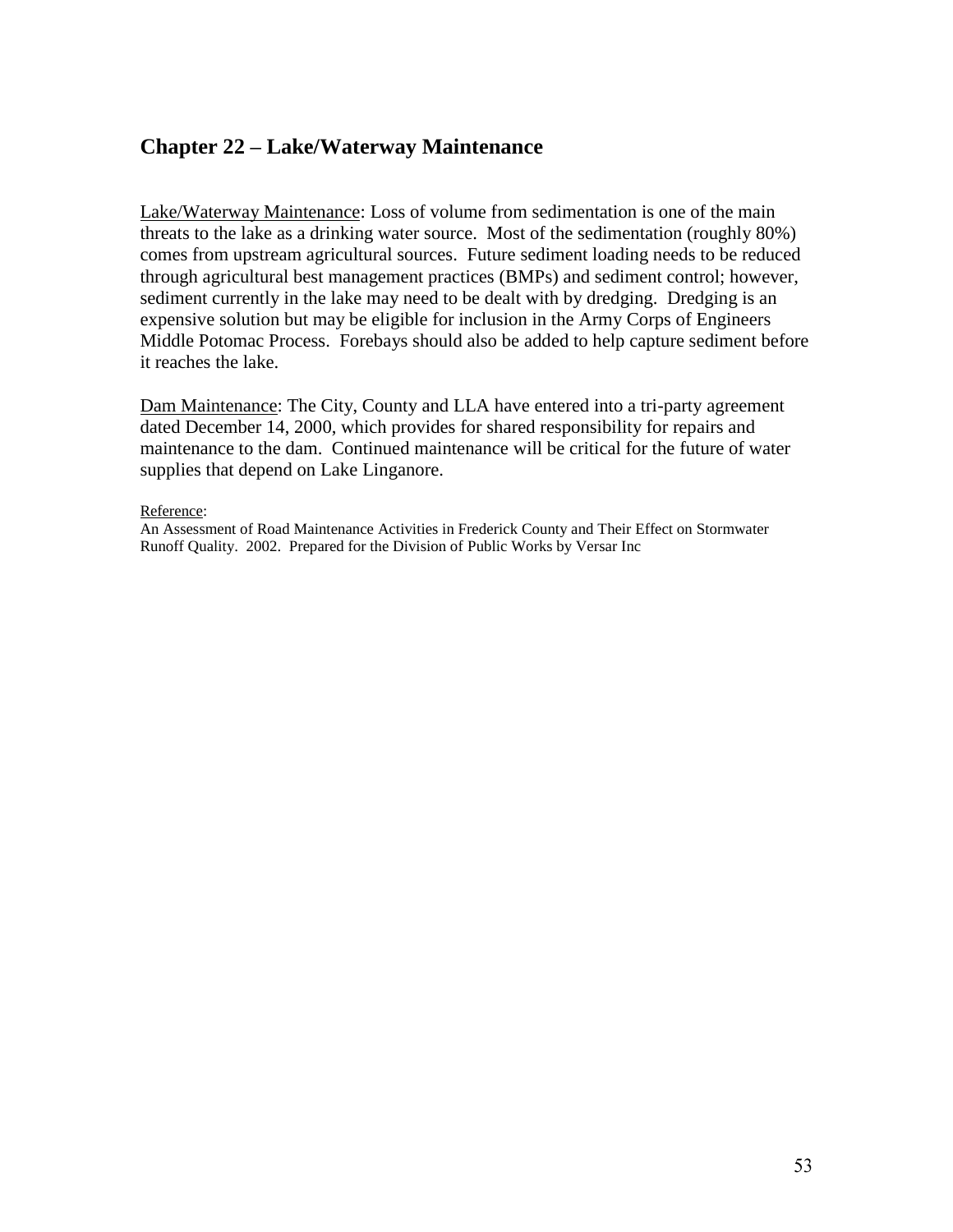## Chapter 22 – Lake/Waterway Maintenance

Lake/Waterway Maintenance: Loss of volume from sedimentation is one of the main threats to the lake as a drinking water source. Most of the sedimentation (roughly 80%) comes from upstream agricultural sources. Future sediment loading needs to be reduced through agricultural best management practices (BMPs) and sediment control; however, sediment currently in the lake may need to be dealt with by dredging. Dredging is an expensive solution but may be eligible for inclusion in the Army Corps of Engineers Middle Potomac Process. Forebays should also be added to help capture sediment before it reaches the lake.

Dam Maintenance: The City, County and LLA have entered into a tri-party agreement dated December 14, 2000, which provides for shared responsibility for repairs and maintenance to the dam. Continued maintenance will be critical for the future of water supplies that depend on Lake Linganore.

Reference:

An Assessment of Road Maintenance Activities in Frederick County and Their Effect on Stormwater Runoff Quality. 2002. Prepared for the Division of Public Works by Versar Inc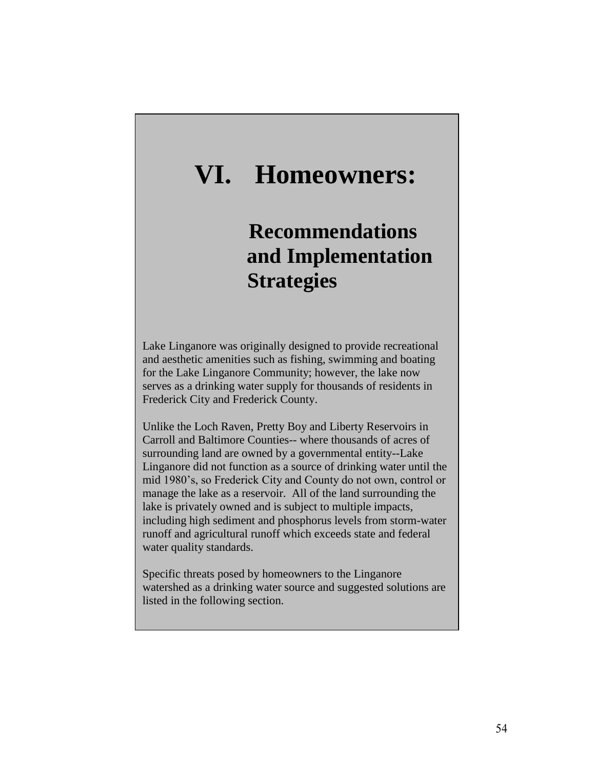# VI. Homeowners:

## Recommendations and Implementation Strategies

Lake Linganore was originally designed to provide recreational and aesthetic amenities such as fishing, swimming and boating for the Lake Linganore Community; however, the lake now serves as a drinking water supply for thousands of residents in Frederick City and Frederick County.

Unlike the Loch Raven, Pretty Boy and Liberty Reservoirs in Carroll and Baltimore Counties-- where thousands of acres of surrounding land are owned by a governmental entity--Lake Linganore did not function as a source of drinking water until the mid 1980's, so Frederick City and County do not own, control or manage the lake as a reservoir. All of the land surrounding the lake is privately owned and is subject to multiple impacts, including high sediment and phosphorus levels from storm-water runoff and agricultural runoff which exceeds state and federal water quality standards.

Specific threats posed by homeowners to the Linganore watershed as a drinking water source and suggested solutions are listed in the following section.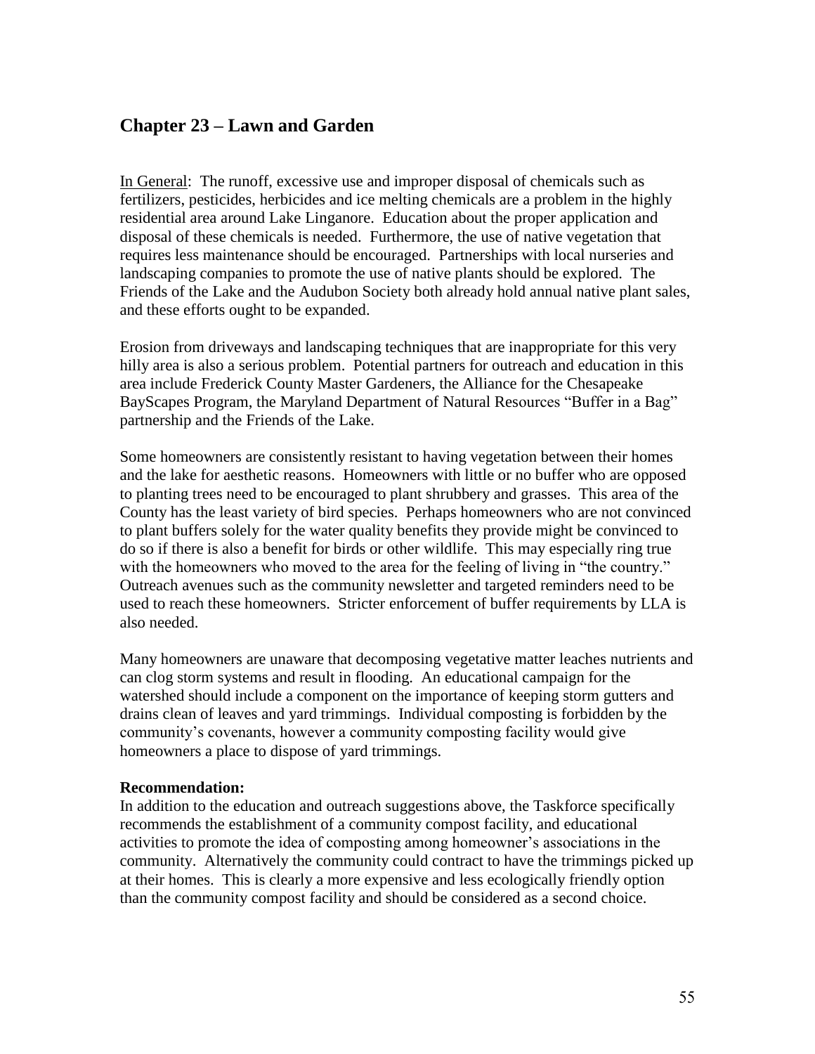## Chapter 23 – Lawn and Garden

In General: The runoff, excessive use and improper disposal of chemicals such as fertilizers, pesticides, herbicides and ice melting chemicals are a problem in the highly residential area around Lake Linganore. Education about the proper application and disposal of these chemicals is needed. Furthermore, the use of native vegetation that requires less maintenance should be encouraged. Partnerships with local nurseries and landscaping companies to promote the use of native plants should be explored. The Friends of the Lake and the Audubon Society both already hold annual native plant sales, and these efforts ought to be expanded.

Erosion from driveways and landscaping techniques that are inappropriate for this very hilly area is also a serious problem. Potential partners for outreach and education in this area include Frederick County Master Gardeners, the Alliance for the Chesapeake BayScapes Program, the Maryland Department of Natural Resources "Buffer in a Bag" partnership and the Friends of the Lake.

Some homeowners are consistently resistant to having vegetation between their homes and the lake for aesthetic reasons. Homeowners with little or no buffer who are opposed to planting trees need to be encouraged to plant shrubbery and grasses. This area of the County has the least variety of bird species. Perhaps homeowners who are not convinced to plant buffers solely for the water quality benefits they provide might be convinced to do so if there is also a benefit for birds or other wildlife. This may especially ring true with the homeowners who moved to the area for the feeling of living in "the country." Outreach avenues such as the community newsletter and targeted reminders need to be used to reach these homeowners. Stricter enforcement of buffer requirements by LLA is also needed.

Many homeowners are unaware that decomposing vegetative matter leaches nutrients and can clog storm systems and result in flooding. An educational campaign for the watershed should include a component on the importance of keeping storm gutters and drains clean of leaves and yard trimmings. Individual composting is forbidden by the community's covenants, however a community composting facility would give homeowners a place to dispose of yard trimmings.

**Recommendation:**
In addition to the education and outreach suggestions above, the Taskforce specifically recommends the establishment of a community compost facility, and educational activities to promote the idea of composting among homeowner's associations in the community. Alternatively the community could contract to have the trimmings picked up at their homes. This is clearly a more expensive and less ecologically friendly option than the community compost facility and should be considered as a second choice.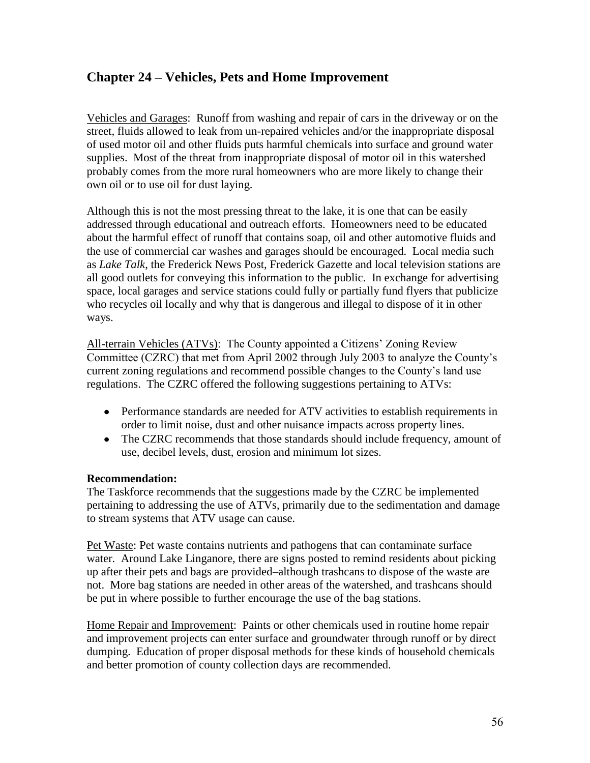## Chapter 24 – Vehicles, Pets and Home Improvement

<u>Vehicles and Garages</u>: Runoff from washing and repair of cars in the driveway or on the street, fluids allowed to leak from un-repaired vehicles and/or the inappropriate disposal of used motor oil and other fluids puts harmful chemicals into surface and ground water supplies. Most of the threat from inappropriate disposal of motor oil in this watershed probably comes from the more rural homeowners who are more likely to change their own oil or to use oil for dust laying.

Although this is not the most pressing threat to the lake, it is one that can be easily addressed through educational and outreach efforts. Homeowners need to be educated about the harmful effect of runoff that contains soap, oil and other automotive fluids and the use of commercial car washes and garages should be encouraged. Local media such as *Lake Talk*, the Frederick News Post, Frederick Gazette and local television stations are all good outlets for conveying this information to the public. In exchange for advertising space, local garages and service stations could fully or partially fund flyers that publicize who recycles oil locally and why that is dangerous and illegal to dispose of it in other ways.

<u>All-terrain Vehicles (ATVs)</u>: The County appointed a Citizens' Zoning Review Committee (CZRC) that met from April 2002 through July 2003 to analyze the County's current zoning regulations and recommend possible changes to the County's land use regulations. The CZRC offered the following suggestions pertaining to ATVs:

- Performance standards are needed for ATV activities to establish requirements in order to limit noise, dust and other nuisance impacts across property lines.
- The CZRC recommends that those standards should include frequency, amount of use, decibel levels, dust, erosion and minimum lot sizes.

**Recommendation:**
The Taskforce recommends that the suggestions made by the CZRC be implemented pertaining to addressing the use of ATVs, primarily due to the sedimentation and damage to stream systems that ATV usage can cause.

<u>Pet Waste</u>: Pet waste contains nutrients and pathogens that can contaminate surface water. Around Lake Linganore, there are signs posted to remind residents about picking up after their pets and bags are provided–although trashcans to dispose of the waste are not. More bag stations are needed in other areas of the watershed, and trashcans should be put in where possible to further encourage the use of the bag stations.

<u>Home Repair and Improvement</u>: Paints or other chemicals used in routine home repair and improvement projects can enter surface and groundwater through runoff or by direct dumping. Education of proper disposal methods for these kinds of household chemicals and better promotion of county collection days are recommended.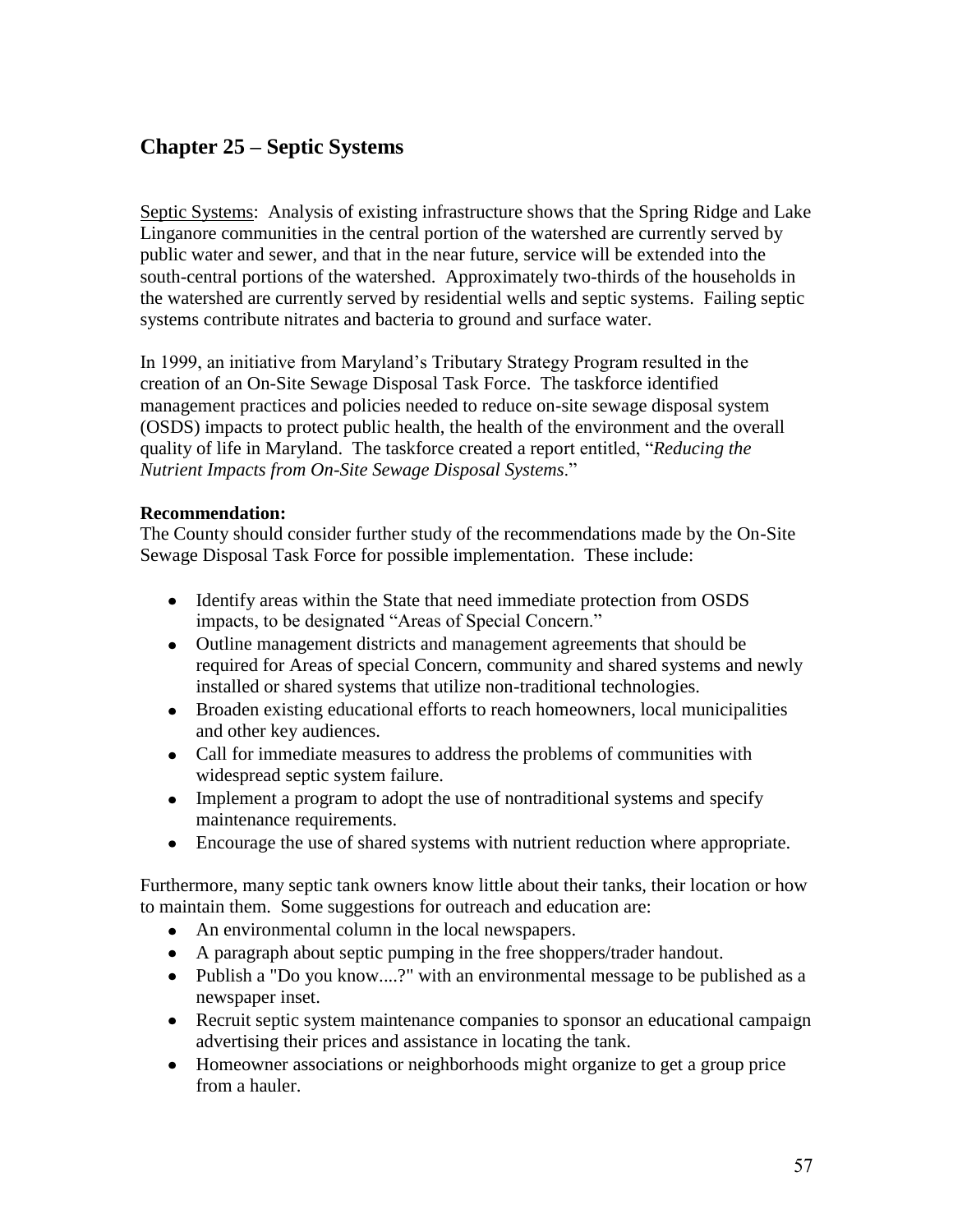## Chapter 25 – Septic Systems

Septic Systems: Analysis of existing infrastructure shows that the Spring Ridge and Lake Linganore communities in the central portion of the watershed are currently served by public water and sewer, and that in the near future, service will be extended into the south-central portions of the watershed. Approximately two-thirds of the households in the watershed are currently served by residential wells and septic systems. Failing septic systems contribute nitrates and bacteria to ground and surface water.

In 1999, an initiative from Maryland's Tributary Strategy Program resulted in the creation of an On-Site Sewage Disposal Task Force. The taskforce identified management practices and policies needed to reduce on-site sewage disposal system (OSDS) impacts to protect public health, the health of the environment and the overall quality of life in Maryland. The taskforce created a report entitled, "*Reducing the Nutrient Impacts from On-Site Sewage Disposal Systems*."

**Recommendation:**
The County should consider further study of the recommendations made by the On-Site Sewage Disposal Task Force for possible implementation. These include:

- Identify areas within the State that need immediate protection from OSDS impacts, to be designated "Areas of Special Concern."
- Outline management districts and management agreements that should be required for Areas of special Concern, community and shared systems and newly installed or shared systems that utilize non-traditional technologies.
- Broaden existing educational efforts to reach homeowners, local municipalities and other key audiences.
- Call for immediate measures to address the problems of communities with widespread septic system failure.
- Implement a program to adopt the use of nontraditional systems and specify maintenance requirements.
- Encourage the use of shared systems with nutrient reduction where appropriate.

Furthermore, many septic tank owners know little about their tanks, their location or how to maintain them. Some suggestions for outreach and education are:

- An environmental column in the local newspapers.
- A paragraph about septic pumping in the free shoppers/trader handout.
- Publish a "Do you know....?" with an environmental message to be published as a newspaper inset.
- Recruit septic system maintenance companies to sponsor an educational campaign advertising their prices and assistance in locating the tank.
- Homeowner associations or neighborhoods might organize to get a group price from a hauler.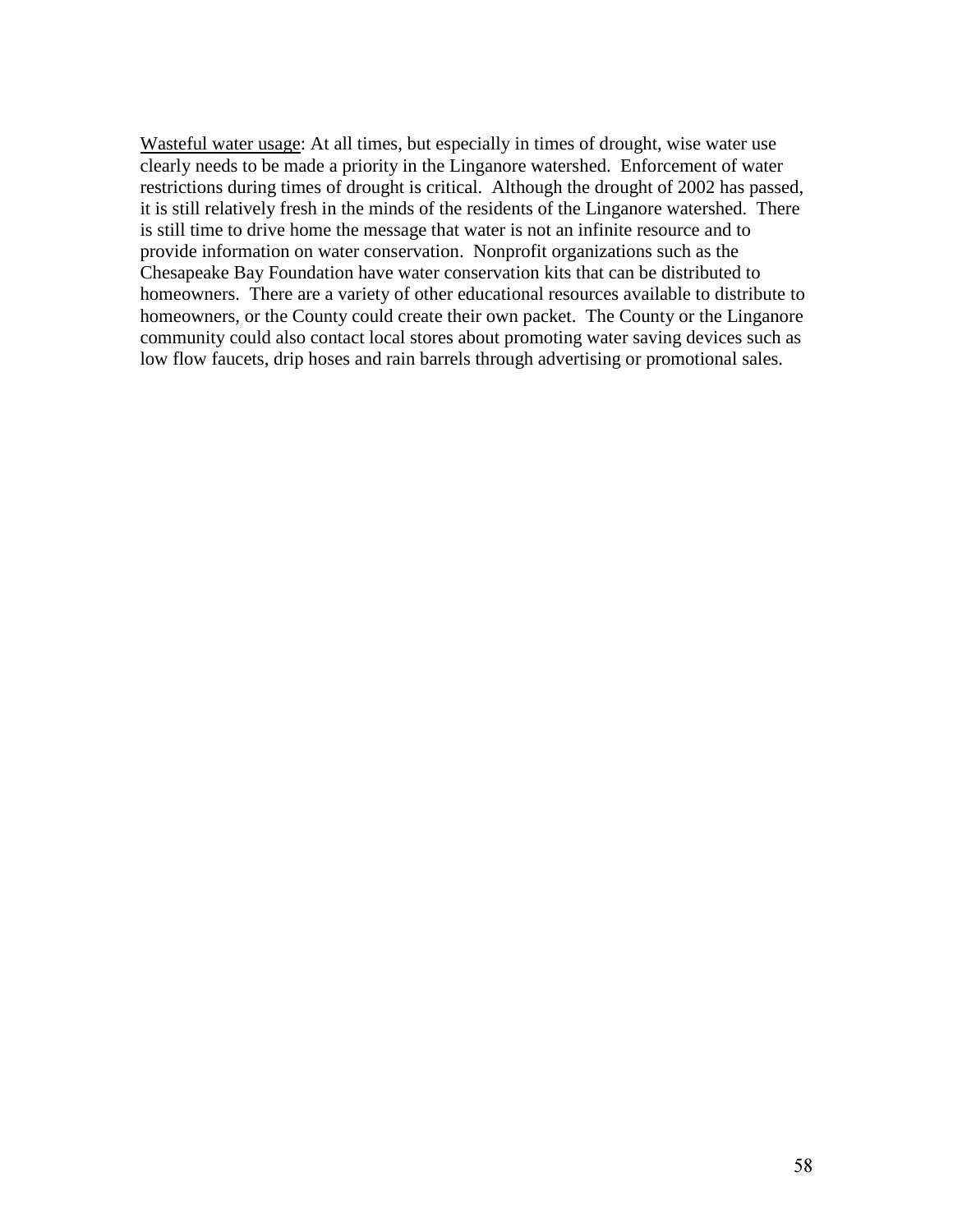<u>Wasteful water usage</u>: At all times, but especially in times of drought, wise water use clearly needs to be made a priority in the Linganore watershed. Enforcement of water restrictions during times of drought is critical. Although the drought of 2002 has passed, it is still relatively fresh in the minds of the residents of the Linganore watershed. There is still time to drive home the message that water is not an infinite resource and to provide information on water conservation. Nonprofit organizations such as the Chesapeake Bay Foundation have water conservation kits that can be distributed to homeowners. There are a variety of other educational resources available to distribute to homeowners, or the County could create their own packet. The County or the Linganore community could also contact local stores about promoting water saving devices such as low flow faucets, drip hoses and rain barrels through advertising or promotional sales.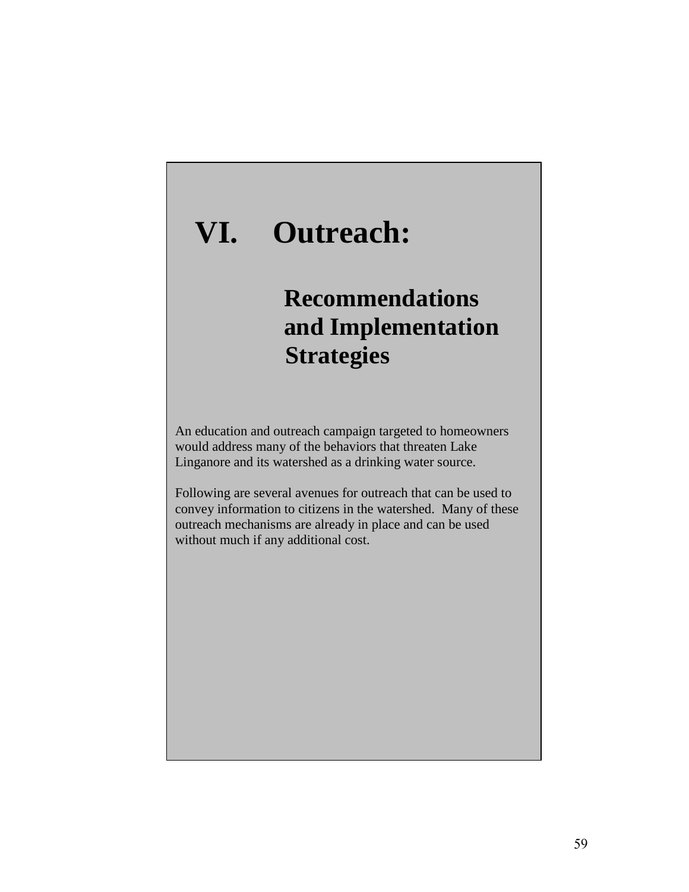# VI. Outreach:

## Recommendations and Implementation Strategies

An education and outreach campaign targeted to homeowners would address many of the behaviors that threaten Lake Linganore and its watershed as a drinking water source.

Following are several avenues for outreach that can be used to convey information to citizens in the watershed. Many of these outreach mechanisms are already in place and can be used without much if any additional cost.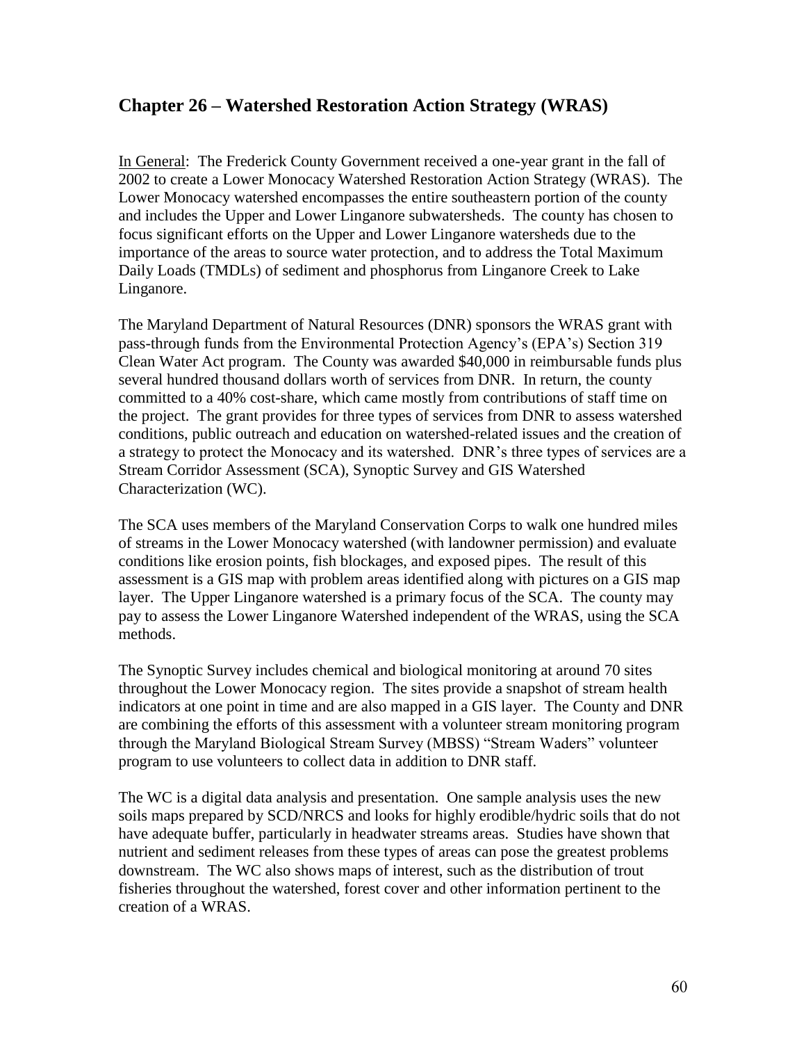## Chapter 26 – Watershed Restoration Action Strategy (WRAS)

In General: The Frederick County Government received a one-year grant in the fall of 2002 to create a Lower Monocacy Watershed Restoration Action Strategy (WRAS). The Lower Monocacy watershed encompasses the entire southeastern portion of the county and includes the Upper and Lower Linganore subwatersheds. The county has chosen to focus significant efforts on the Upper and Lower Linganore watersheds due to the importance of the areas to source water protection, and to address the Total Maximum Daily Loads (TMDLs) of sediment and phosphorus from Linganore Creek to Lake Linganore.

The Maryland Department of Natural Resources (DNR) sponsors the WRAS grant with pass-through funds from the Environmental Protection Agency's (EPA's) Section 319 Clean Water Act program. The County was awarded $40,000 in reimbursable funds plus several hundred thousand dollars worth of services from DNR. In return, the county committed to a 40% cost-share, which came mostly from contributions of staff time on the project. The grant provides for three types of services from DNR to assess watershed conditions, public outreach and education on watershed-related issues and the creation of a strategy to protect the Monocacy and its watershed. DNR's three types of services are a Stream Corridor Assessment (SCA), Synoptic Survey and GIS Watershed Characterization (WC).

The SCA uses members of the Maryland Conservation Corps to walk one hundred miles of streams in the Lower Monocacy watershed (with landowner permission) and evaluate conditions like erosion points, fish blockages, and exposed pipes. The result of this assessment is a GIS map with problem areas identified along with pictures on a GIS map layer. The Upper Linganore watershed is a primary focus of the SCA. The county may pay to assess the Lower Linganore Watershed independent of the WRAS, using the SCA methods.

The Synoptic Survey includes chemical and biological monitoring at around 70 sites throughout the Lower Monocacy region. The sites provide a snapshot of stream health indicators at one point in time and are also mapped in a GIS layer. The County and DNR are combining the efforts of this assessment with a volunteer stream monitoring program through the Maryland Biological Stream Survey (MBSS) "Stream Waders" volunteer program to use volunteers to collect data in addition to DNR staff.

The WC is a digital data analysis and presentation. One sample analysis uses the new soils maps prepared by SCD/NRCS and looks for highly erodible/hydric soils that do not have adequate buffer, particularly in headwater streams areas. Studies have shown that nutrient and sediment releases from these types of areas can pose the greatest problems downstream. The WC also shows maps of interest, such as the distribution of trout fisheries throughout the watershed, forest cover and other information pertinent to the creation of a WRAS.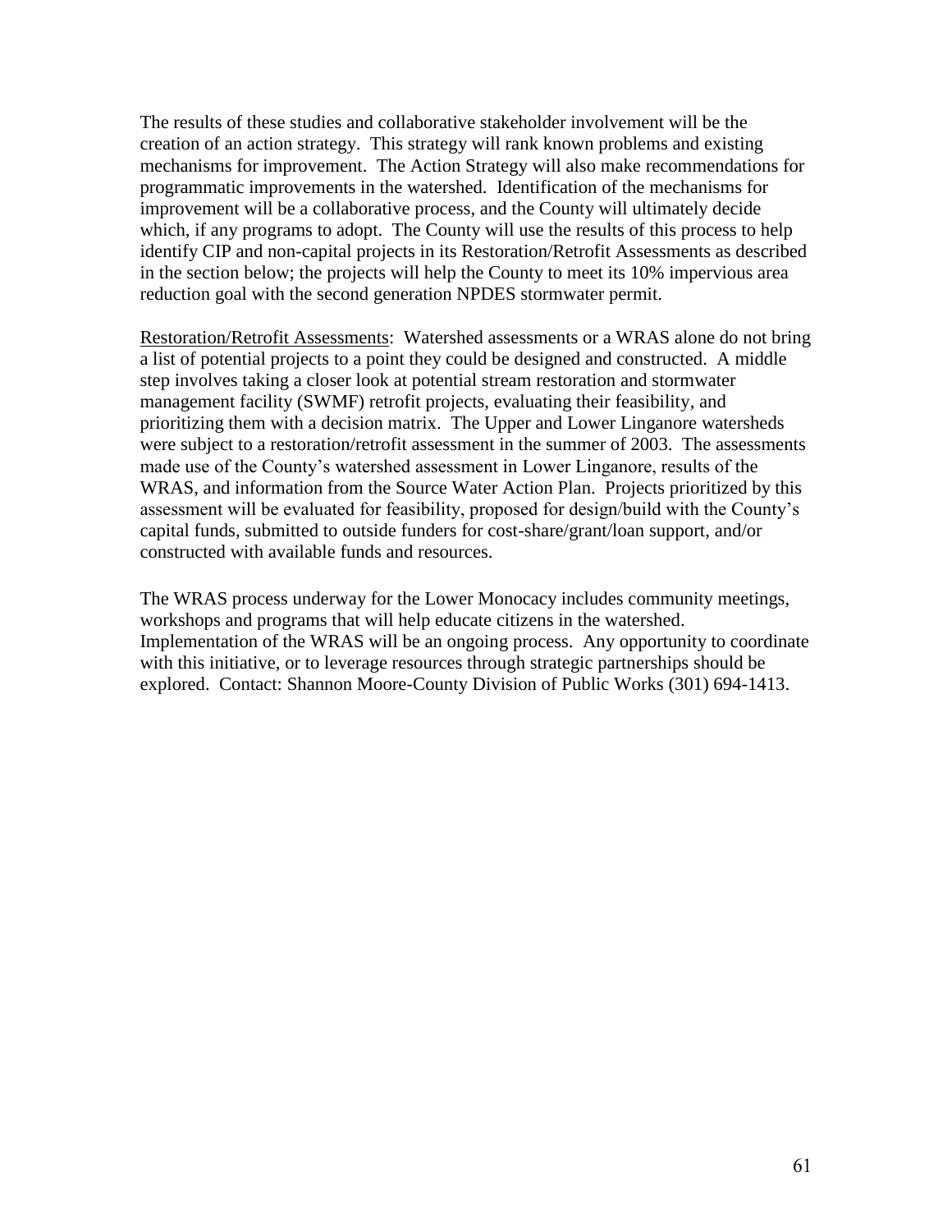The results of these studies and collaborative stakeholder involvement will be the creation of an action strategy. This strategy will rank known problems and existing mechanisms for improvement. The Action Strategy will also make recommendations for programmatic improvements in the watershed. Identification of the mechanisms for improvement will be a collaborative process, and the County will ultimately decide which, if any programs to adopt. The County will use the results of this process to help identify CIP and non-capital projects in its Restoration/Retrofit Assessments as described in the section below; the projects will help the County to meet its 10% impervious area reduction goal with the second generation NPDES stormwater permit.

<u>Restoration/Retrofit Assessments</u>: Watershed assessments or a WRAS alone do not bring a list of potential projects to a point they could be designed and constructed. A middle step involves taking a closer look at potential stream restoration and stormwater management facility (SWMF) retrofit projects, evaluating their feasibility, and prioritizing them with a decision matrix. The Upper and Lower Linganore watersheds were subject to a restoration/retrofit assessment in the summer of 2003. The assessments made use of the County's watershed assessment in Lower Linganore, results of the WRAS, and information from the Source Water Action Plan. Projects prioritized by this assessment will be evaluated for feasibility, proposed for design/build with the County's capital funds, submitted to outside funders for cost-share/grant/loan support, and/or constructed with available funds and resources.

The WRAS process underway for the Lower Monocacy includes community meetings, workshops and programs that will help educate citizens in the watershed. Implementation of the WRAS will be an ongoing process. Any opportunity to coordinate with this initiative, or to leverage resources through strategic partnerships should be explored. Contact: Shannon Moore-County Division of Public Works (301) 694-1413.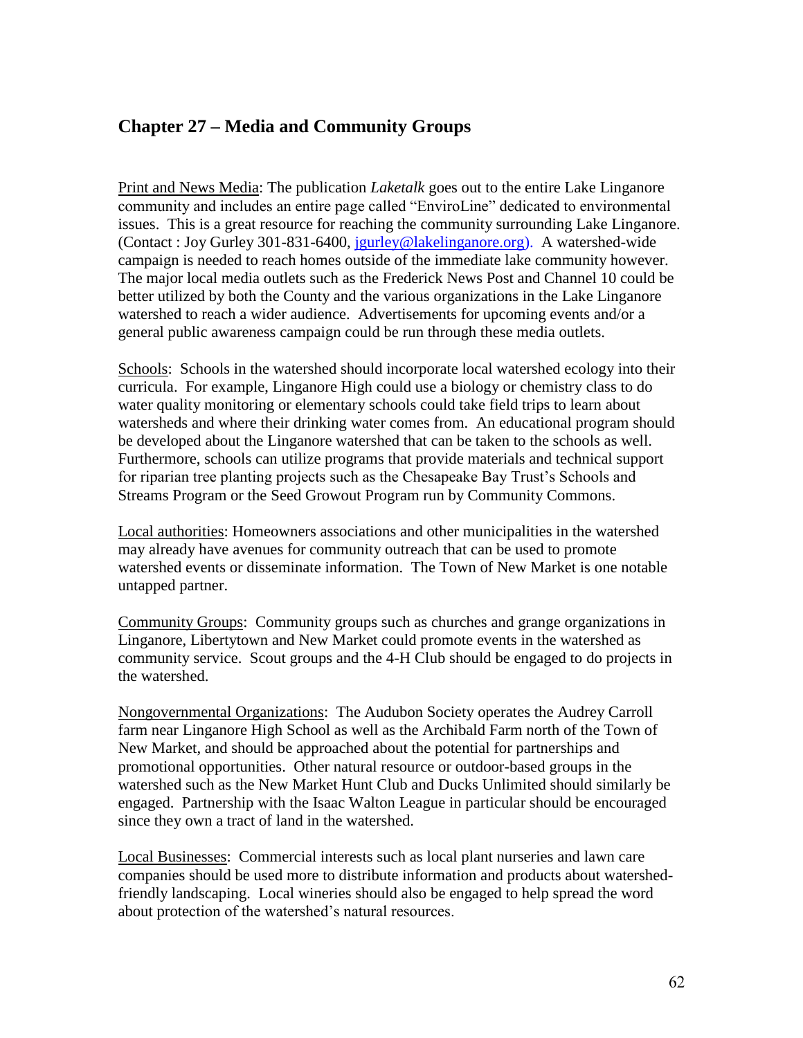## Chapter 27 – Media and Community Groups

Print and News Media: The publication *Laketalk* goes out to the entire Lake Linganore community and includes an entire page called "EnviroLine" dedicated to environmental issues. This is a great resource for reaching the community surrounding Lake Linganore. (Contact : Joy Gurley 301-831-6400, jgurley@lakelinganore.org). A watershed-wide campaign is needed to reach homes outside of the immediate lake community however. The major local media outlets such as the Frederick News Post and Channel 10 could be better utilized by both the County and the various organizations in the Lake Linganore watershed to reach a wider audience. Advertisements for upcoming events and/or a general public awareness campaign could be run through these media outlets.

Schools: Schools in the watershed should incorporate local watershed ecology into their curricula. For example, Linganore High could use a biology or chemistry class to do water quality monitoring or elementary schools could take field trips to learn about watersheds and where their drinking water comes from. An educational program should be developed about the Linganore watershed that can be taken to the schools as well. Furthermore, schools can utilize programs that provide materials and technical support for riparian tree planting projects such as the Chesapeake Bay Trust's Schools and Streams Program or the Seed Growout Program run by Community Commons.

Local authorities: Homeowners associations and other municipalities in the watershed may already have avenues for community outreach that can be used to promote watershed events or disseminate information. The Town of New Market is one notable untapped partner.

Community Groups: Community groups such as churches and grange organizations in Linganore, Libertytown and New Market could promote events in the watershed as community service. Scout groups and the 4-H Club should be engaged to do projects in the watershed.

Nongovernmental Organizations: The Audubon Society operates the Audrey Carroll farm near Linganore High School as well as the Archibald Farm north of the Town of New Market, and should be approached about the potential for partnerships and promotional opportunities. Other natural resource or outdoor-based groups in the watershed such as the New Market Hunt Club and Ducks Unlimited should similarly be engaged. Partnership with the Isaac Walton League in particular should be encouraged since they own a tract of land in the watershed.

Local Businesses: Commercial interests such as local plant nurseries and lawn care companies should be used more to distribute information and products about watershed-friendly landscaping. Local wineries should also be engaged to help spread the word about protection of the watershed's natural resources.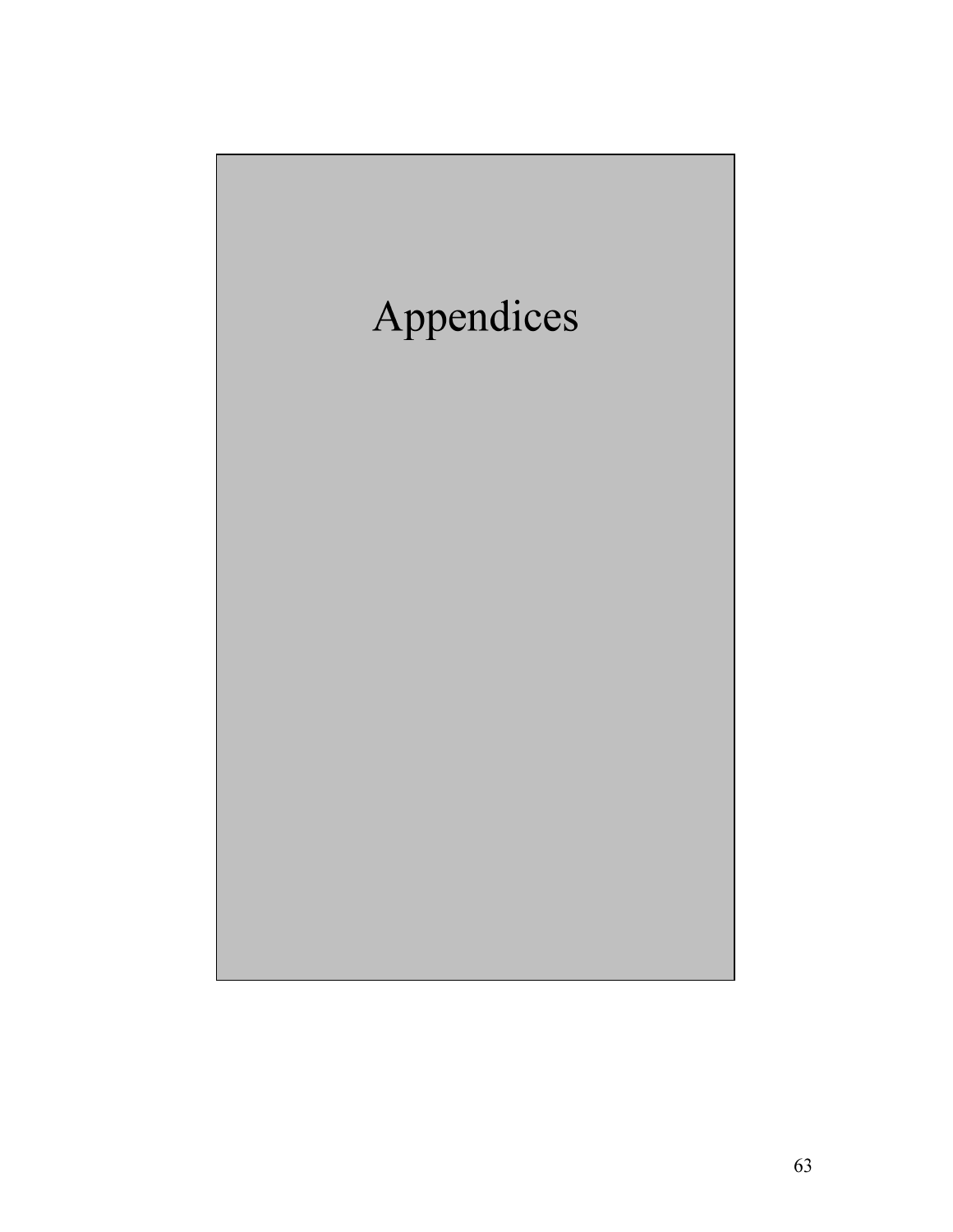# Appendices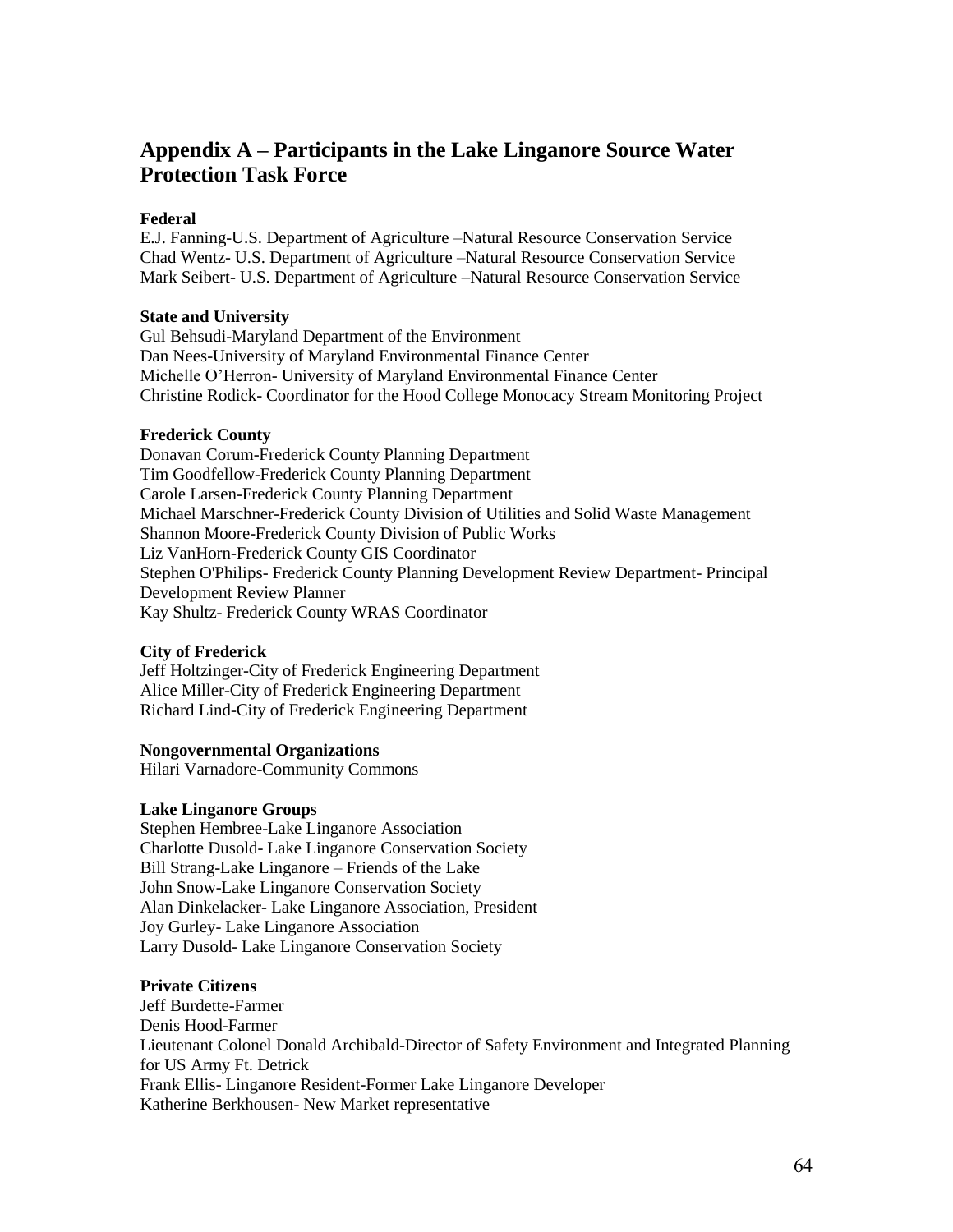## Appendix A – Participants in the Lake Linganore Source Water Protection Task Force

**Federal**

E.J. Fanning-U.S. Department of Agriculture –Natural Resource Conservation Service
Chad Wentz- U.S. Department of Agriculture –Natural Resource Conservation Service
Mark Seibert- U.S. Department of Agriculture –Natural Resource Conservation Service

**State and University**

Gul Behsudi-Maryland Department of the Environment
Dan Nees-University of Maryland Environmental Finance Center
Michelle O'Herron- University of Maryland Environmental Finance Center
Christine Rodick- Coordinator for the Hood College Monocacy Stream Monitoring Project

**Frederick County**

Donavan Corum-Frederick County Planning Department
Tim Goodfellow-Frederick County Planning Department
Carole Larsen-Frederick County Planning Department
Michael Marschner-Frederick County Division of Utilities and Solid Waste Management
Shannon Moore-Frederick County Division of Public Works
Liz VanHorn-Frederick County GIS Coordinator
Stephen O'Philips- Frederick County Planning Development Review Department- Principal Development Review Planner
Kay Shultz- Frederick County WRAS Coordinator

**City of Frederick**

Jeff Holtzinger-City of Frederick Engineering Department
Alice Miller-City of Frederick Engineering Department
Richard Lind-City of Frederick Engineering Department

**Nongovernmental Organizations**

Hilari Varnadore-Community Commons

**Lake Linganore Groups**

Stephen Hembree-Lake Linganore Association
Charlotte Dusold- Lake Linganore Conservation Society
Bill Strang-Lake Linganore – Friends of the Lake
John Snow-Lake Linganore Conservation Society
Alan Dinkelacker- Lake Linganore Association, President
Joy Gurley- Lake Linganore Association
Larry Dusold- Lake Linganore Conservation Society

**Private Citizens**

Jeff Burdette-Farmer
Denis Hood-Farmer
Lieutenant Colonel Donald Archibald-Director of Safety Environment and Integrated Planning for US Army Ft. Detrick
Frank Ellis- Linganore Resident-Former Lake Linganore Developer
Katherine Berkhousen- New Market representative